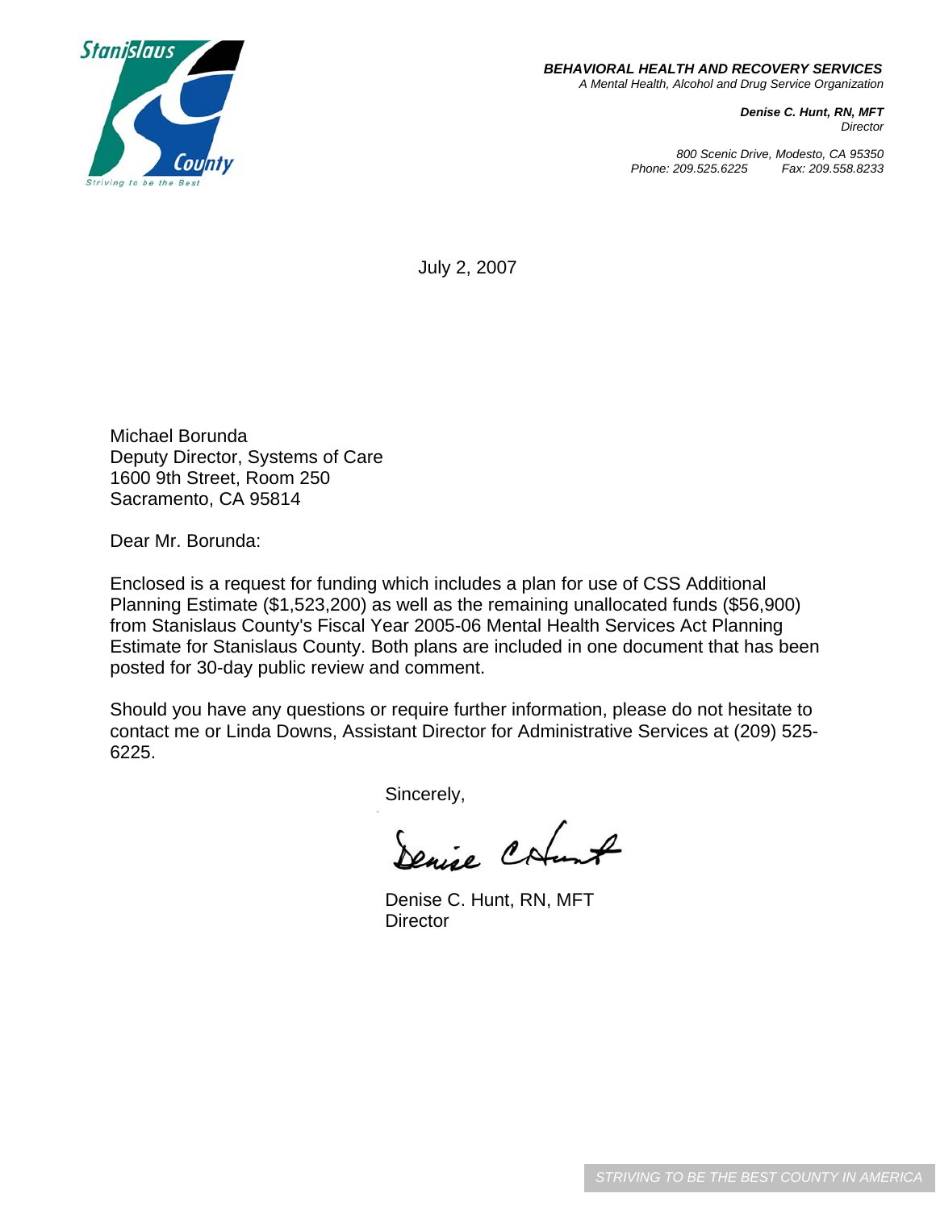Stanislaus County
Striving to be the Best

***BEHAVIORAL HEALTH AND RECOVERY SERVICES***
*A Mental Health, Alcohol and Drug Service Organization*

***Denise C. Hunt, RN, MFT***
*Director*

*800 Scenic Drive, Modesto, CA 95350*
*Phone: 209.525.6225 Fax: 209.558.8233*

July 2, 2007

Michael Borunda
Deputy Director, Systems of Care
1600 9th Street, Room 250
Sacramento, CA 95814

Dear Mr. Borunda:

Enclosed is a request for funding which includes a plan for use of CSS Additional Planning Estimate ($1,523,200) as well as the remaining unallocated funds ($56,900) from Stanislaus County's Fiscal Year 2005-06 Mental Health Services Act Planning Estimate for Stanislaus County. Both plans are included in one document that has been posted for 30-day public review and comment.

Should you have any questions or require further information, please do not hesitate to contact me or Linda Downs, Assistant Director for Administrative Services at (209) 525-6225.

Sincerely,

Denise C. Hunt

Denise C. Hunt, RN, MFT
Director

STRIVING TO BE THE BEST COUNTY IN AMERICA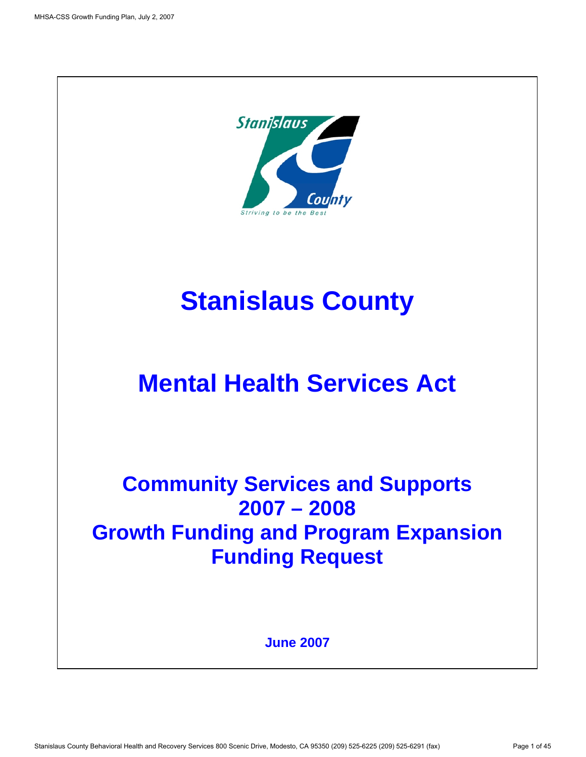# Stanislaus County

# Mental Health Services Act

## Community Services and Supports 2007 – 2008 Growth Funding and Program Expansion Funding Request

**June 2007**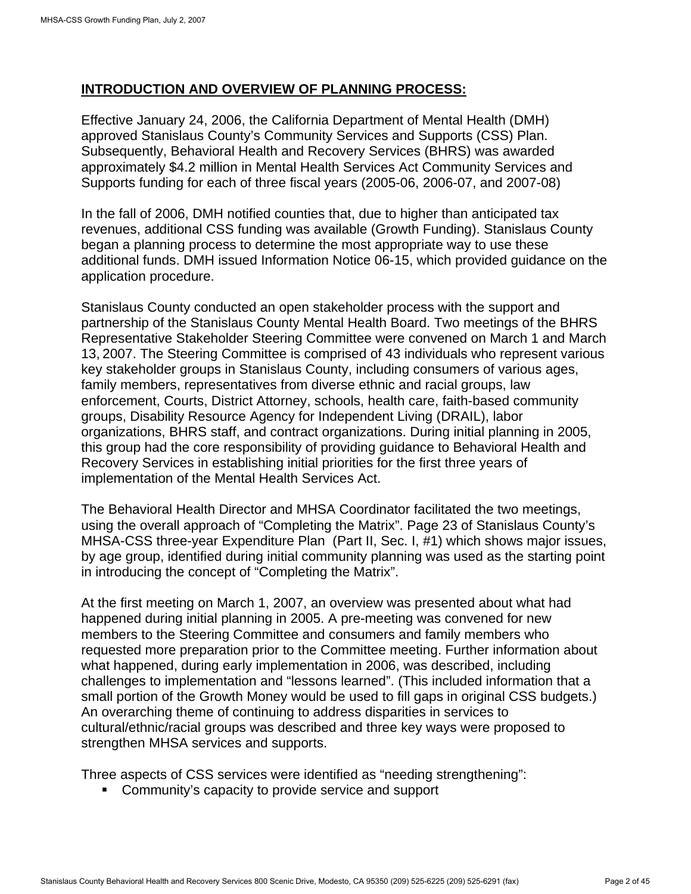## **INTRODUCTION AND OVERVIEW OF PLANNING PROCESS:**

Effective January 24, 2006, the California Department of Mental Health (DMH) approved Stanislaus County's Community Services and Supports (CSS) Plan. Subsequently, Behavioral Health and Recovery Services (BHRS) was awarded approximately $4.2 million in Mental Health Services Act Community Services and Supports funding for each of three fiscal years (2005-06, 2006-07, and 2007-08)

In the fall of 2006, DMH notified counties that, due to higher than anticipated tax revenues, additional CSS funding was available (Growth Funding). Stanislaus County began a planning process to determine the most appropriate way to use these additional funds. DMH issued Information Notice 06-15, which provided guidance on the application procedure.

Stanislaus County conducted an open stakeholder process with the support and partnership of the Stanislaus County Mental Health Board. Two meetings of the BHRS Representative Stakeholder Steering Committee were convened on March 1 and March 13, 2007. The Steering Committee is comprised of 43 individuals who represent various key stakeholder groups in Stanislaus County, including consumers of various ages, family members, representatives from diverse ethnic and racial groups, law enforcement, Courts, District Attorney, schools, health care, faith-based community groups, Disability Resource Agency for Independent Living (DRAIL), labor organizations, BHRS staff, and contract organizations. During initial planning in 2005, this group had the core responsibility of providing guidance to Behavioral Health and Recovery Services in establishing initial priorities for the first three years of implementation of the Mental Health Services Act.

The Behavioral Health Director and MHSA Coordinator facilitated the two meetings, using the overall approach of "Completing the Matrix". Page 23 of Stanislaus County's MHSA-CSS three-year Expenditure Plan (Part II, Sec. I, #1) which shows major issues, by age group, identified during initial community planning was used as the starting point in introducing the concept of "Completing the Matrix".

At the first meeting on March 1, 2007, an overview was presented about what had happened during initial planning in 2005. A pre-meeting was convened for new members to the Steering Committee and consumers and family members who requested more preparation prior to the Committee meeting. Further information about what happened, during early implementation in 2006, was described, including challenges to implementation and "lessons learned". (This included information that a small portion of the Growth Money would be used to fill gaps in original CSS budgets.) An overarching theme of continuing to address disparities in services to cultural/ethnic/racial groups was described and three key ways were proposed to strengthen MHSA services and supports.

Three aspects of CSS services were identified as "needing strengthening":

- Community's capacity to provide service and support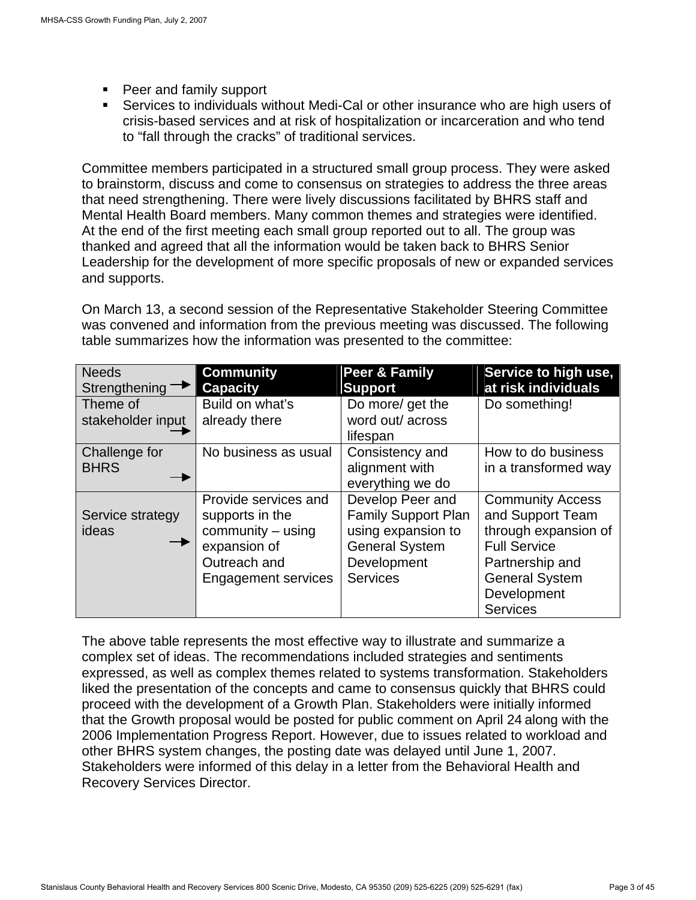- Peer and family support
- Services to individuals without Medi-Cal or other insurance who are high users of crisis-based services and at risk of hospitalization or incarceration and who tend to "fall through the cracks" of traditional services.

Committee members participated in a structured small group process. They were asked to brainstorm, discuss and come to consensus on strategies to address the three areas that need strengthening. There were lively discussions facilitated by BHRS staff and Mental Health Board members. Many common themes and strategies were identified. At the end of the first meeting each small group reported out to all. The group was thanked and agreed that all the information would be taken back to BHRS Senior Leadership for the development of more specific proposals of new or expanded services and supports.

On March 13, a second session of the Representative Stakeholder Steering Committee was convened and information from the previous meeting was discussed. The following table summarizes how the information was presented to the committee:

| Needs Strengthening → | **Community Capacity** | **Peer & Family Support** | **Service to high use, at risk individuals** |
|---|---|---|---|
| Theme of stakeholder input → | Build on what's already there | Do more/ get the word out/ across lifespan | Do something! |
| Challenge for BHRS → | No business as usual | Consistency and alignment with everything we do | How to do business in a transformed way |
| Service strategy ideas → | Provide services and supports in the community – using expansion of Outreach and Engagement services | Develop Peer and Family Support Plan using expansion to General System Development Services | Community Access and Support Team through expansion of Full Service Partnership and General System Development Services |

The above table represents the most effective way to illustrate and summarize a complex set of ideas. The recommendations included strategies and sentiments expressed, as well as complex themes related to systems transformation. Stakeholders liked the presentation of the concepts and came to consensus quickly that BHRS could proceed with the development of a Growth Plan. Stakeholders were initially informed that the Growth proposal would be posted for public comment on April 24 along with the 2006 Implementation Progress Report. However, due to issues related to workload and other BHRS system changes, the posting date was delayed until June 1, 2007. Stakeholders were informed of this delay in a letter from the Behavioral Health and Recovery Services Director.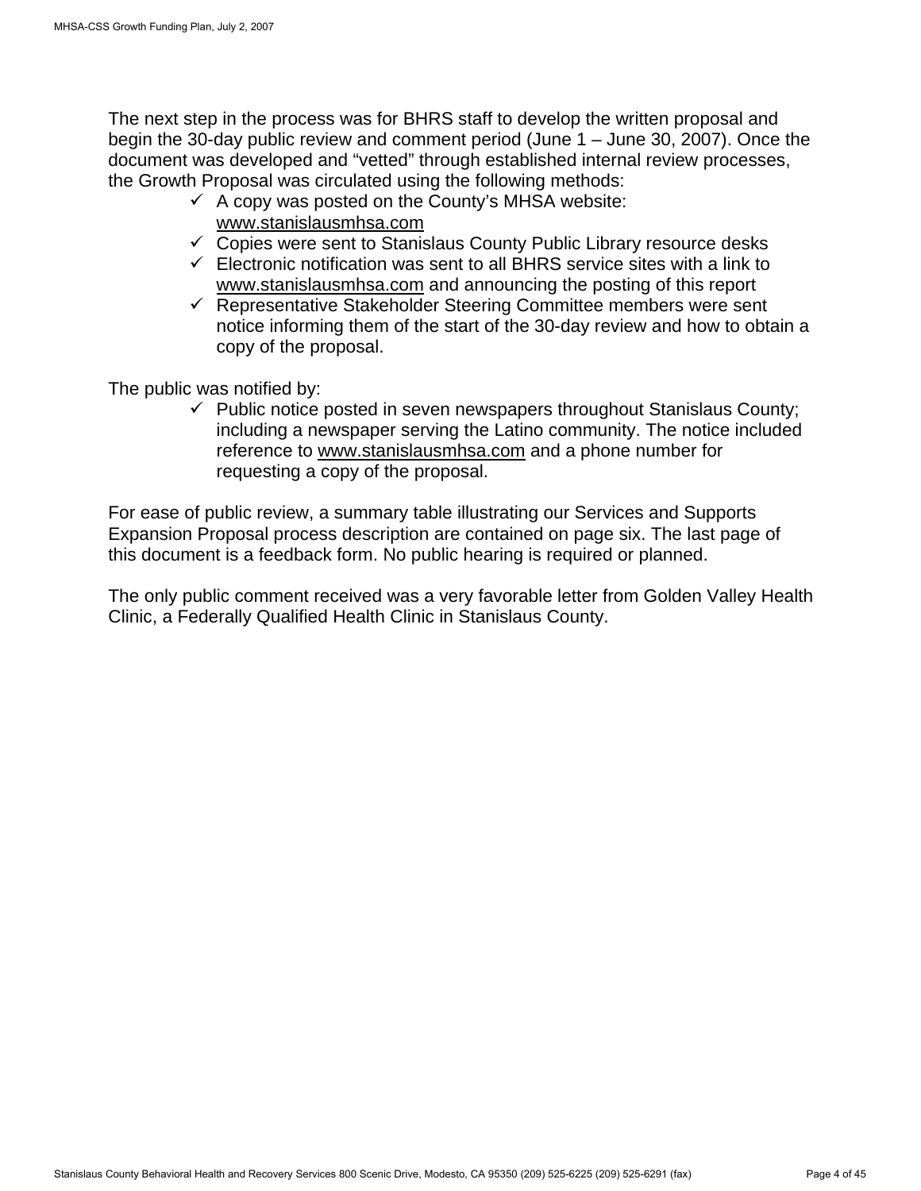The next step in the process was for BHRS staff to develop the written proposal and begin the 30-day public review and comment period (June 1 – June 30, 2007). Once the document was developed and "vetted" through established internal review processes, the Growth Proposal was circulated using the following methods:

- ✓ A copy was posted on the County's MHSA website: www.stanislausmhsa.com
- ✓ Copies were sent to Stanislaus County Public Library resource desks
- ✓ Electronic notification was sent to all BHRS service sites with a link to www.stanislausmhsa.com and announcing the posting of this report
- ✓ Representative Stakeholder Steering Committee members were sent notice informing them of the start of the 30-day review and how to obtain a copy of the proposal.

The public was notified by:

- ✓ Public notice posted in seven newspapers throughout Stanislaus County; including a newspaper serving the Latino community. The notice included reference to www.stanislausmhsa.com and a phone number for requesting a copy of the proposal.

For ease of public review, a summary table illustrating our Services and Supports Expansion Proposal process description are contained on page six. The last page of this document is a feedback form. No public hearing is required or planned.

The only public comment received was a very favorable letter from Golden Valley Health Clinic, a Federally Qualified Health Clinic in Stanislaus County.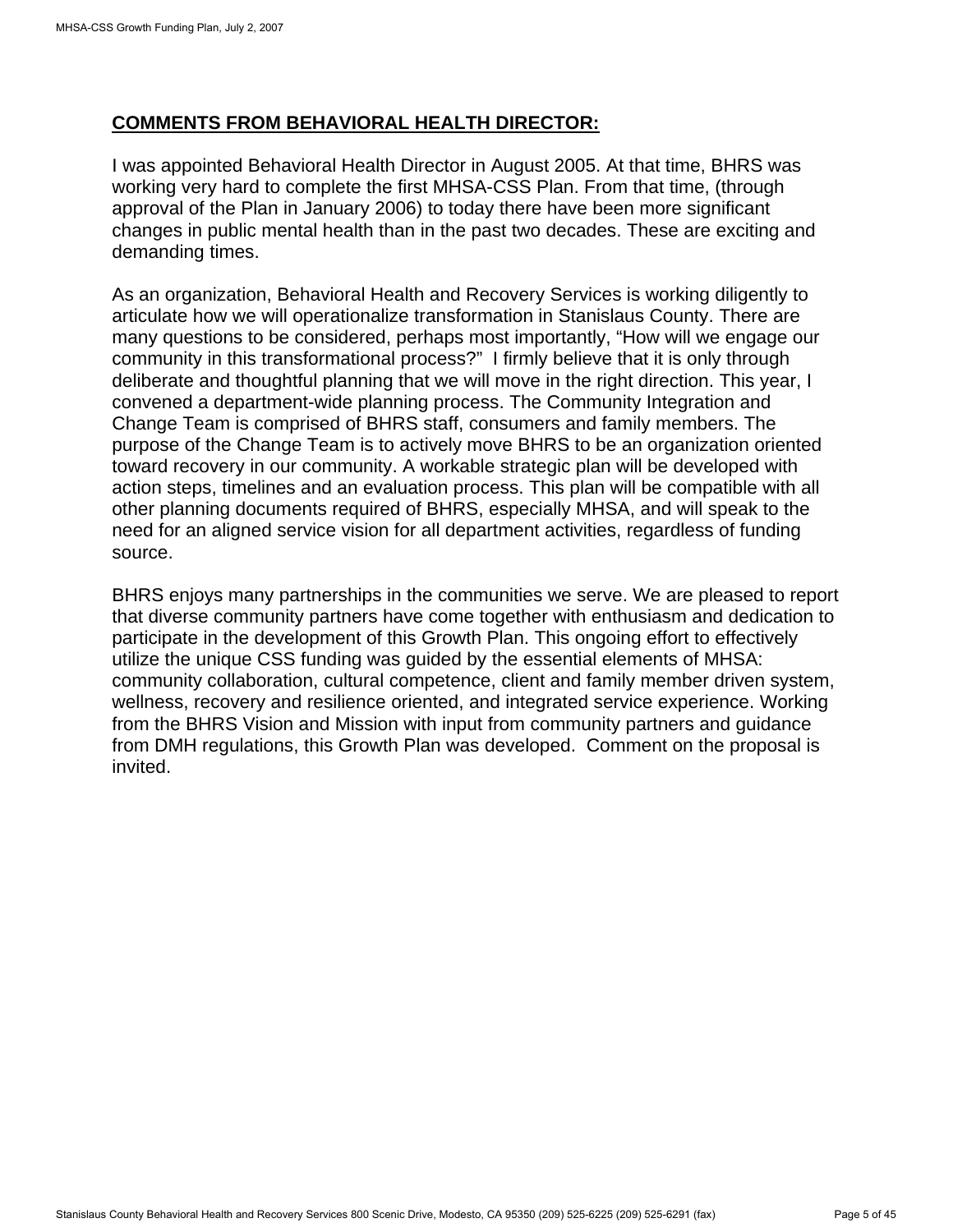## COMMENTS FROM BEHAVIORAL HEALTH DIRECTOR:

I was appointed Behavioral Health Director in August 2005. At that time, BHRS was working very hard to complete the first MHSA-CSS Plan. From that time, (through approval of the Plan in January 2006) to today there have been more significant changes in public mental health than in the past two decades. These are exciting and demanding times.

As an organization, Behavioral Health and Recovery Services is working diligently to articulate how we will operationalize transformation in Stanislaus County. There are many questions to be considered, perhaps most importantly, "How will we engage our community in this transformational process?" I firmly believe that it is only through deliberate and thoughtful planning that we will move in the right direction. This year, I convened a department-wide planning process. The Community Integration and Change Team is comprised of BHRS staff, consumers and family members. The purpose of the Change Team is to actively move BHRS to be an organization oriented toward recovery in our community. A workable strategic plan will be developed with action steps, timelines and an evaluation process. This plan will be compatible with all other planning documents required of BHRS, especially MHSA, and will speak to the need for an aligned service vision for all department activities, regardless of funding source.

BHRS enjoys many partnerships in the communities we serve. We are pleased to report that diverse community partners have come together with enthusiasm and dedication to participate in the development of this Growth Plan. This ongoing effort to effectively utilize the unique CSS funding was guided by the essential elements of MHSA: community collaboration, cultural competence, client and family member driven system, wellness, recovery and resilience oriented, and integrated service experience. Working from the BHRS Vision and Mission with input from community partners and guidance from DMH regulations, this Growth Plan was developed. Comment on the proposal is invited.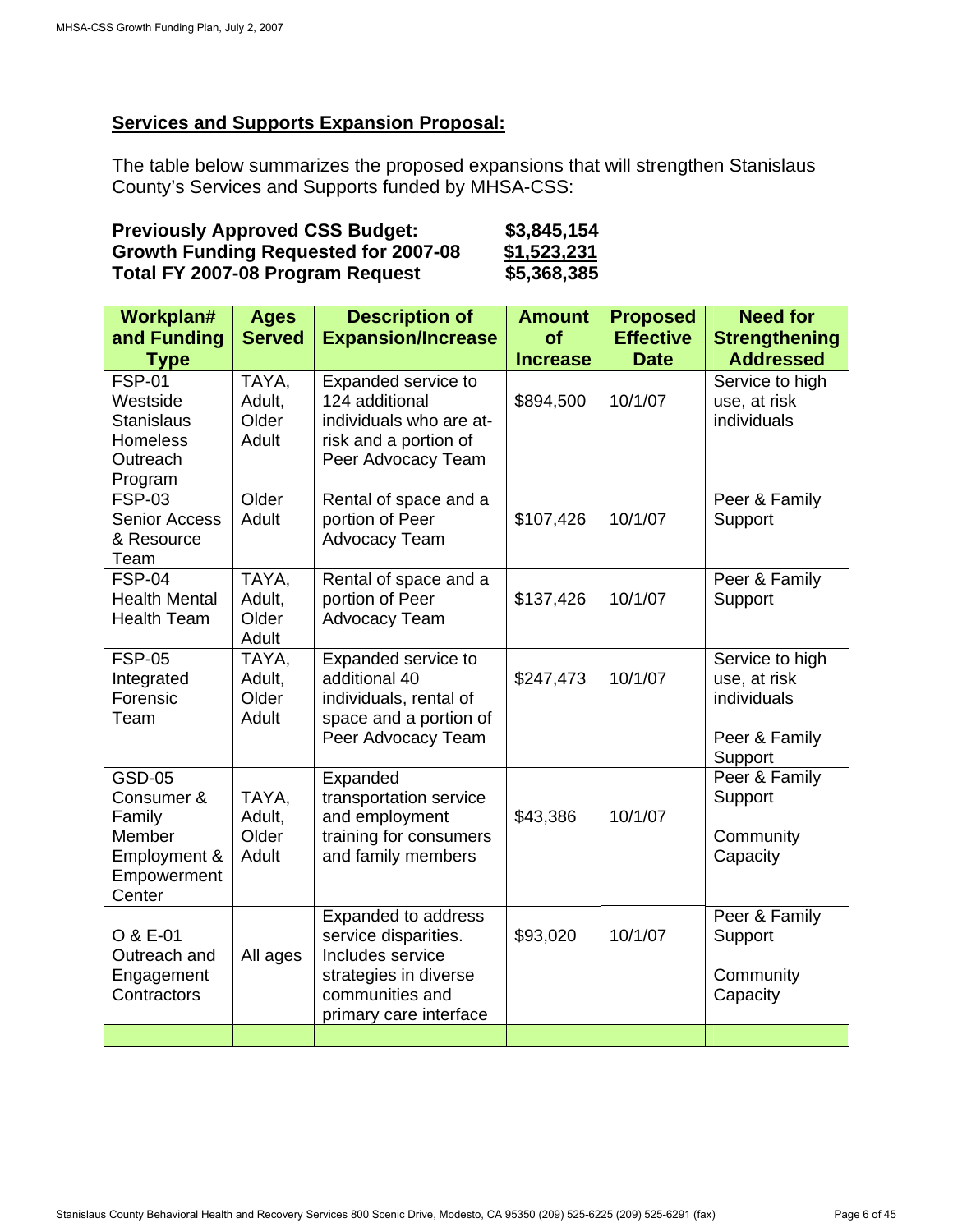## Services and Supports Expansion Proposal:

The table below summarizes the proposed expansions that will strengthen Stanislaus County's Services and Supports funded by MHSA-CSS:

**Previously Approved CSS Budget: $3,845,154**
**Growth Funding Requested for 2007-08 $1,523,231**
**Total FY 2007-08 Program Request $5,368,385**

| Workplan# and Funding Type | Ages Served | Description of Expansion/Increase | Amount of Increase | Proposed Effective Date | Need for Strengthening Addressed |
|---|---|---|---|---|---|
| FSP-01 Westside Stanislaus Homeless Outreach Program | TAYA, Adult, Older Adult | Expanded service to 124 additional individuals who are at-risk and a portion of Peer Advocacy Team | $894,500 | 10/1/07 | Service to high use, at risk individuals |
| FSP-03 Senior Access & Resource Team | Older Adult | Rental of space and a portion of Peer Advocacy Team | $107,426 | 10/1/07 | Peer & Family Support |
| FSP-04 Health Mental Health Team | TAYA, Adult, Older Adult | Rental of space and a portion of Peer Advocacy Team | $137,426 | 10/1/07 | Peer & Family Support |
| FSP-05 Integrated Forensic Team | TAYA, Adult, Older Adult | Expanded service to additional 40 individuals, rental of space and a portion of Peer Advocacy Team | $247,473 | 10/1/07 | Service to high use, at risk individuals<br><br>Peer & Family Support |
| GSD-05 Consumer & Family Member Employment & Empowerment Center | TAYA, Adult, Older Adult | Expanded transportation service and employment training for consumers and family members | $43,386 | 10/1/07 | Peer & Family Support<br><br>Community Capacity |
| O & E-01 Outreach and Engagement Contractors | All ages | Expanded to address service disparities. Includes service strategies in diverse communities and primary care interface | $93,020 | 10/1/07 | Peer & Family Support<br><br>Community Capacity |
| | | | | | |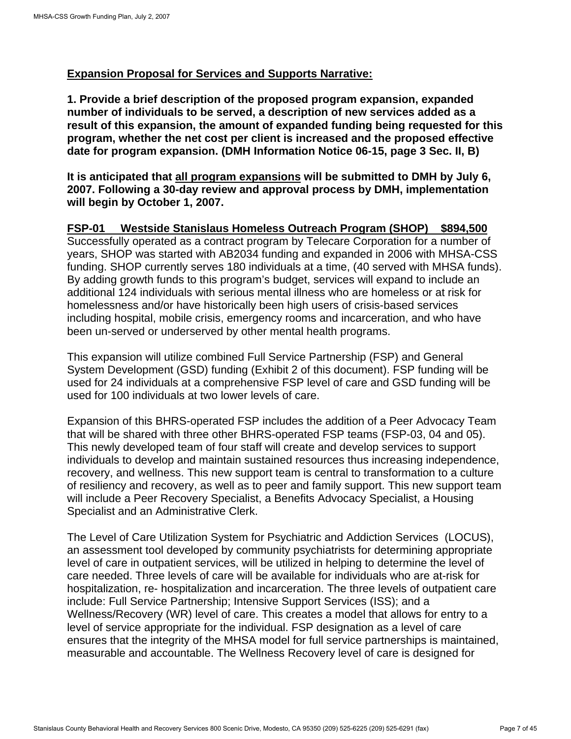**<u>Expansion Proposal for Services and Supports Narrative:</u>**

**1. Provide a brief description of the proposed program expansion, expanded number of individuals to be served, a description of new services added as a result of this expansion, the amount of expanded funding being requested for this program, whether the net cost per client is increased and the proposed effective date for program expansion. (DMH Information Notice 06-15, page 3 Sec. II, B)**

**It is anticipated that <u>all program expansions</u> will be submitted to DMH by July 6, 2007. Following a 30-day review and approval process by DMH, implementation will begin by October 1, 2007.**

**<u>FSP-01 Westside Stanislaus Homeless Outreach Program (SHOP) $894,500</u>**

Successfully operated as a contract program by Telecare Corporation for a number of years, SHOP was started with AB2034 funding and expanded in 2006 with MHSA-CSS funding. SHOP currently serves 180 individuals at a time, (40 served with MHSA funds). By adding growth funds to this program's budget, services will expand to include an additional 124 individuals with serious mental illness who are homeless or at risk for homelessness and/or have historically been high users of crisis-based services including hospital, mobile crisis, emergency rooms and incarceration, and who have been un-served or underserved by other mental health programs.

This expansion will utilize combined Full Service Partnership (FSP) and General System Development (GSD) funding (Exhibit 2 of this document). FSP funding will be used for 24 individuals at a comprehensive FSP level of care and GSD funding will be used for 100 individuals at two lower levels of care.

Expansion of this BHRS-operated FSP includes the addition of a Peer Advocacy Team that will be shared with three other BHRS-operated FSP teams (FSP-03, 04 and 05). This newly developed team of four staff will create and develop services to support individuals to develop and maintain sustained resources thus increasing independence, recovery, and wellness. This new support team is central to transformation to a culture of resiliency and recovery, as well as to peer and family support. This new support team will include a Peer Recovery Specialist, a Benefits Advocacy Specialist, a Housing Specialist and an Administrative Clerk.

The Level of Care Utilization System for Psychiatric and Addiction Services (LOCUS), an assessment tool developed by community psychiatrists for determining appropriate level of care in outpatient services, will be utilized in helping to determine the level of care needed. Three levels of care will be available for individuals who are at-risk for hospitalization, re- hospitalization and incarceration. The three levels of outpatient care include: Full Service Partnership; Intensive Support Services (ISS); and a Wellness/Recovery (WR) level of care. This creates a model that allows for entry to a level of service appropriate for the individual. FSP designation as a level of care ensures that the integrity of the MHSA model for full service partnerships is maintained, measurable and accountable. The Wellness Recovery level of care is designed for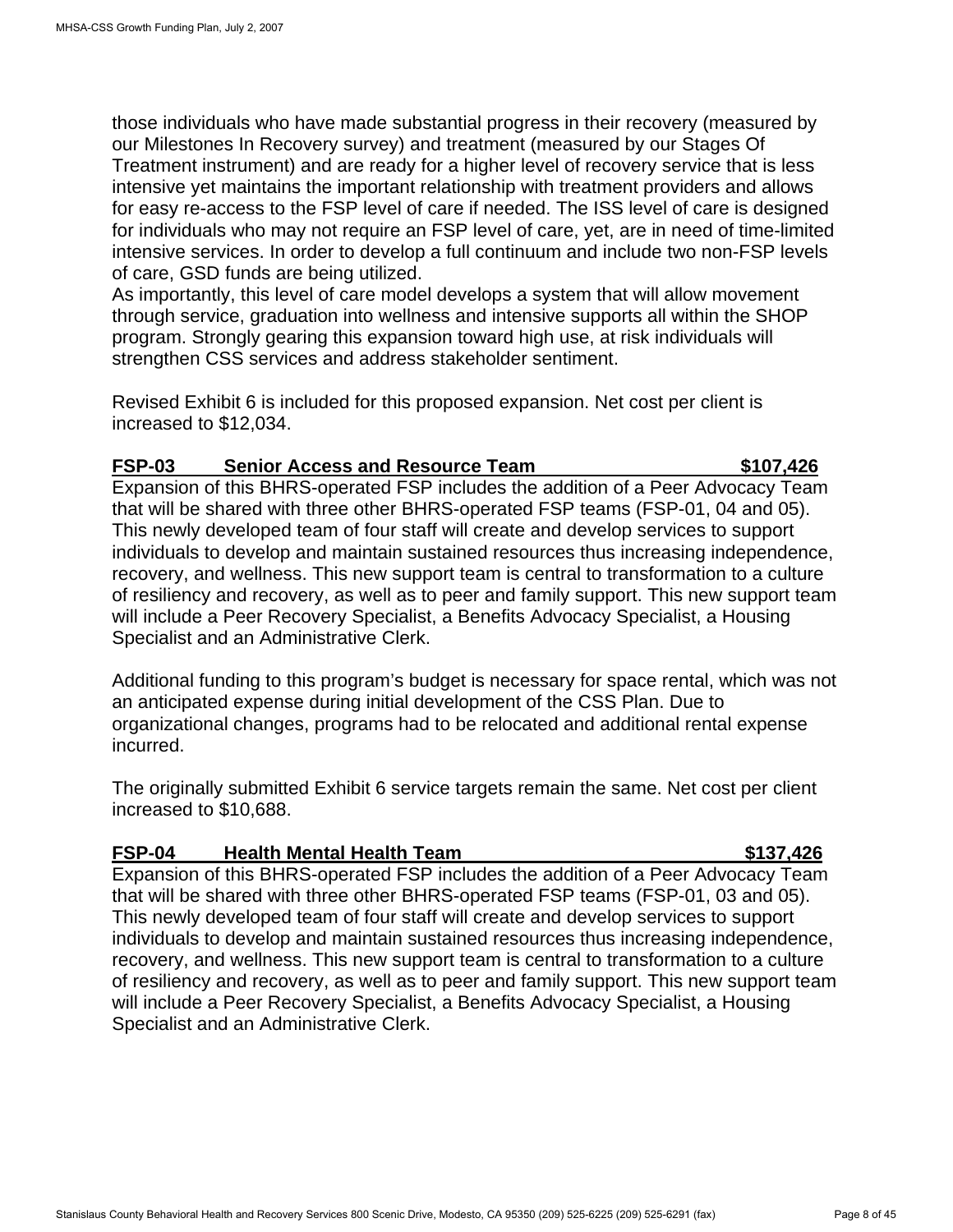those individuals who have made substantial progress in their recovery (measured by our Milestones In Recovery survey) and treatment (measured by our Stages Of Treatment instrument) and are ready for a higher level of recovery service that is less intensive yet maintains the important relationship with treatment providers and allows for easy re-access to the FSP level of care if needed. The ISS level of care is designed for individuals who may not require an FSP level of care, yet, are in need of time-limited intensive services. In order to develop a full continuum and include two non-FSP levels of care, GSD funds are being utilized.
As importantly, this level of care model develops a system that will allow movement through service, graduation into wellness and intensive supports all within the SHOP program. Strongly gearing this expansion toward high use, at risk individuals will strengthen CSS services and address stakeholder sentiment.

Revised Exhibit 6 is included for this proposed expansion. Net cost per client is increased to $12,034.

**FSP-03 Senior Access and Resource Team $107,426**

Expansion of this BHRS-operated FSP includes the addition of a Peer Advocacy Team that will be shared with three other BHRS-operated FSP teams (FSP-01, 04 and 05). This newly developed team of four staff will create and develop services to support individuals to develop and maintain sustained resources thus increasing independence, recovery, and wellness. This new support team is central to transformation to a culture of resiliency and recovery, as well as to peer and family support. This new support team will include a Peer Recovery Specialist, a Benefits Advocacy Specialist, a Housing Specialist and an Administrative Clerk.

Additional funding to this program's budget is necessary for space rental, which was not an anticipated expense during initial development of the CSS Plan. Due to organizational changes, programs had to be relocated and additional rental expense incurred.

The originally submitted Exhibit 6 service targets remain the same. Net cost per client increased to $10,688.

**FSP-04 Health Mental Health Team $137,426**

Expansion of this BHRS-operated FSP includes the addition of a Peer Advocacy Team that will be shared with three other BHRS-operated FSP teams (FSP-01, 03 and 05). This newly developed team of four staff will create and develop services to support individuals to develop and maintain sustained resources thus increasing independence, recovery, and wellness. This new support team is central to transformation to a culture of resiliency and recovery, as well as to peer and family support. This new support team will include a Peer Recovery Specialist, a Benefits Advocacy Specialist, a Housing Specialist and an Administrative Clerk.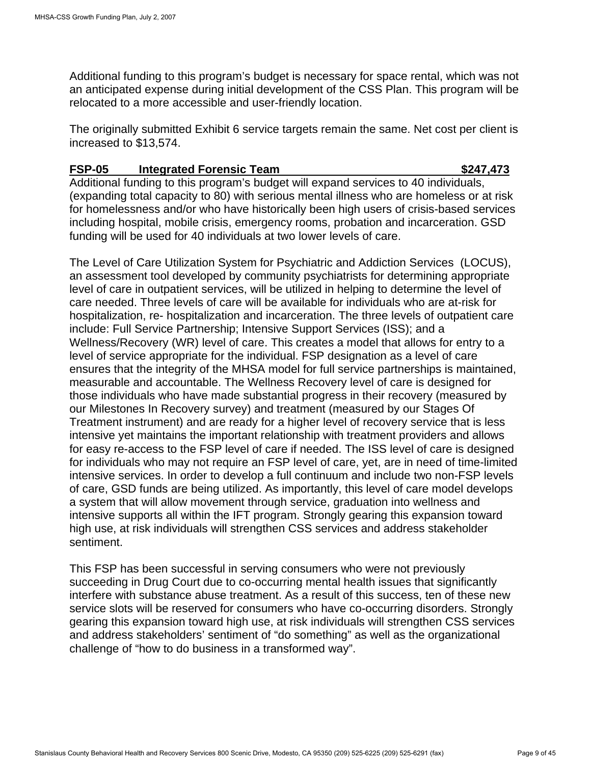Additional funding to this program's budget is necessary for space rental, which was not an anticipated expense during initial development of the CSS Plan. This program will be relocated to a more accessible and user-friendly location.

The originally submitted Exhibit 6 service targets remain the same. Net cost per client is increased to $13,574.

**FSP-05 Integrated Forensic Team $247,473**

Additional funding to this program's budget will expand services to 40 individuals, (expanding total capacity to 80) with serious mental illness who are homeless or at risk for homelessness and/or who have historically been high users of crisis-based services including hospital, mobile crisis, emergency rooms, probation and incarceration. GSD funding will be used for 40 individuals at two lower levels of care.

The Level of Care Utilization System for Psychiatric and Addiction Services (LOCUS), an assessment tool developed by community psychiatrists for determining appropriate level of care in outpatient services, will be utilized in helping to determine the level of care needed. Three levels of care will be available for individuals who are at-risk for hospitalization, re- hospitalization and incarceration. The three levels of outpatient care include: Full Service Partnership; Intensive Support Services (ISS); and a Wellness/Recovery (WR) level of care. This creates a model that allows for entry to a level of service appropriate for the individual. FSP designation as a level of care ensures that the integrity of the MHSA model for full service partnerships is maintained, measurable and accountable. The Wellness Recovery level of care is designed for those individuals who have made substantial progress in their recovery (measured by our Milestones In Recovery survey) and treatment (measured by our Stages Of Treatment instrument) and are ready for a higher level of recovery service that is less intensive yet maintains the important relationship with treatment providers and allows for easy re-access to the FSP level of care if needed. The ISS level of care is designed for individuals who may not require an FSP level of care, yet, are in need of time-limited intensive services. In order to develop a full continuum and include two non-FSP levels of care, GSD funds are being utilized. As importantly, this level of care model develops a system that will allow movement through service, graduation into wellness and intensive supports all within the IFT program. Strongly gearing this expansion toward high use, at risk individuals will strengthen CSS services and address stakeholder sentiment.

This FSP has been successful in serving consumers who were not previously succeeding in Drug Court due to co-occurring mental health issues that significantly interfere with substance abuse treatment. As a result of this success, ten of these new service slots will be reserved for consumers who have co-occurring disorders. Strongly gearing this expansion toward high use, at risk individuals will strengthen CSS services and address stakeholders' sentiment of "do something" as well as the organizational challenge of "how to do business in a transformed way".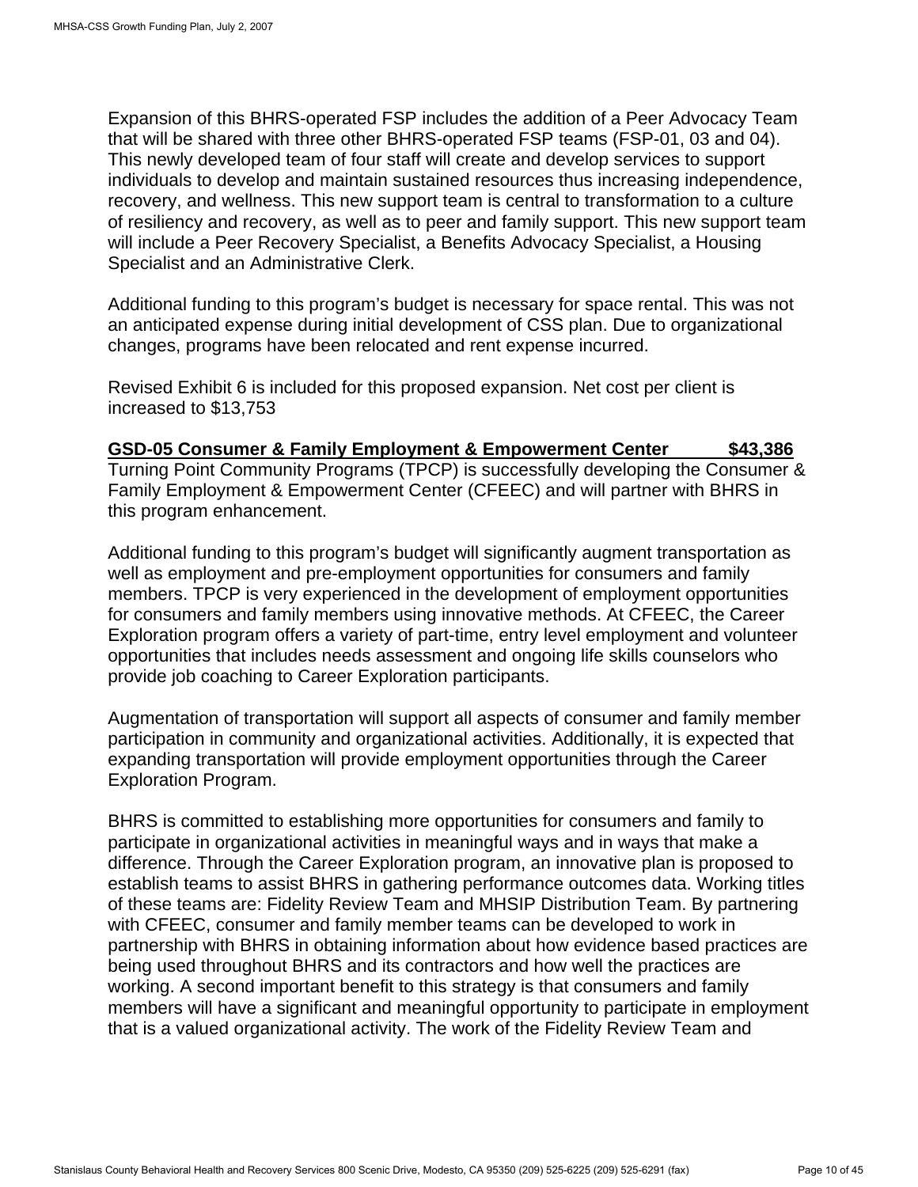Expansion of this BHRS-operated FSP includes the addition of a Peer Advocacy Team that will be shared with three other BHRS-operated FSP teams (FSP-01, 03 and 04). This newly developed team of four staff will create and develop services to support individuals to develop and maintain sustained resources thus increasing independence, recovery, and wellness. This new support team is central to transformation to a culture of resiliency and recovery, as well as to peer and family support. This new support team will include a Peer Recovery Specialist, a Benefits Advocacy Specialist, a Housing Specialist and an Administrative Clerk.

Additional funding to this program's budget is necessary for space rental. This was not an anticipated expense during initial development of CSS plan. Due to organizational changes, programs have been relocated and rent expense incurred.

Revised Exhibit 6 is included for this proposed expansion. Net cost per client is increased to $13,753

**GSD-05 Consumer & Family Employment & Empowerment Center $43,386**

Turning Point Community Programs (TPCP) is successfully developing the Consumer & Family Employment & Empowerment Center (CFEEC) and will partner with BHRS in this program enhancement.

Additional funding to this program's budget will significantly augment transportation as well as employment and pre-employment opportunities for consumers and family members. TPCP is very experienced in the development of employment opportunities for consumers and family members using innovative methods. At CFEEC, the Career Exploration program offers a variety of part-time, entry level employment and volunteer opportunities that includes needs assessment and ongoing life skills counselors who provide job coaching to Career Exploration participants.

Augmentation of transportation will support all aspects of consumer and family member participation in community and organizational activities. Additionally, it is expected that expanding transportation will provide employment opportunities through the Career Exploration Program.

BHRS is committed to establishing more opportunities for consumers and family to participate in organizational activities in meaningful ways and in ways that make a difference. Through the Career Exploration program, an innovative plan is proposed to establish teams to assist BHRS in gathering performance outcomes data. Working titles of these teams are: Fidelity Review Team and MHSIP Distribution Team. By partnering with CFEEC, consumer and family member teams can be developed to work in partnership with BHRS in obtaining information about how evidence based practices are being used throughout BHRS and its contractors and how well the practices are working. A second important benefit to this strategy is that consumers and family members will have a significant and meaningful opportunity to participate in employment that is a valued organizational activity. The work of the Fidelity Review Team and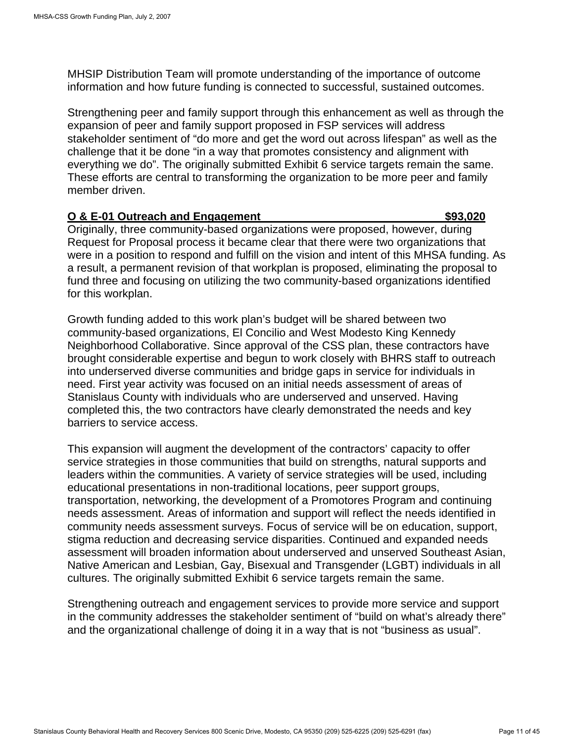MHSIP Distribution Team will promote understanding of the importance of outcome information and how future funding is connected to successful, sustained outcomes.

Strengthening peer and family support through this enhancement as well as through the expansion of peer and family support proposed in FSP services will address stakeholder sentiment of “do more and get the word out across lifespan” as well as the challenge that it be done “in a way that promotes consistency and alignment with everything we do”. The originally submitted Exhibit 6 service targets remain the same. These efforts are central to transforming the organization to be more peer and family member driven.

**O & E-01 Outreach and Engagement $93,020**

Originally, three community-based organizations were proposed, however, during Request for Proposal process it became clear that there were two organizations that were in a position to respond and fulfill on the vision and intent of this MHSA funding. As a result, a permanent revision of that workplan is proposed, eliminating the proposal to fund three and focusing on utilizing the two community-based organizations identified for this workplan.

Growth funding added to this work plan’s budget will be shared between two community-based organizations, El Concilio and West Modesto King Kennedy Neighborhood Collaborative. Since approval of the CSS plan, these contractors have brought considerable expertise and begun to work closely with BHRS staff to outreach into underserved diverse communities and bridge gaps in service for individuals in need. First year activity was focused on an initial needs assessment of areas of Stanislaus County with individuals who are underserved and unserved. Having completed this, the two contractors have clearly demonstrated the needs and key barriers to service access.

This expansion will augment the development of the contractors’ capacity to offer service strategies in those communities that build on strengths, natural supports and leaders within the communities. A variety of service strategies will be used, including educational presentations in non-traditional locations, peer support groups, transportation, networking, the development of a Promotores Program and continuing needs assessment. Areas of information and support will reflect the needs identified in community needs assessment surveys. Focus of service will be on education, support, stigma reduction and decreasing service disparities. Continued and expanded needs assessment will broaden information about underserved and unserved Southeast Asian, Native American and Lesbian, Gay, Bisexual and Transgender (LGBT) individuals in all cultures. The originally submitted Exhibit 6 service targets remain the same.

Strengthening outreach and engagement services to provide more service and support in the community addresses the stakeholder sentiment of “build on what’s already there” and the organizational challenge of doing it in a way that is not “business as usual”.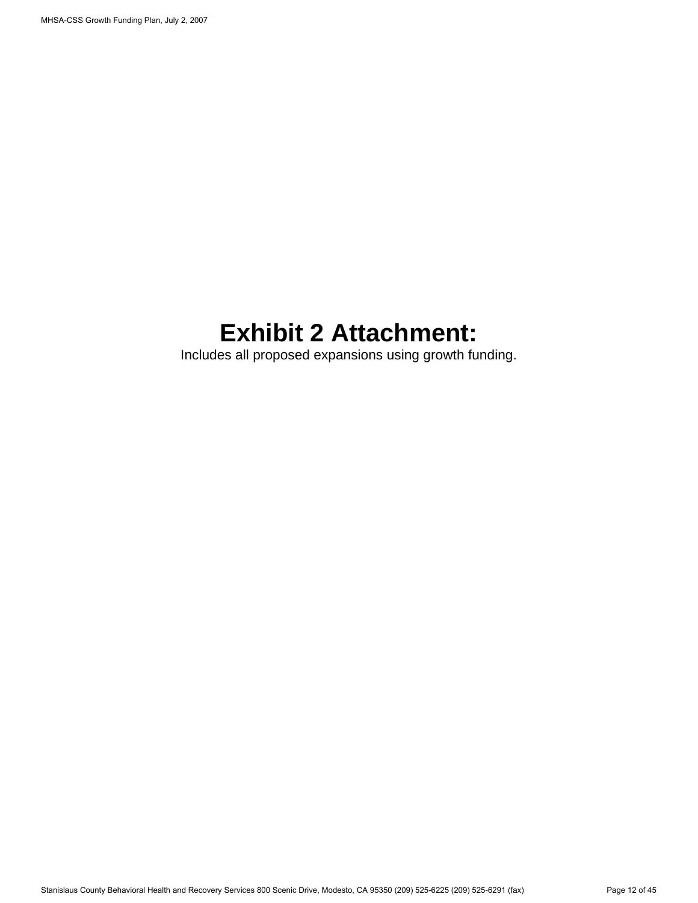# Exhibit 2 Attachment:

Includes all proposed expansions using growth funding.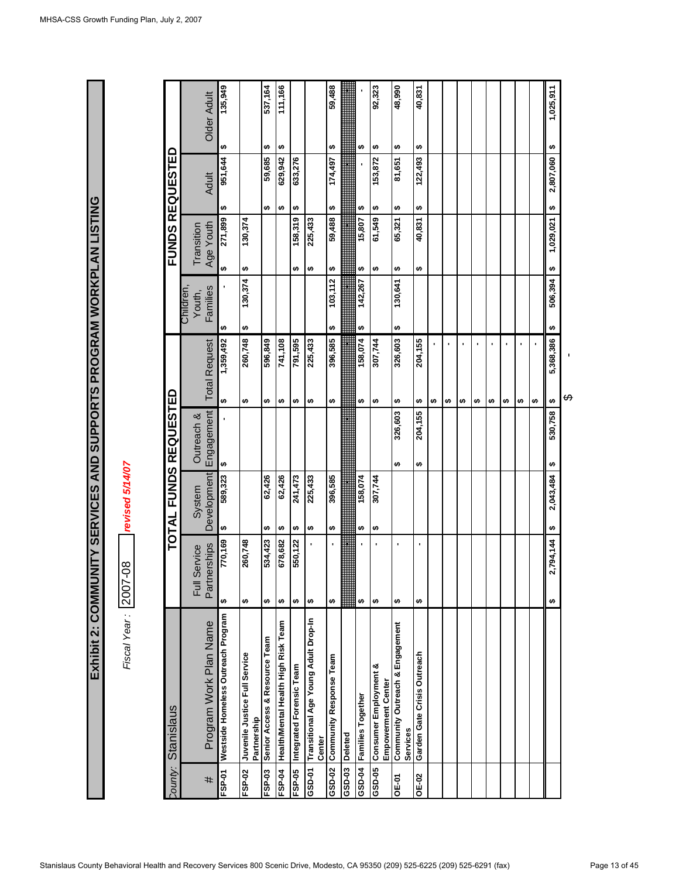# Exhibit 2: COMMUNITY SERVICES AND SUPPORTS PROGRAM WORKPLAN LISTING

*Fiscal Year:* 2007-08 ***revised 5/14/07***

County: Stanislaus

| # | Program Work Plan Name | TOTAL FUNDS REQUESTED | | | | FUNDS REQUESTED | | | |
|---|---|---|---|---|---|---|---|---|---|
| | | Full Service Partnerships | System Development | Outreach & Engagement | Total Request | Children, Youth, Families | Transition Age Youth | Adult | Older Adult |
| FSP-01 | Westside Homeless Outreach Program | $ 770,169 | $ 589,323 | $ - | $ 1,359,492 | $ - | $ 271,899 | $ 951,644 | $ 135,949 |
| FSP-02 | Juvenile Justice Full Service Partnership | $ 260,748 | | | $ 260,748 | $ 130,374 | $ 130,374 | | |
| FSP-03 | Senior Access & Resource Team | $ 534,423 | $ 62,426 | | $ 596,849 | | | $ 59,685 | $ 537,164 |
| FSP-04 | Health/Mental Health High Risk Team | $ 678,682 | $ 62,426 | | $ 741,108 | | | $ 629,942 | $ 111,166 |
| FSP-05 | Integrated Forensic Team | $ 550,122 | $ 241,473 | | $ 791,595 | | $ 158,319 | $ 633,276 | |
| GSD-01 | Transitional Age Young Adult Drop-In Center | $ - | $ 225,433 | | $ 225,433 | | $ 225,433 | | |
| GSD-02 | Community Response Team | $ - | $ 396,585 | | $ 396,585 | $ 103,112 | $ 59,488 | $ 174,497 | $ 59,488 |
| GSD-03 | Deleted | | | | | | | | |
| GSD-04 | Families Together | $ - | $ 158,074 | | $ 158,074 | $ 142,267 | $ 15,807 | $ - | $ - |
| GSD-05 | Consumer Employment & Empowerment Center | $ - | $ 307,744 | | $ 307,744 | | $ 61,549 | $ 153,872 | $ 92,323 |
| OE-01 | Community Outreach & Engagement Services | $ - | | $ 326,603 | $ 326,603 | $ 130,641 | $ 65,321 | $ 81,651 | $ 48,990 |
| OE-02 | Garden Gate Crisis Outreach | $ - | | $ 204,155 | $ 204,155 | | $ 40,831 | $ 122,493 | $ 40,831 |
| | | | | | $ - | | | | |
| | | | | | $ - | | | | |
| | | | | | $ - | | | | |
| | | | | | $ - | | | | |
| | | | | | $ - | | | | |
| | | | | | $ - | | | | |
| | | | | | $ - | | | | |
| | | | | | $ - | | | | |
| | | $ 2,794,144 | $ 2,043,484 | $ 530,758 | $ 5,368,386 | $ 506,394 | $ 1,029,021 | $ 2,807,060 | $ 1,025,911 |

$ -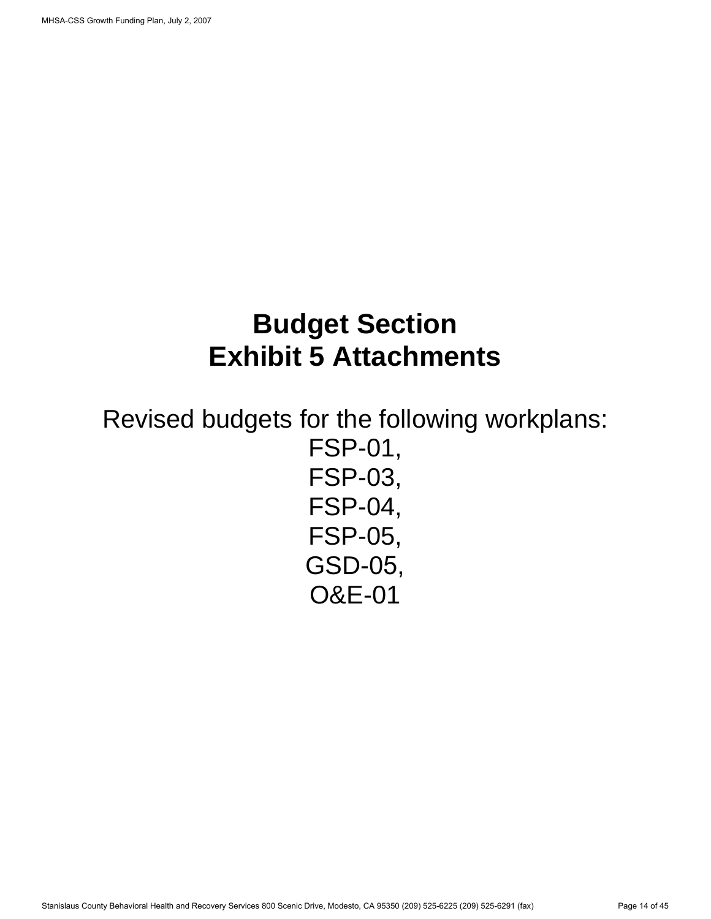# Budget Section
# Exhibit 5 Attachments

Revised budgets for the following workplans:
FSP-01,
FSP-03,
FSP-04,
FSP-05,
GSD-05,
O&E-01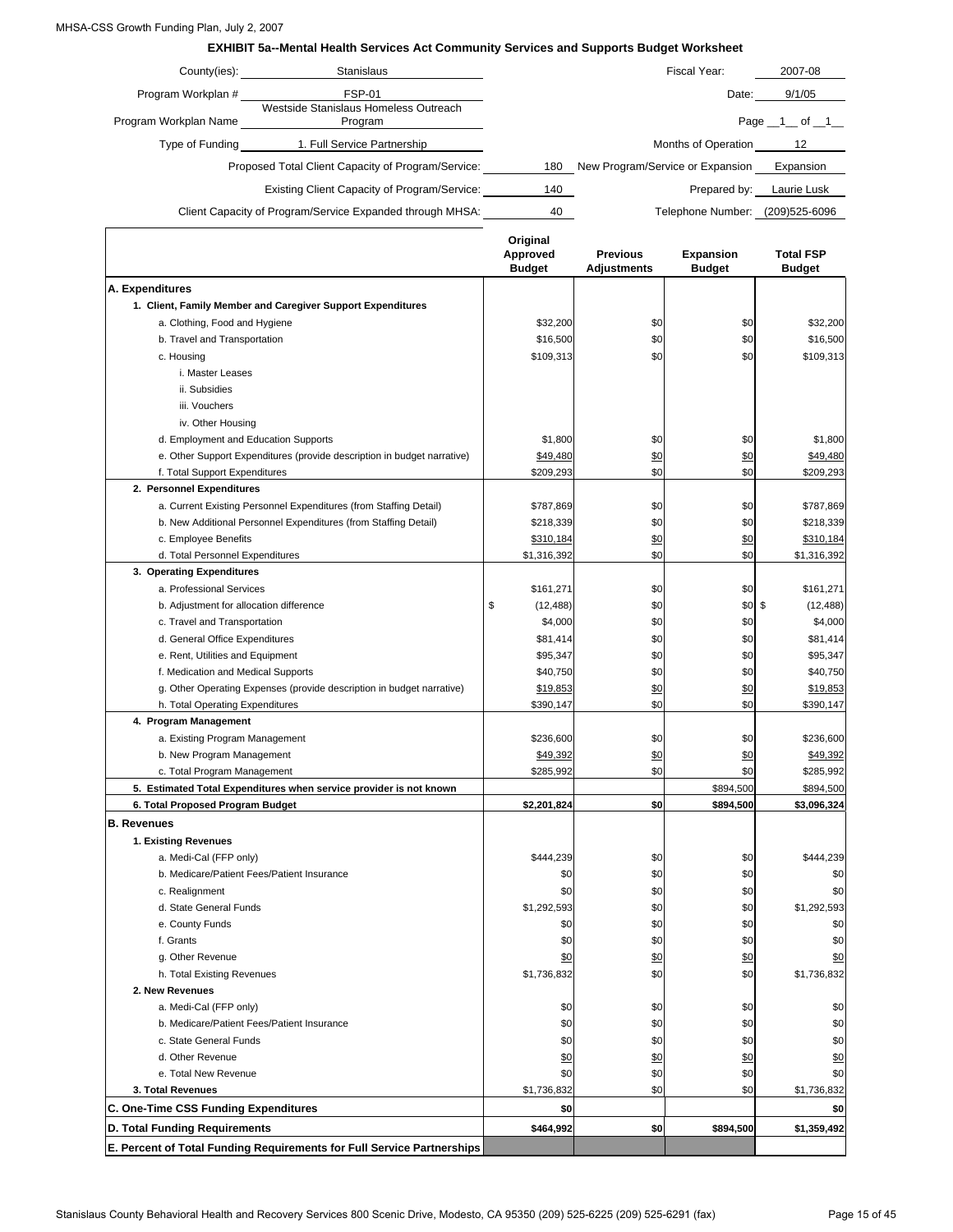## EXHIBIT 5a--Mental Health Services Act Community Services and Supports Budget Worksheet

County(ies): Stanislaus | Fiscal Year: 2007-08

Program Workplan #: FSP-01 | Date: 9/1/05

Program Workplan Name: Westside Stanislaus Homeless Outreach Program | Page 1 of 1

Type of Funding: 1. Full Service Partnership | Months of Operation: 12

Proposed Total Client Capacity of Program/Service: 180 | New Program/Service or Expansion: Expansion

Existing Client Capacity of Program/Service: 140 | Prepared by: Laurie Lusk

Client Capacity of Program/Service Expanded through MHSA: 40 | Telephone Number: (209)525-6096

| | Original Approved Budget | Previous Adjustments | Expansion Budget | Total FSP Budget |
|---|---|---|---|---|
| **A. Expenditures** | | | | |
| **1. Client, Family Member and Caregiver Support Expenditures** | | | | |
| a. Clothing, Food and Hygiene | $32,200 | $0 | $0 | $32,200 |
| b. Travel and Transportation | $16,500 | $0 | $0 | $16,500 |
| c. Housing | $109,313 | $0 | $0 | $109,313 |
| i. Master Leases | | | | |
| ii. Subsidies | | | | |
| iii. Vouchers | | | | |
| iv. Other Housing | | | | |
| d. Employment and Education Supports | $1,800 | $0 | $0 | $1,800 |
| e. Other Support Expenditures (provide description in budget narrative) | $49,480 | $0 | $0 | $49,480 |
| f. Total Support Expenditures | $209,293 | $0 | $0 | $209,293 |
| **2. Personnel Expenditures** | | | | |
| a. Current Existing Personnel Expenditures (from Staffing Detail) | $787,869 | $0 | $0 | $787,869 |
| b. New Additional Personnel Expenditures (from Staffing Detail) | $218,339 | $0 | $0 | $218,339 |
| c. Employee Benefits | $310,184 | $0 | $0 | $310,184 |
| d. Total Personnel Expenditures | $1,316,392 | $0 | $0 | $1,316,392 |
| **3. Operating Expenditures** | | | | |
| a. Professional Services | $161,271 | $0 | $0 | $161,271 |
| b. Adjustment for allocation difference | $ (12,488) | $0 | $0 | $ (12,488) |
| c. Travel and Transportation | $4,000 | $0 | $0 | $4,000 |
| d. General Office Expenditures | $81,414 | $0 | $0 | $81,414 |
| e. Rent, Utilities and Equipment | $95,347 | $0 | $0 | $95,347 |
| f. Medication and Medical Supports | $40,750 | $0 | $0 | $40,750 |
| g. Other Operating Expenses (provide description in budget narrative) | $19,853 | $0 | $0 | $19,853 |
| h. Total Operating Expenditures | $390,147 | $0 | $0 | $390,147 |
| **4. Program Management** | | | | |
| a. Existing Program Management | $236,600 | $0 | $0 | $236,600 |
| b. New Program Management | $49,392 | $0 | $0 | $49,392 |
| c. Total Program Management | $285,992 | $0 | $0 | $285,992 |
| **5. Estimated Total Expenditures when service provider is not known** | | | $894,500 | $894,500 |
| **6. Total Proposed Program Budget** | **$2,201,824** | **$0** | **$894,500** | **$3,096,324** |
| **B. Revenues** | | | | |
| **1. Existing Revenues** | | | | |
| a. Medi-Cal (FFP only) | $444,239 | $0 | $0 | $444,239 |
| b. Medicare/Patient Fees/Patient Insurance | $0 | $0 | $0 | $0 |
| c. Realignment | $0 | $0 | $0 | $0 |
| d. State General Funds | $1,292,593 | $0 | $0 | $1,292,593 |
| e. County Funds | $0 | $0 | $0 | $0 |
| f. Grants | $0 | $0 | $0 | $0 |
| g. Other Revenue | $0 | $0 | $0 | $0 |
| h. Total Existing Revenues | $1,736,832 | $0 | $0 | $1,736,832 |
| **2. New Revenues** | | | | |
| a. Medi-Cal (FFP only) | $0 | $0 | $0 | $0 |
| b. Medicare/Patient Fees/Patient Insurance | $0 | $0 | $0 | $0 |
| c. State General Funds | $0 | $0 | $0 | $0 |
| d. Other Revenue | $0 | $0 | $0 | $0 |
| e. Total New Revenue | $0 | $0 | $0 | $0 |
| **3. Total Revenues** | $1,736,832 | $0 | $0 | $1,736,832 |
| **C. One-Time CSS Funding Expenditures** | **$0** | | | **$0** |
| **D. Total Funding Requirements** | **$464,992** | **$0** | **$894,500** | **$1,359,492** |
| **E. Percent of Total Funding Requirements for Full Service Partnerships** | | | | |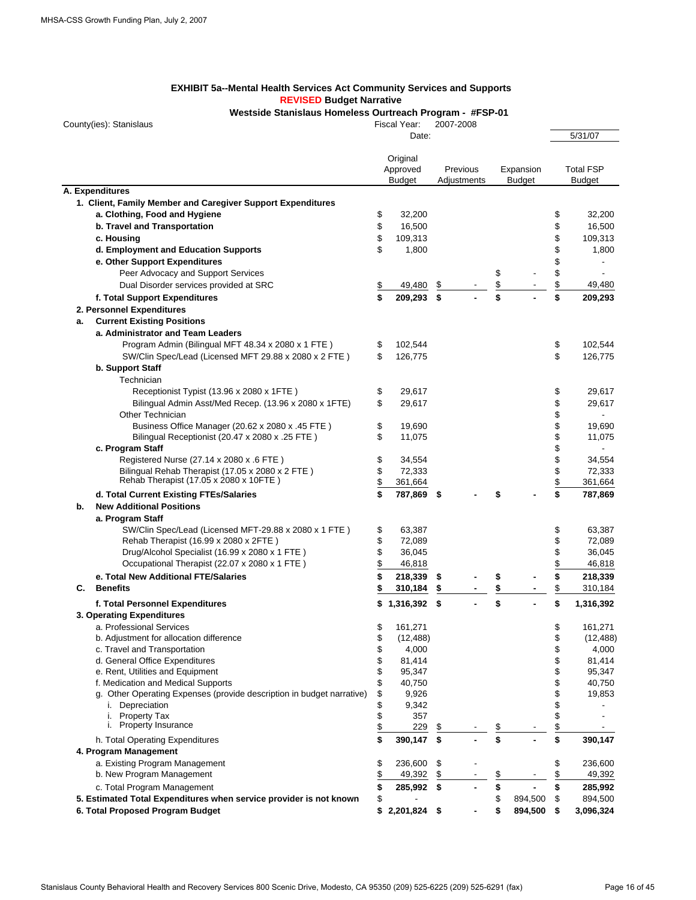## EXHIBIT 5a--Mental Health Services Act Community Services and Supports

### REVISED Budget Narrative

### Westside Stanislaus Homeless Ourtreach Program - #FSP-01

County(ies): Stanislaus

Fiscal Year: 2007-2008

Date: 5/31/07

| | Original Approved Budget | Previous Adjustments | Expansion Budget | Total FSP Budget |
|---|---|---|---|---|
| **A. Expenditures** | | | | |
| **1. Client, Family Member and Caregiver Support Expenditures** | | | | |
| **a. Clothing, Food and Hygiene** | $ 32,200 | | | $ 32,200 |
| **b. Travel and Transportation** | $ 16,500 | | | $ 16,500 |
| **c. Housing** | $ 109,313 | | | $ 109,313 |
| **d. Employment and Education Supports** | $ 1,800 | | | $ 1,800 |
| **e. Other Support Expenditures** | | | | $ - |
| Peer Advocacy and Support Services | | | $ - | $ - |
| Dual Disorder services provided at SRC | $ 49,480 | $ - | $ - | $ 49,480 |
| **f. Total Support Expenditures** | **$ 209,293** | **$ -** | **$ -** | **$ 209,293** |
| **2. Personnel Expenditures** | | | | |
| **a. Current Existing Positions** | | | | |
| **a. Administrator and Team Leaders** | | | | |
| Program Admin (Bilingual MFT 48.34 x 2080 x 1 FTE ) | $ 102,544 | | | $ 102,544 |
| SW/Clin Spec/Lead (Licensed MFT 29.88 x 2080 x 2 FTE ) | $ 126,775 | | | $ 126,775 |
| **b. Support Staff** | | | | |
| Technician | | | | |
| Receptionist Typist (13.96 x 2080 x 1FTE ) | $ 29,617 | | | $ 29,617 |
| Bilingual Admin Asst/Med Recep. (13.96 x 2080 x 1FTE) | $ 29,617 | | | $ 29,617 |
| Other Technician | | | | $ - |
| Business Office Manager (20.62 x 2080 x .45 FTE ) | $ 19,690 | | | $ 19,690 |
| Bilingual Receptionist (20.47 x 2080 x .25 FTE ) | $ 11,075 | | | $ 11,075 |
| **c. Program Staff** | | | | $ - |
| Registered Nurse (27.14 x 2080 x .6 FTE ) | $ 34,554 | | | $ 34,554 |
| Bilingual Rehab Therapist (17.05 x 2080 x 2 FTE ) | $ 72,333 | | | $ 72,333 |
| Rehab Therapist (17.05 x 2080 x 10FTE ) | $ 361,664 | | | $ 361,664 |
| **d. Total Current Existing FTEs/Salaries** | **$ 787,869** | **$ -** | **$ -** | **$ 787,869** |
| **b. New Additional Positions** | | | | |
| **a. Program Staff** | | | | |
| SW/Clin Spec/Lead (Licensed MFT-29.88 x 2080 x 1 FTE ) | $ 63,387 | | | $ 63,387 |
| Rehab Therapist (16.99 x 2080 x 2FTE ) | $ 72,089 | | | $ 72,089 |
| Drug/Alcohol Specialist (16.99 x 2080 x 1 FTE ) | $ 36,045 | | | $ 36,045 |
| Occupational Therapist (22.07 x 2080 x 1 FTE ) | $ 46,818 | | | $ 46,818 |
| **e. Total New Additional FTE/Salaries** | **$ 218,339** | **$ -** | **$ -** | **$ 218,339** |
| **C. Benefits** | **$ 310,184** | **$ -** | **$ -** | $ 310,184 |
| **f. Total Personnel Expenditures** | **$ 1,316,392** | **$ -** | **$ -** | **$ 1,316,392** |
| **3. Operating Expenditures** | | | | |
| a. Professional Services | $ 161,271 | | | $ 161,271 |
| b. Adjustment for allocation difference | $ (12,488) | | | $ (12,488) |
| c. Travel and Transportation | $ 4,000 | | | $ 4,000 |
| d. General Office Expenditures | $ 81,414 | | | $ 81,414 |
| e. Rent, Utilities and Equipment | $ 95,347 | | | $ 95,347 |
| f. Medication and Medical Supports | $ 40,750 | | | $ 40,750 |
| g. Other Operating Expenses (provide description in budget narrative) | $ 9,926 | | | $ 19,853 |
| i. Depreciation | $ 9,342 | | | $ - |
| i. Property Tax | $ 357 | | | $ - |
| i. Property Insurance | $ 229 | $ - | $ - | $ - |
| h. Total Operating Expenditures | **$ 390,147** | **$ -** | **$ -** | **$ 390,147** |
| **4. Program Management** | | | | |
| a. Existing Program Management | $ 236,600 | $ - | | $ 236,600 |
| b. New Program Management | $ 49,392 | $ - | $ - | $ 49,392 |
| c. Total Program Management | **$ 285,992** | **$ -** | **$ -** | **$ 285,992** |
| **5. Estimated Total Expenditures when service provider is not known** | $ - | | $ 894,500 | $ 894,500 |
| **6. Total Proposed Program Budget** | **$ 2,201,824** | **$ -** | **$ 894,500** | **$ 3,096,324** |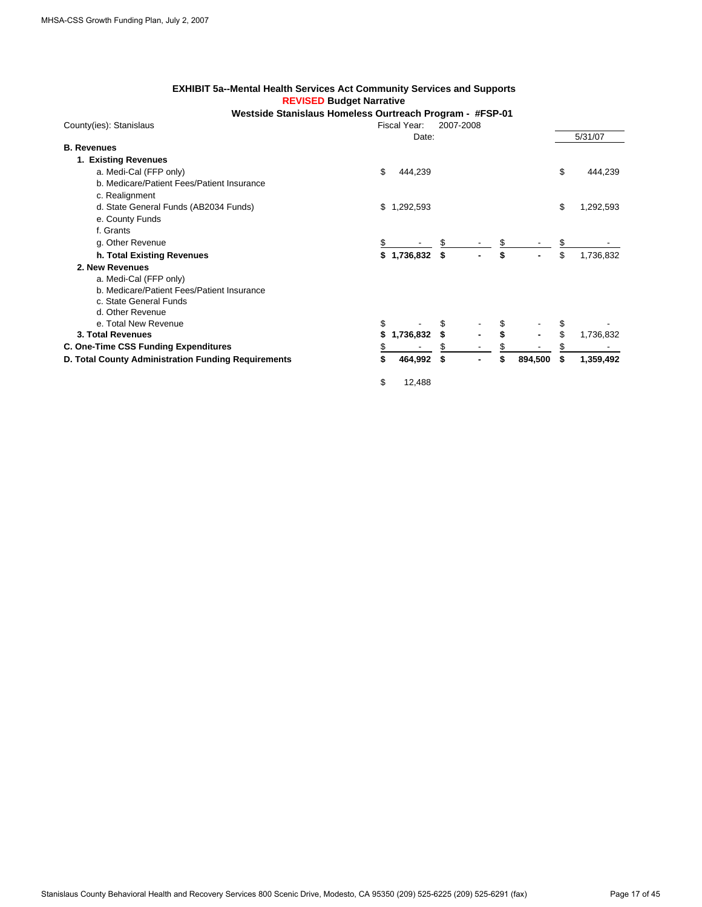**EXHIBIT 5a--Mental Health Services Act Community Services and Supports**

**REVISED Budget Narrative**

**Westside Stanislaus Homeless Ourtreach Program - #FSP-01**

County(ies): Stanislaus | Fiscal Year: 2007-2008 | Date: 5/31/07

| | | | | |
|---|---|---|---|---|
| **B. Revenues** | | | | |
| **1. Existing Revenues** | | | | |
| a. Medi-Cal (FFP only) | $ 444,239 | | | $ 444,239 |
| b. Medicare/Patient Fees/Patient Insurance | | | | |
| c. Realignment | | | | |
| d. State General Funds (AB2034 Funds) | $ 1,292,593 | | | $ 1,292,593 |
| e. County Funds | | | | |
| f. Grants | | | | |
| g. Other Revenue | $ - | $ - | $ - | $ - |
| **h. Total Existing Revenues** | **$ 1,736,832** | **$ -** | **$ -** | $ 1,736,832 |
| **2. New Revenues** | | | | |
| a. Medi-Cal (FFP only) | | | | |
| b. Medicare/Patient Fees/Patient Insurance | | | | |
| c. State General Funds | | | | |
| d. Other Revenue | | | | |
| e. Total New Revenue | $ - | $ - | $ - | $ - |
| **3. Total Revenues** | **$ 1,736,832** | **$ -** | **$ -** | $ 1,736,832 |
| **C. One-Time CSS Funding Expenditures** | $ - | $ - | $ - | $ - |
| **D. Total County Administration Funding Requirements** | **$ 464,992** | **$ -** | **$ 894,500** | **$ 1,359,492** |
| | $ 12,488 | | | |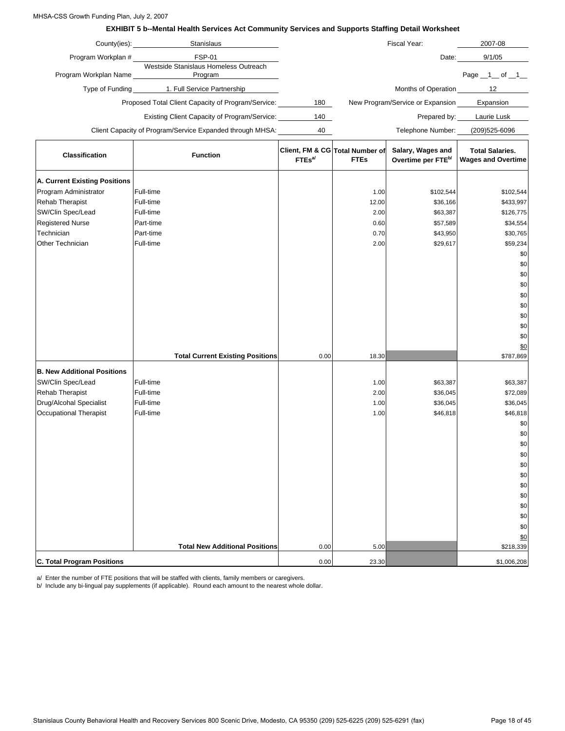MHSA-CSS Growth Funding Plan, July 2, 2007

## EXHIBIT 5 b--Mental Health Services Act Community Services and Supports Staffing Detail Worksheet

County(ies): Stanislaus

Fiscal Year: 2007-08

Program Workplan #: FSP-01

Date: 9/1/05

Program Workplan Name: Westside Stanislaus Homeless Outreach Program

Page \_\_1\_\_ of \_\_1\_\_

Type of Funding: 1. Full Service Partnership

Months of Operation: 12

Proposed Total Client Capacity of Program/Service: 180

New Program/Service or Expansion: Expansion

Existing Client Capacity of Program/Service: 140

Prepared by: Laurie Lusk

Client Capacity of Program/Service Expanded through MHSA: 40

Telephone Number: (209)525-6096

| Classification | Function | Client, FM & CG FTEs[a] | Total Number of FTEs | Salary, Wages and Overtime per FTE[b] | Total Salaries. Wages and Overtime |
|---|---|---|---|---|---|
| **A. Current Existing Positions** | | | | | |
| Program Administrator | Full-time | | 1.00 | $102,544 | $102,544 |
| Rehab Therapist | Full-time | | 12.00 | $36,166 | $433,997 |
| SW/Clin Spec/Lead | Full-time | | 2.00 | $63,387 | $126,775 |
| Registered Nurse | Part-time | | 0.60 | $57,589 | $34,554 |
| Technician | Part-time | | 0.70 | $43,950 | $30,765 |
| Other Technician | Full-time | | 2.00 | $29,617 | $59,234 |
| | | | | | $0 |
| | | | | | $0 |
| | | | | | $0 |
| | | | | | $0 |
| | | | | | $0 |
| | | | | | $0 |
| | | | | | $0 |
| | | | | | $0 |
| | | | | | $0 |
| | | | | | $0 |
| | **Total Current Existing Positions** | 0.00 | 18.30 | | $787,869 |
| **B. New Additional Positions** | | | | | |
| SW/Clin Spec/Lead | Full-time | | 1.00 | $63,387 | $63,387 |
| Rehab Therapist | Full-time | | 2.00 | $36,045 | $72,089 |
| Drug/Alcohal Specialist | Full-time | | 1.00 | $36,045 | $36,045 |
| Occupational Therapist | Full-time | | 1.00 | $46,818 | $46,818 |
| | | | | | $0 |
| | | | | | $0 |
| | | | | | $0 |
| | | | | | $0 |
| | | | | | $0 |
| | | | | | $0 |
| | | | | | $0 |
| | | | | | $0 |
| | | | | | $0 |
| | | | | | $0 |
| | | | | | $0 |
| | | | | | $0 |
| | **Total New Additional Positions** | 0.00 | 5.00 | | $218,339 |
| **C. Total Program Positions** | | 0.00 | 23.30 | | $1,006,208 |

a/ Enter the number of FTE positions that will be staffed with clients, family members or caregivers.

b/ Include any bi-lingual pay supplements (if applicable). Round each amount to the nearest whole dollar.

Stanislaus County Behavioral Health and Recovery Services 800 Scenic Drive, Modesto, CA 95350 (209) 525-6225 (209) 525-6291 (fax)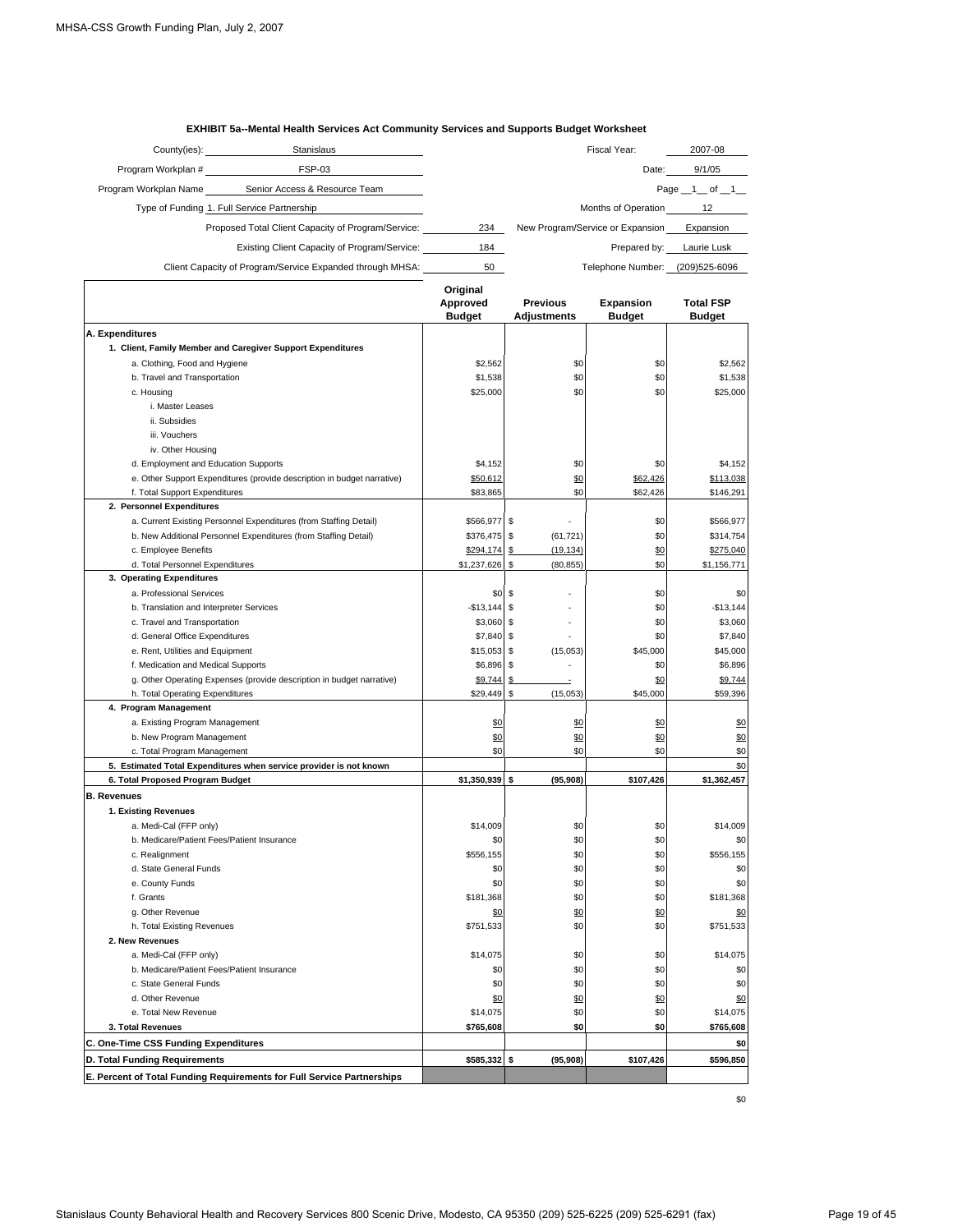**EXHIBIT 5a--Mental Health Services Act Community Services and Supports Budget Worksheet**

County(ies): Stanislaus | Fiscal Year: 2007-08

Program Workplan #: FSP-03 | Date: 9/1/05

Program Workplan Name: Senior Access & Resource Team | Page 1 of 1

Type of Funding: 1. Full Service Partnership | Months of Operation: 12

Proposed Total Client Capacity of Program/Service: 234 | New Program/Service or Expansion: Expansion

Existing Client Capacity of Program/Service: 184 | Prepared by: Laurie Lusk

Client Capacity of Program/Service Expanded through MHSA: 50 | Telephone Number: (209)525-6096

| | Original Approved Budget | Previous Adjustments | Expansion Budget | Total FSP Budget |
|---|---|---|---|---|
| **A. Expenditures** | | | | |
| **1. Client, Family Member and Caregiver Support Expenditures** | | | | |
| a. Clothing, Food and Hygiene | $2,562 | $0 | $0 | $2,562 |
| b. Travel and Transportation | $1,538 | $0 | $0 | $1,538 |
| c. Housing | $25,000 | $0 | $0 | $25,000 |
| i. Master Leases | | | | |
| ii. Subsidies | | | | |
| iii. Vouchers | | | | |
| iv. Other Housing | | | | |
| d. Employment and Education Supports | $4,152 | $0 | $0 | $4,152 |
| e. Other Support Expenditures (provide description in budget narrative) | $50,612 | $0 | $62,426 | $113,038 |
| f. Total Support Expenditures | $83,865 | $0 | $62,426 | $146,291 |
| **2. Personnel Expenditures** | | | | |
| a. Current Existing Personnel Expenditures (from Staffing Detail) | $566,977 | $ - | $0 | $566,977 |
| b. New Additional Personnel Expenditures (from Staffing Detail) | $376,475 | $ (61,721) | $0 | $314,754 |
| c. Employee Benefits | $294,174 | $ (19,134) | $0 | $275,040 |
| d. Total Personnel Expenditures | $1,237,626 | $ (80,855) | $0 | $1,156,771 |
| **3. Operating Expenditures** | | | | |
| a. Professional Services | $0 | $ - | $0 | $0 |
| b. Translation and Interpreter Services | -$13,144 | $ - | $0 | -$13,144 |
| c. Travel and Transportation | $3,060 | $ - | $0 | $3,060 |
| d. General Office Expenditures | $7,840 | $ - | $0 | $7,840 |
| e. Rent, Utilities and Equipment | $15,053 | $ (15,053) | $45,000 | $45,000 |
| f. Medication and Medical Supports | $6,896 | $ - | $0 | $6,896 |
| g. Other Operating Expenses (provide description in budget narrative) | $9,744 | $ - | $0 | $9,744 |
| h. Total Operating Expenditures | $29,449 | $ (15,053) | $45,000 | $59,396 |
| **4. Program Management** | | | | |
| a. Existing Program Management | $0 | $0 | $0 | $0 |
| b. New Program Management | $0 | $0 | $0 | $0 |
| c. Total Program Management | $0 | $0 | $0 | $0 |
| **5. Estimated Total Expenditures when service provider is not known** | | | | $0 |
| **6. Total Proposed Program Budget** | **$1,350,939** | **$ (95,908)** | **$107,426** | **$1,362,457** |
| **B. Revenues** | | | | |
| **1. Existing Revenues** | | | | |
| a. Medi-Cal (FFP only) | $14,009 | $0 | $0 | $14,009 |
| b. Medicare/Patient Fees/Patient Insurance | $0 | $0 | $0 | $0 |
| c. Realignment | $556,155 | $0 | $0 | $556,155 |
| d. State General Funds | $0 | $0 | $0 | $0 |
| e. County Funds | $0 | $0 | $0 | $0 |
| f. Grants | $181,368 | $0 | $0 | $181,368 |
| g. Other Revenue | $0 | $0 | $0 | $0 |
| h. Total Existing Revenues | $751,533 | $0 | $0 | $751,533 |
| **2. New Revenues** | | | | |
| a. Medi-Cal (FFP only) | $14,075 | $0 | $0 | $14,075 |
| b. Medicare/Patient Fees/Patient Insurance | $0 | $0 | $0 | $0 |
| c. State General Funds | $0 | $0 | $0 | $0 |
| d. Other Revenue | $0 | $0 | $0 | $0 |
| e. Total New Revenue | $14,075 | $0 | $0 | $14,075 |
| **3. Total Revenues** | **$765,608** | **$0** | **$0** | **$765,608** |
| **C. One-Time CSS Funding Expenditures** | | | | **$0** |
| **D. Total Funding Requirements** | **$585,332** | **$ (95,908)** | **$107,426** | **$596,850** |
| **E. Percent of Total Funding Requirements for Full Service Partnerships** | | | | |

$0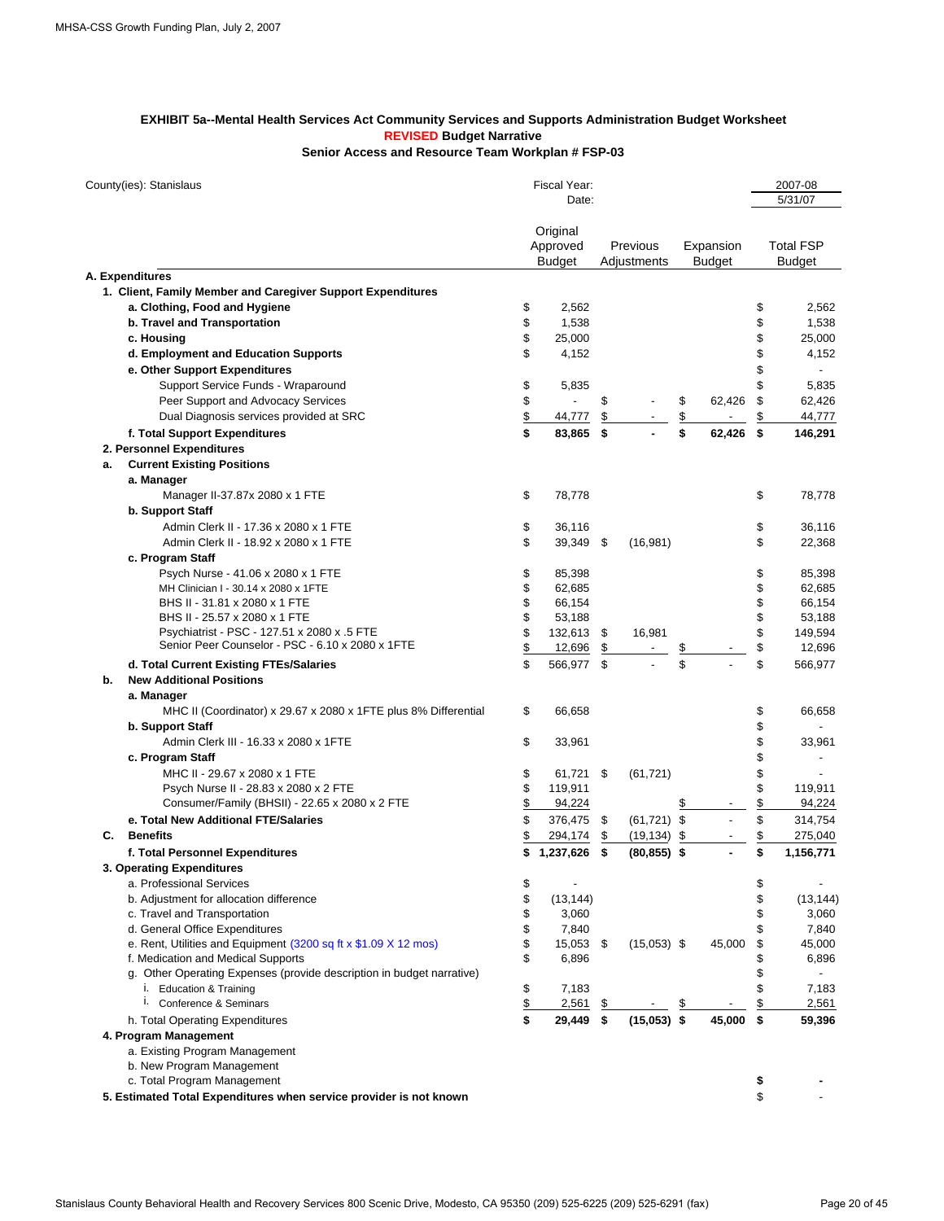**EXHIBIT 5a--Mental Health Services Act Community Services and Supports Administration Budget Worksheet**
**REVISED Budget Narrative**
**Senior Access and Resource Team Workplan # FSP-03**

County(ies): Stanislaus | Fiscal Year: 2007-08 | Date: 5/31/07

| | Original Approved Budget | Previous Adjustments | Expansion Budget | Total FSP Budget |
|---|---|---|---|---|
| **A. Expenditures** | | | | |
| **1. Client, Family Member and Caregiver Support Expenditures** | | | | |
| **a. Clothing, Food and Hygiene** | $ 2,562 | | | $ 2,562 |
| **b. Travel and Transportation** | $ 1,538 | | | $ 1,538 |
| **c. Housing** | $ 25,000 | | | $ 25,000 |
| **d. Employment and Education Supports** | $ 4,152 | | | $ 4,152 |
| **e. Other Support Expenditures** | | | | $ - |
| Support Service Funds - Wraparound | $ 5,835 | | | $ 5,835 |
| Peer Support and Advocacy Services | $ - | $ - | $ 62,426 | $ 62,426 |
| Dual Diagnosis services provided at SRC | $ 44,777 | $ - | $ - | $ 44,777 |
| **f. Total Support Expenditures** | **$ 83,865** | **$ -** | **$ 62,426** | **$ 146,291** |
| **2. Personnel Expenditures** | | | | |
| **a. Current Existing Positions** | | | | |
| **a. Manager** | | | | |
| Manager II-37.87x 2080 x 1 FTE | $ 78,778 | | | $ 78,778 |
| **b. Support Staff** | | | | |
| Admin Clerk II - 17.36 x 2080 x 1 FTE | $ 36,116 | | | $ 36,116 |
| Admin Clerk II - 18.92 x 2080 x 1 FTE | $ 39,349 | $ (16,981) | | $ 22,368 |
| **c. Program Staff** | | | | |
| Psych Nurse - 41.06 x 2080 x 1 FTE | $ 85,398 | | | $ 85,398 |
| MH Clinician I - 30.14 x 2080 x 1FTE | $ 62,685 | | | $ 62,685 |
| BHS II - 31.81 x 2080 x 1 FTE | $ 66,154 | | | $ 66,154 |
| BHS II - 25.57 x 2080 x 1 FTE | $ 53,188 | | | $ 53,188 |
| Psychiatrist - PSC - 127.51 x 2080 x .5 FTE | $ 132,613 | $ 16,981 | | $ 149,594 |
| Senior Peer Counselor - PSC - 6.10 x 2080 x 1FTE | $ 12,696 | $ - | $ - | $ 12,696 |
| **d. Total Current Existing FTEs/Salaries** | $ 566,977 | $ - | $ - | $ 566,977 |
| **b. New Additional Positions** | | | | |
| **a. Manager** | | | | |
| MHC II (Coordinator) x 29.67 x 2080 x 1FTE plus 8% Differential | $ 66,658 | | | $ 66,658 |
| **b. Support Staff** | | | | $ - |
| Admin Clerk III - 16.33 x 2080 x 1FTE | $ 33,961 | | | $ 33,961 |
| **c. Program Staff** | | | | $ - |
| MHC II - 29.67 x 2080 x 1 FTE | $ 61,721 | $ (61,721) | | $ - |
| Psych Nurse II - 28.83 x 2080 x 2 FTE | $ 119,911 | | | $ 119,911 |
| Consumer/Family (BHSII) - 22.65 x 2080 x 2 FTE | $ 94,224 | | $ - | $ 94,224 |
| **e. Total New Additional FTE/Salaries** | $ 376,475 | $ (61,721) | $ - | $ 314,754 |
| **C. Benefits** | $ 294,174 | $ (19,134) | $ - | $ 275,040 |
| **f. Total Personnel Expenditures** | **$ 1,237,626** | **$ (80,855)** | **$ -** | **$ 1,156,771** |
| **3. Operating Expenditures** | | | | |
| a. Professional Services | $ - | | | $ - |
| b. Adjustment for allocation difference | $ (13,144) | | | $ (13,144) |
| c. Travel and Transportation | $ 3,060 | | | $ 3,060 |
| d. General Office Expenditures | $ 7,840 | | | $ 7,840 |
| e. Rent, Utilities and Equipment (3200 sq ft x $1.09 X 12 mos) | $ 15,053 | $ (15,053) | $ 45,000 | $ 45,000 |
| f. Medication and Medical Supports | $ 6,896 | | | $ 6,896 |
| g. Other Operating Expenses (provide description in budget narrative) | | | | $ - |
| i. Education & Training | $ 7,183 | | | $ 7,183 |
| i. Conference & Seminars | $ 2,561 | $ - | $ - | $ 2,561 |
| h. Total Operating Expenditures | **$ 29,449** | **$ (15,053)** | **$ 45,000** | **$ 59,396** |
| **4. Program Management** | | | | |
| a. Existing Program Management | | | | |
| b. New Program Management | | | | |
| c. Total Program Management | | | | **$ -** |
| **5. Estimated Total Expenditures when service provider is not known** | | | | $ - |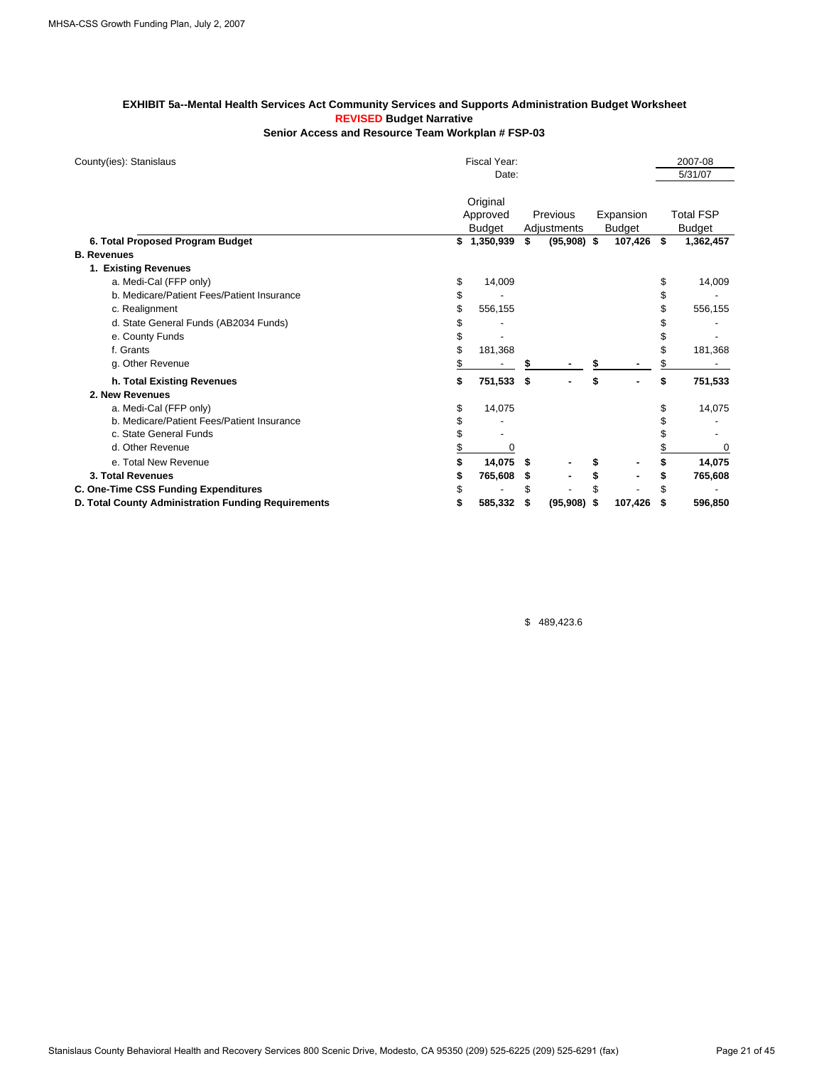**EXHIBIT 5a--Mental Health Services Act Community Services and Supports Administration Budget Worksheet**
**REVISED Budget Narrative**
**Senior Access and Resource Team Workplan # FSP-03**

| County(ies): Stanislaus | Fiscal Year: | | | 2007-08 |
|---|---|---|---|---|
| | Date: | | | 5/31/07 |
| | Original Approved Budget | Previous Adjustments | Expansion Budget | Total FSP Budget |
| **6. Total Proposed Program Budget** | **$ 1,350,939** | **$ (95,908)** | **$ 107,426** | **$ 1,362,457** |
| **B. Revenues** | | | | |
| **1. Existing Revenues** | | | | |
| a. Medi-Cal (FFP only) | $ 14,009 | | | $ 14,009 |
| b. Medicare/Patient Fees/Patient Insurance | $ - | | | $ - |
| c. Realignment | $ 556,155 | | | $ 556,155 |
| d. State General Funds (AB2034 Funds) | $ - | | | $ - |
| e. County Funds | $ - | | | $ - |
| f. Grants | $ 181,368 | | | $ 181,368 |
| g. Other Revenue | $ - | $ - | $ - | $ - |
| **h. Total Existing Revenues** | **$ 751,533** | **$ -** | **$ -** | **$ 751,533** |
| **2. New Revenues** | | | | |
| a. Medi-Cal (FFP only) | $ 14,075 | | | $ 14,075 |
| b. Medicare/Patient Fees/Patient Insurance | $ - | | | $ - |
| c. State General Funds | $ - | | | $ - |
| d. Other Revenue | $ 0 | | | $ 0 |
| e. Total New Revenue | **$ 14,075** | **$ -** | **$ -** | **$ 14,075** |
| **3. Total Revenues** | **$ 765,608** | **$ -** | **$ -** | **$ 765,608** |
| **C. One-Time CSS Funding Expenditures** | $ - | $ - | $ - | $ - |
| **D. Total County Administration Funding Requirements** | **$ 585,332** | **$ (95,908)** | **$ 107,426** | **$ 596,850** |

$ 489,423.6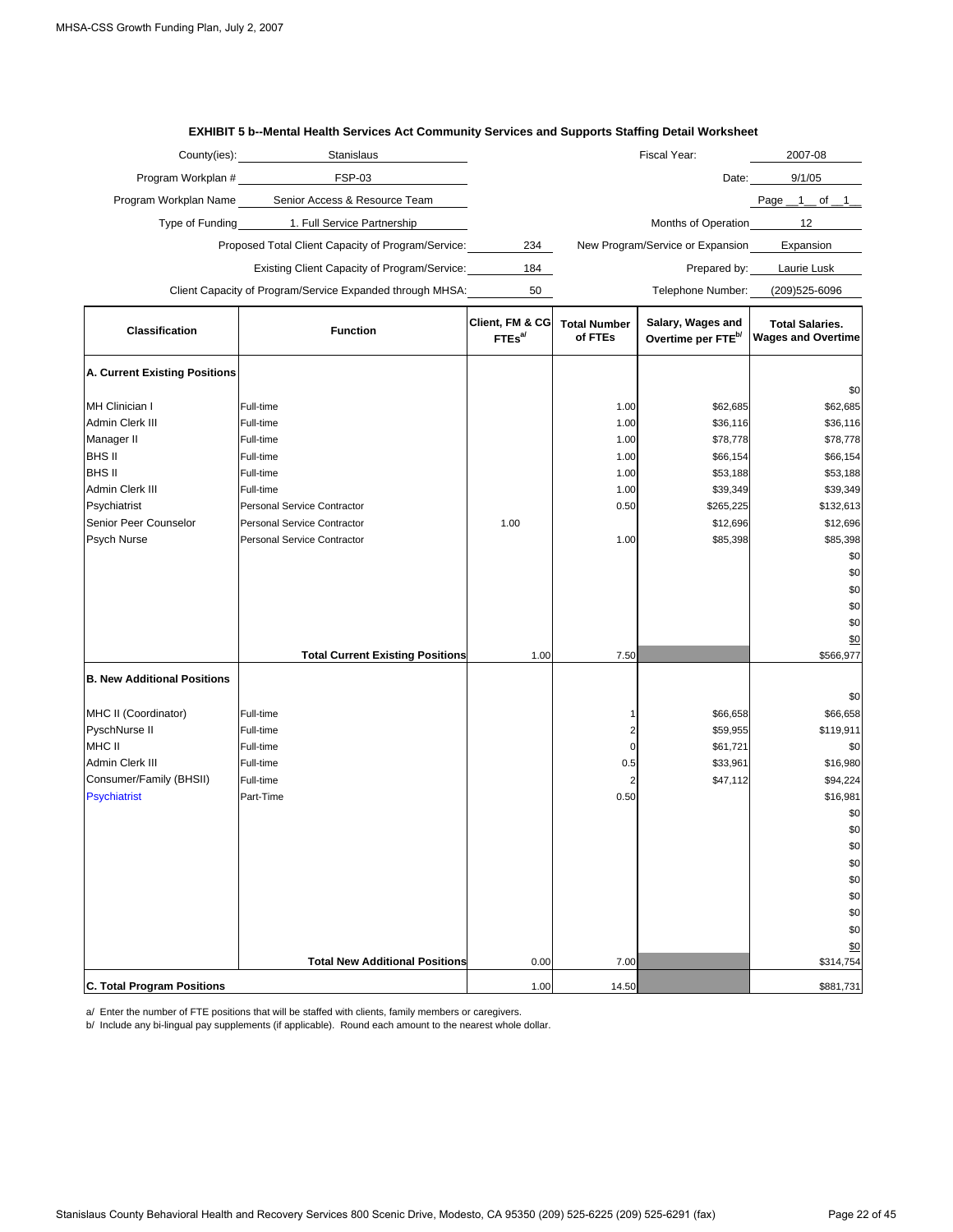## EXHIBIT 5 b--Mental Health Services Act Community Services and Supports Staffing Detail Worksheet

| | | | |
|---|---|---|---|
| County(ies): | Stanislaus | Fiscal Year: | 2007-08 |
| Program Workplan # | FSP-03 | Date: | 9/1/05 |
| Program Workplan Name | Senior Access & Resource Team | | Page 1 of 1 |
| Type of Funding | 1. Full Service Partnership | Months of Operation | 12 |
| Proposed Total Client Capacity of Program/Service: | 234 | New Program/Service or Expansion | Expansion |
| Existing Client Capacity of Program/Service: | 184 | Prepared by: | Laurie Lusk |
| Client Capacity of Program/Service Expanded through MHSA: | 50 | Telephone Number: | (209)525-6096 |

| Classification | Function | Client, FM & CG FTEs[a/] | Total Number of FTEs | Salary, Wages and Overtime per FTE[b/] | Total Salaries. Wages and Overtime |
|---|---|---|---|---|---|
| **A. Current Existing Positions** | | | | | $0 |
| MH Clinician I | Full-time | | 1.00 | $62,685 | $62,685 |
| Admin Clerk III | Full-time | | 1.00 | $36,116 | $36,116 |
| Manager II | Full-time | | 1.00 | $78,778 | $78,778 |
| BHS II | Full-time | | 1.00 | $66,154 | $66,154 |
| BHS II | Full-time | | 1.00 | $53,188 | $53,188 |
| Admin Clerk III | Full-time | | 1.00 | $39,349 | $39,349 |
| Psychiatrist | Personal Service Contractor | | 0.50 | $265,225 | $132,613 |
| Senior Peer Counselor | Personal Service Contractor | 1.00 | | $12,696 | $12,696 |
| Psych Nurse | Personal Service Contractor | | 1.00 | $85,398 | $85,398 |
| | | | | | $0 |
| | | | | | $0 |
| | | | | | $0 |
| | | | | | $0 |
| | | | | | $0 |
| | | | | | $0 |
| | **Total Current Existing Positions** | 1.00 | 7.50 | | $566,977 |
| **B. New Additional Positions** | | | | | $0 |
| MHC II (Coordinator) | Full-time | | 1 | $66,658 | $66,658 |
| PyschNurse II | Full-time | | 2 | $59,955 | $119,911 |
| MHC II | Full-time | | 0 | $61,721 | $0 |
| Admin Clerk III | Full-time | | 0.5 | $33,961 | $16,980 |
| Consumer/Family (BHSII) | Full-time | | 2 | $47,112 | $94,224 |
| Psychiatrist | Part-Time | | 0.50 | | $16,981 |
| | | | | | $0 |
| | | | | | $0 |
| | | | | | $0 |
| | | | | | $0 |
| | | | | | $0 |
| | | | | | $0 |
| | | | | | $0 |
| | | | | | $0 |
| | | | | | $0 |
| | **Total New Additional Positions** | 0.00 | 7.00 | | $314,754 |
| **C. Total Program Positions** | | 1.00 | 14.50 | | $881,731 |

a/ Enter the number of FTE positions that will be staffed with clients, family members or caregivers.

b/ Include any bi-lingual pay supplements (if applicable). Round each amount to the nearest whole dollar.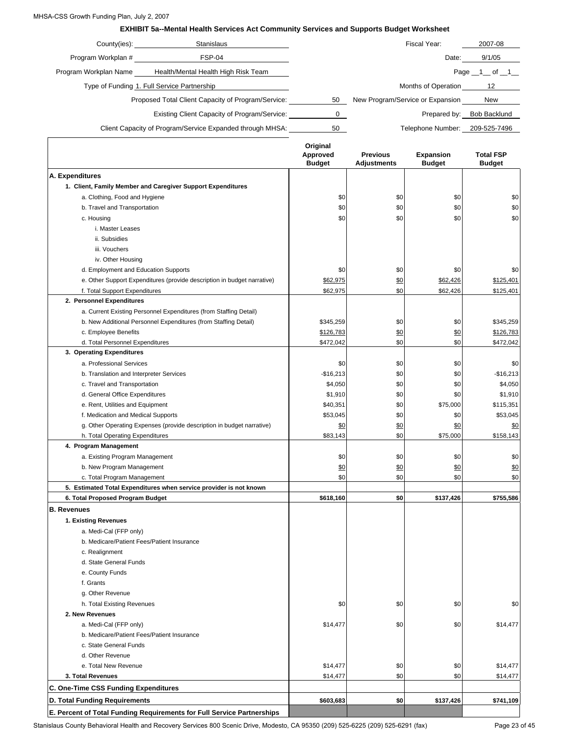**EXHIBIT 5a--Mental Health Services Act Community Services and Supports Budget Worksheet**

| | | | |
|---|---|---|---|
| County(ies): | Stanislaus | Fiscal Year: | 2007-08 |
| Program Workplan # | FSP-04 | Date: | 9/1/05 |
| Program Workplan Name | Health/Mental Health High Risk Team | Page | 1 of 1 |
| Type of Funding | 1. Full Service Partnership | Months of Operation | 12 |
| Proposed Total Client Capacity of Program/Service: | 50 | New Program/Service or Expansion | New |
| Existing Client Capacity of Program/Service: | 0 | Prepared by: | Bob Backlund |
| Client Capacity of Program/Service Expanded through MHSA: | 50 | Telephone Number: | 209-525-7496 |

| | Original Approved Budget | Previous Adjustments | Expansion Budget | Total FSP Budget |
|---|---|---|---|---|
| **A. Expenditures** | | | | |
| **1. Client, Family Member and Caregiver Support Expenditures** | | | | |
| a. Clothing, Food and Hygiene | $0 | $0 | $0 | $0 |
| b. Travel and Transportation | $0 | $0 | $0 | $0 |
| c. Housing | $0 | $0 | $0 | $0 |
| i. Master Leases | | | | |
| ii. Subsidies | | | | |
| iii. Vouchers | | | | |
| iv. Other Housing | | | | |
| d. Employment and Education Supports | $0 | $0 | $0 | $0 |
| e. Other Support Expenditures (provide description in budget narrative) | $62,975 | $0 | $62,426 | $125,401 |
| f. Total Support Expenditures | $62,975 | $0 | $62,426 | $125,401 |
| **2. Personnel Expenditures** | | | | |
| a. Current Existing Personnel Expenditures (from Staffing Detail) | | | | |
| b. New Additional Personnel Expenditures (from Staffing Detail) | $345,259 | $0 | $0 | $345,259 |
| c. Employee Benefits | $126,783 | $0 | $0 | $126,783 |
| d. Total Personnel Expenditures | $472,042 | $0 | $0 | $472,042 |
| **3. Operating Expenditures** | | | | |
| a. Professional Services | $0 | $0 | $0 | $0 |
| b. Translation and Interpreter Services | -$16,213 | $0 | $0 | -$16,213 |
| c. Travel and Transportation | $4,050 | $0 | $0 | $4,050 |
| d. General Office Expenditures | $1,910 | $0 | $0 | $1,910 |
| e. Rent, Utilities and Equipment | $40,351 | $0 | $75,000 | $115,351 |
| f. Medication and Medical Supports | $53,045 | $0 | $0 | $53,045 |
| g. Other Operating Expenses (provide description in budget narrative) | $0 | $0 | $0 | $0 |
| h. Total Operating Expenditures | $83,143 | $0 | $75,000 | $158,143 |
| **4. Program Management** | | | | |
| a. Existing Program Management | $0 | $0 | $0 | $0 |
| b. New Program Management | $0 | $0 | $0 | $0 |
| c. Total Program Management | $0 | $0 | $0 | $0 |
| **5. Estimated Total Expenditures when service provider is not known** | | | | |
| **6. Total Proposed Program Budget** | **$618,160** | **$0** | **$137,426** | **$755,586** |
| **B. Revenues** | | | | |
| **1. Existing Revenues** | | | | |
| a. Medi-Cal (FFP only) | | | | |
| b. Medicare/Patient Fees/Patient Insurance | | | | |
| c. Realignment | | | | |
| d. State General Funds | | | | |
| e. County Funds | | | | |
| f. Grants | | | | |
| g. Other Revenue | | | | |
| h. Total Existing Revenues | $0 | $0 | $0 | $0 |
| **2. New Revenues** | | | | |
| a. Medi-Cal (FFP only) | $14,477 | $0 | $0 | $14,477 |
| b. Medicare/Patient Fees/Patient Insurance | | | | |
| c. State General Funds | | | | |
| d. Other Revenue | | | | |
| e. Total New Revenue | $14,477 | $0 | $0 | $14,477 |
| **3. Total Revenues** | $14,477 | $0 | $0 | $14,477 |
| **C. One-Time CSS Funding Expenditures** | | | | |
| **D. Total Funding Requirements** | **$603,683** | **$0** | **$137,426** | **$741,109** |
| **E. Percent of Total Funding Requirements for Full Service Partnerships** | | | | |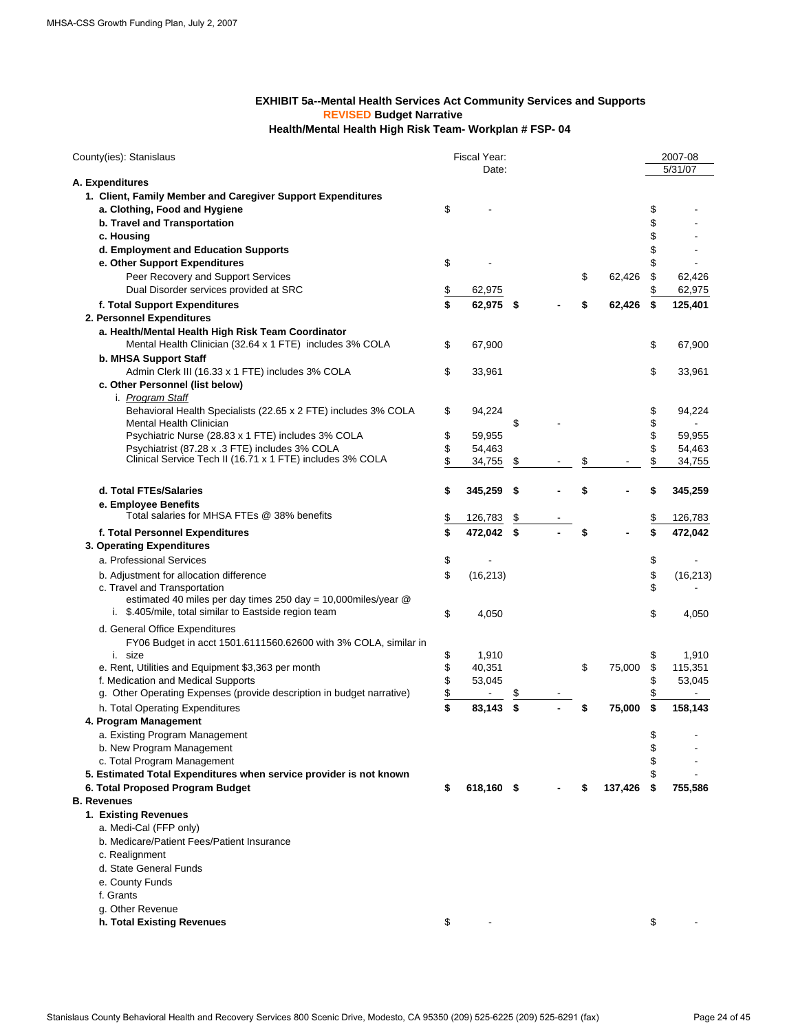### EXHIBIT 5a--Mental Health Services Act Community Services and Supports
### REVISED Budget Narrative
### Health/Mental Health High Risk Team- Workplan # FSP- 04

| County(ies): Stanislaus | Fiscal Year: | | | 2007-08 |
|---|---|---|---|---|
| | Date: | | | 5/31/07 |
| **A. Expenditures** | | | | |
| **1. Client, Family Member and Caregiver Support Expenditures** | | | | |
| **a. Clothing, Food and Hygiene** | $ - | | | $ - |
| **b. Travel and Transportation** | | | | $ - |
| **c. Housing** | | | | $ - |
| **d. Employment and Education Supports** | | | | $ - |
| **e. Other Support Expenditures** | $ - | | | $ - |
| Peer Recovery and Support Services | | | $ 62,426 | $ 62,426 |
| Dual Disorder services provided at SRC | $ 62,975 | | | $ 62,975 |
| **f. Total Support Expenditures** | **$ 62,975** | **$ -** | **$ 62,426** | **$ 125,401** |
| **2. Personnel Expenditures** | | | | |
| **a. Health/Mental Health High Risk Team Coordinator** | | | | |
| Mental Health Clinician (32.64 x 1 FTE) includes 3% COLA | $ 67,900 | | | $ 67,900 |
| **b. MHSA Support Staff** | | | | |
| Admin Clerk III (16.33 x 1 FTE) includes 3% COLA | $ 33,961 | | | $ 33,961 |
| **c. Other Personnel (list below)** | | | | |
| i. *Program Staff* | | | | |
| Behavioral Health Specialists (22.65 x 2 FTE) includes 3% COLA | $ 94,224 | | | $ 94,224 |
| Mental Health Clinician | | $ - | | $ - |
| Psychiatric Nurse (28.83 x 1 FTE) includes 3% COLA | $ 59,955 | | | $ 59,955 |
| Psychiatrist (87.28 x .3 FTE) includes 3% COLA | $ 54,463 | | | $ 54,463 |
| Clinical Service Tech II (16.71 x 1 FTE) includes 3% COLA | $ 34,755 | $ - | $ - | $ 34,755 |
| **d. Total FTEs/Salaries** | **$ 345,259** | **$ -** | **$ -** | **$ 345,259** |
| **e. Employee Benefits** | | | | |
| Total salaries for MHSA FTEs @ 38% benefits | $ 126,783 | $ - | | $ 126,783 |
| **f. Total Personnel Expenditures** | **$ 472,042** | **$ -** | **$ -** | **$ 472,042** |
| **3. Operating Expenditures** | | | | |
| a. Professional Services | $ - | | | $ - |
| b. Adjustment for allocation difference | $ (16,213) | | | $ (16,213) |
| c. Travel and Transportation | | | | $ - |
| i. estimated 40 miles per day times 250 day = 10,000miles/year @ $.405/mile, total similar to Eastside region team | $ 4,050 | | | $ 4,050 |
| d. General Office Expenditures | | | | |
| i. FY06 Budget in acct 1501.6111560.62600 with 3% COLA, similar in size | $ 1,910 | | | $ 1,910 |
| e. Rent, Utilities and Equipment $3,363 per month | $ 40,351 | | $ 75,000 | $ 115,351 |
| f. Medication and Medical Supports | $ 53,045 | | | $ 53,045 |
| g. Other Operating Expenses (provide description in budget narrative) | $ - | $ - | | $ - |
| h. Total Operating Expenditures | **$ 83,143** | **$ -** | **$ 75,000** | **$ 158,143** |
| **4. Program Management** | | | | |
| a. Existing Program Management | | | | $ - |
| b. New Program Management | | | | $ - |
| c. Total Program Management | | | | $ - |
| **5. Estimated Total Expenditures when service provider is not known** | | | | $ - |
| **6. Total Proposed Program Budget** | **$ 618,160** | **$ -** | **$ 137,426** | **$ 755,586** |
| **B. Revenues** | | | | |
| **1. Existing Revenues** | | | | |
| a. Medi-Cal (FFP only) | | | | |
| b. Medicare/Patient Fees/Patient Insurance | | | | |
| c. Realignment | | | | |
| d. State General Funds | | | | |
| e. County Funds | | | | |
| f. Grants | | | | |
| g. Other Revenue | | | | |
| **h. Total Existing Revenues** | $ - | | | $ - |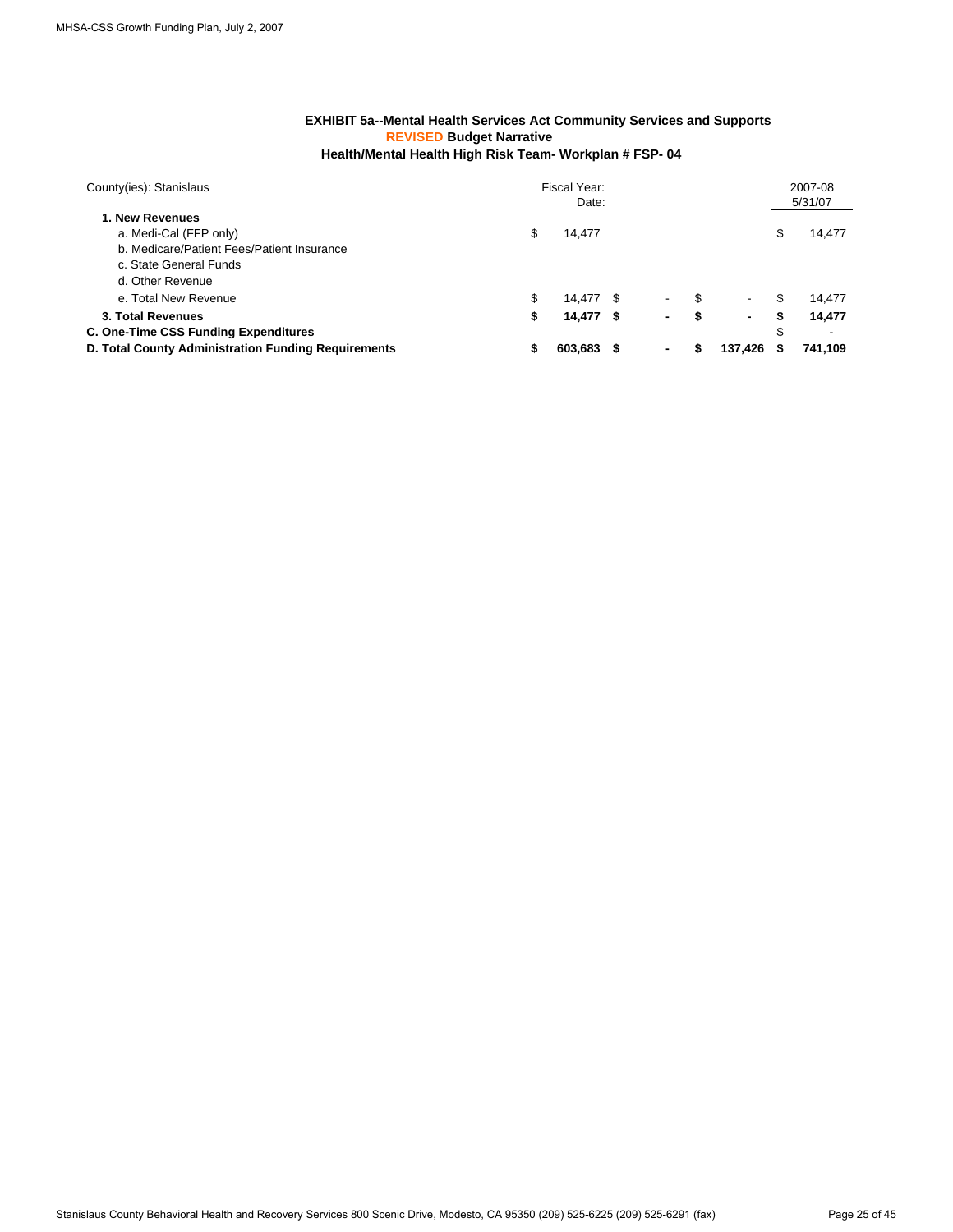### EXHIBIT 5a--Mental Health Services Act Community Services and Supports
### REVISED Budget Narrative
### Health/Mental Health High Risk Team- Workplan # FSP- 04

| County(ies): Stanislaus | Fiscal Year: | | | 2007-08 |
|---|---|---|---|---|
| | Date: | | | 5/31/07 |
| **1. New Revenues** | | | | |
| a. Medi-Cal (FFP only) | $ 14,477 | | | $ 14,477 |
| b. Medicare/Patient Fees/Patient Insurance | | | | |
| c. State General Funds | | | | |
| d. Other Revenue | | | | |
| e. Total New Revenue | $ 14,477 | $ - | $ - | $ 14,477 |
| **3. Total Revenues** | **$ 14,477** | **$ -** | **$ -** | **$ 14,477** |
| **C. One-Time CSS Funding Expenditures** | | | | $ - |
| **D. Total County Administration Funding Requirements** | **$ 603,683** | **$ -** | **$ 137,426** | **$ 741,109** |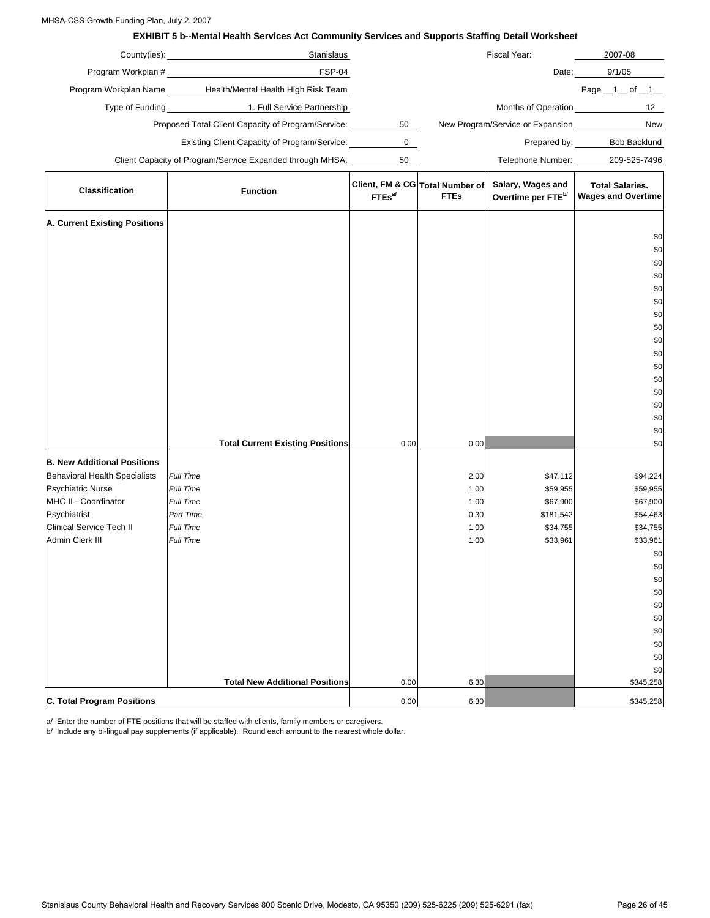MHSA-CSS Growth Funding Plan, July 2, 2007

## EXHIBIT 5 b--Mental Health Services Act Community Services and Supports Staffing Detail Worksheet

County(ies): Stanislaus

Fiscal Year: 2007-08

Program Workplan #: FSP-04

Date: 9/1/05

Program Workplan Name: Health/Mental Health High Risk Team

Page \_\_1\_\_ of \_\_1\_\_

Type of Funding: 1. Full Service Partnership

Months of Operation: 12

Proposed Total Client Capacity of Program/Service: 50

New Program/Service or Expansion: New

Existing Client Capacity of Program/Service: 0

Prepared by: Bob Backlund

Client Capacity of Program/Service Expanded through MHSA: 50

Telephone Number: 209-525-7496

| Classification | Function | Client, FM & CG FTEs[a/] | Total Number of FTEs | Salary, Wages and Overtime per FTE[b/] | Total Salaries. Wages and Overtime |
|---|---|---|---|---|---|
| **A. Current Existing Positions** | | | | | |
| | | | | | $0 |
| | | | | | $0 |
| | | | | | $0 |
| | | | | | $0 |
| | | | | | $0 |
| | | | | | $0 |
| | | | | | $0 |
| | | | | | $0 |
| | | | | | $0 |
| | | | | | $0 |
| | | | | | $0 |
| | | | | | $0 |
| | | | | | $0 |
| | | | | | $0 |
| | | | | | $0 |
| | | | | | $0 |
| | **Total Current Existing Positions** | 0.00 | 0.00 | | $0 |
| **B. New Additional Positions** | | | | | |
| Behavioral Health Specialists | *Full Time* | | 2.00 | $47,112 | $94,224 |
| Psychiatric Nurse | *Full Time* | | 1.00 | $59,955 | $59,955 |
| MHC II - Coordinator | *Full Time* | | 1.00 | $67,900 | $67,900 |
| Psychiatrist | *Part Time* | | 0.30 | $181,542 | $54,463 |
| Clinical Service Tech II | *Full Time* | | 1.00 | $34,755 | $34,755 |
| Admin Clerk III | *Full Time* | | 1.00 | $33,961 | $33,961 |
| | | | | | $0 |
| | | | | | $0 |
| | | | | | $0 |
| | | | | | $0 |
| | | | | | $0 |
| | | | | | $0 |
| | | | | | $0 |
| | | | | | $0 |
| | | | | | $0 |
| | | | | | $0 |
| | **Total New Additional Positions** | 0.00 | 6.30 | | $345,258 |
| **C. Total Program Positions** | | 0.00 | 6.30 | | $345,258 |

a/ Enter the number of FTE positions that will be staffed with clients, family members or caregivers.

b/ Include any bi-lingual pay supplements (if applicable). Round each amount to the nearest whole dollar.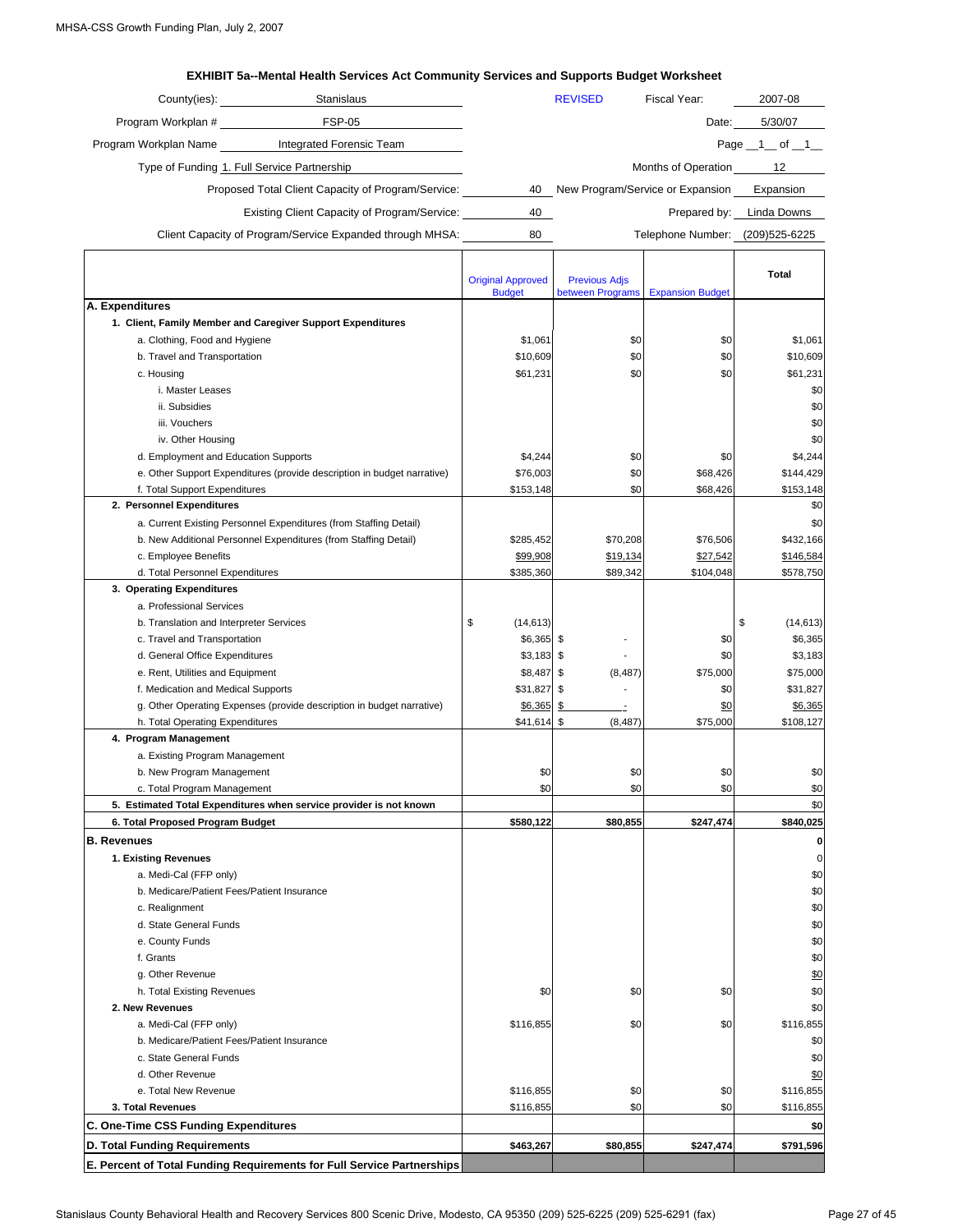# EXHIBIT 5a--Mental Health Services Act Community Services and Supports Budget Worksheet

County(ies): Stanislaus | REVISED | Fiscal Year: 2007-08

Program Workplan #: FSP-05 | Date: 5/30/07

Program Workplan Name: Integrated Forensic Team | Page 1 of 1

Type of Funding: 1. Full Service Partnership | Months of Operation: 12

Proposed Total Client Capacity of Program/Service: 40 | New Program/Service or Expansion: Expansion

Existing Client Capacity of Program/Service: 40 | Prepared by: Linda Downs

Client Capacity of Program/Service Expanded through MHSA: 80 | Telephone Number: (209)525-6225

| | Original Approved Budget | Previous Adjs between Programs | Expansion Budget | Total |
|---|---|---|---|---|
| **A. Expenditures** | | | | |
| **1. Client, Family Member and Caregiver Support Expenditures** | | | | |
| a. Clothing, Food and Hygiene | $1,061 | $0 | $0 | $1,061 |
| b. Travel and Transportation | $10,609 | $0 | $0 | $10,609 |
| c. Housing | $61,231 | $0 | $0 | $61,231 |
| i. Master Leases | | | | $0 |
| ii. Subsidies | | | | $0 |
| iii. Vouchers | | | | $0 |
| iv. Other Housing | | | | $0 |
| d. Employment and Education Supports | $4,244 | $0 | $0 | $4,244 |
| e. Other Support Expenditures (provide description in budget narrative) | $76,003 | $0 | $68,426 | $144,429 |
| f. Total Support Expenditures | $153,148 | $0 | $68,426 | $153,148 |
| **2. Personnel Expenditures** | | | | $0 |
| a. Current Existing Personnel Expenditures (from Staffing Detail) | | | | $0 |
| b. New Additional Personnel Expenditures (from Staffing Detail) | $285,452 | $70,208 | $76,506 | $432,166 |
| c. Employee Benefits | $99,908 | $19,134 | $27,542 | $146,584 |
| d. Total Personnel Expenditures | $385,360 | $89,342 | $104,048 | $578,750 |
| **3. Operating Expenditures** | | | | |
| a. Professional Services | | | | |
| b. Translation and Interpreter Services | $ (14,613) | | | $ (14,613) |
| c. Travel and Transportation | $6,365 | $ - | $0 | $6,365 |
| d. General Office Expenditures | $3,183 | $ - | $0 | $3,183 |
| e. Rent, Utilities and Equipment | $8,487 | $ (8,487) | $75,000 | $75,000 |
| f. Medication and Medical Supports | $31,827 | $ - | $0 | $31,827 |
| g. Other Operating Expenses (provide description in budget narrative) | $6,365 | $ - | $0 | $6,365 |
| h. Total Operating Expenditures | $41,614 | $ (8,487) | $75,000 | $108,127 |
| **4. Program Management** | | | | |
| a. Existing Program Management | | | | |
| b. New Program Management | $0 | $0 | $0 | $0 |
| c. Total Program Management | $0 | $0 | $0 | $0 |
| **5. Estimated Total Expenditures when service provider is not known** | | | | $0 |
| **6. Total Proposed Program Budget** | **$580,122** | **$80,855** | **$247,474** | **$840,025** |
| **B. Revenues** | | | | **0** |
| **1. Existing Revenues** | | | | 0 |
| a. Medi-Cal (FFP only) | | | | $0 |
| b. Medicare/Patient Fees/Patient Insurance | | | | $0 |
| c. Realignment | | | | $0 |
| d. State General Funds | | | | $0 |
| e. County Funds | | | | $0 |
| f. Grants | | | | $0 |
| g. Other Revenue | | | | $0 |
| h. Total Existing Revenues | $0 | $0 | $0 | $0 |
| **2. New Revenues** | | | | $0 |
| a. Medi-Cal (FFP only) | $116,855 | $0 | $0 | $116,855 |
| b. Medicare/Patient Fees/Patient Insurance | | | | $0 |
| c. State General Funds | | | | $0 |
| d. Other Revenue | | | | $0 |
| e. Total New Revenue | $116,855 | $0 | $0 | $116,855 |
| **3. Total Revenues** | $116,855 | $0 | $0 | $116,855 |
| **C. One-Time CSS Funding Expenditures** | | | | **$0** |
| **D. Total Funding Requirements** | **$463,267** | **$80,855** | **$247,474** | **$791,596** |
| **E. Percent of Total Funding Requirements for Full Service Partnerships** | | | | |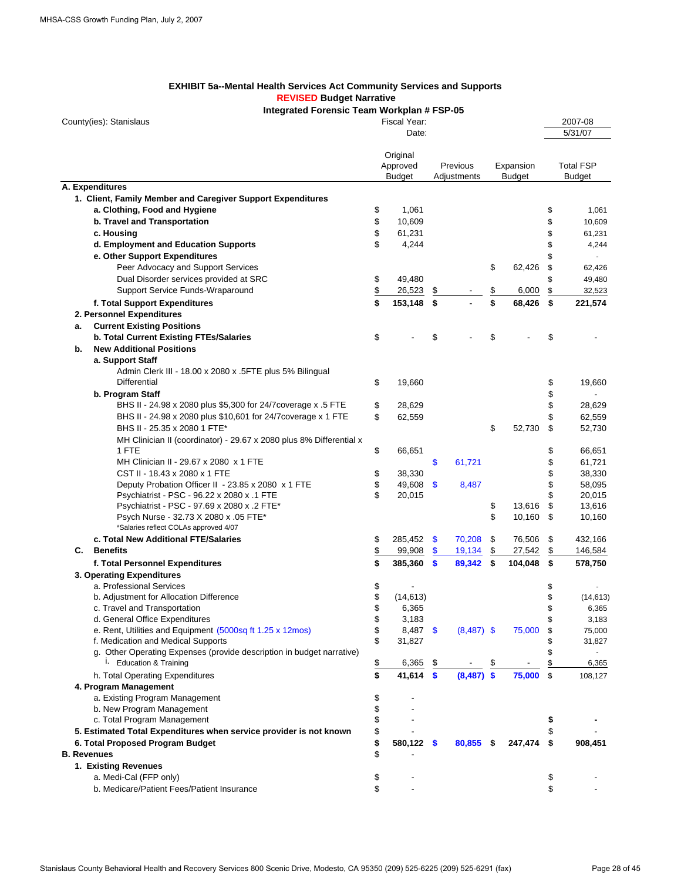**EXHIBIT 5a--Mental Health Services Act Community Services and Supports**
**REVISED Budget Narrative**
**Integrated Forensic Team Workplan # FSP-05**

County(ies): Stanislaus | Fiscal Year: 2007-08 | Date: 5/31/07

| | Original Approved Budget | Previous Adjustments | Expansion Budget | Total FSP Budget |
|---|---|---|---|---|
| **A. Expenditures** | | | | |
| **1. Client, Family Member and Caregiver Support Expenditures** | | | | |
| **a. Clothing, Food and Hygiene** | $ 1,061 | | | $ 1,061 |
| **b. Travel and Transportation** | $ 10,609 | | | $ 10,609 |
| **c. Housing** | $ 61,231 | | | $ 61,231 |
| **d. Employment and Education Supports** | $ 4,244 | | | $ 4,244 |
| **e. Other Support Expenditures** | | | | $ - |
| Peer Advocacy and Support Services | | | $ 62,426 | $ 62,426 |
| Dual Disorder services provided at SRC | $ 49,480 | | | $ 49,480 |
| Support Service Funds-Wraparound | $ 26,523 | $ - | $ 6,000 | $ 32,523 |
| **f. Total Support Expenditures** | **$ 153,148** | **$ -** | **$ 68,426** | **$ 221,574** |
| **2. Personnel Expenditures** | | | | |
| **a. Current Existing Positions** | | | | |
| **b. Total Current Existing FTEs/Salaries** | $ - | $ - | $ - | $ - |
| **b. New Additional Positions** | | | | |
| **a. Support Staff** | | | | |
| Admin Clerk III - 18.00 x 2080 x .5FTE plus 5% Bilingual Differential | $ 19,660 | | | $ 19,660 |
| **b. Program Staff** | | | | $ - |
| BHS II - 24.98 x 2080 plus $5,300 for 24/7coverage x .5 FTE | $ 28,629 | | | $ 28,629 |
| BHS II - 24.98 x 2080 plus $10,601 for 24/7coverage x 1 FTE | $ 62,559 | | | $ 62,559 |
| BHS II - 25.35 x 2080 1 FTE* | | | $ 52,730 | $ 52,730 |
| MH Clinician II (coordinator) - 29.67 x 2080 plus 8% Differential x 1 FTE | $ 66,651 | | | $ 66,651 |
| MH Clinician II - 29.67 x 2080 x 1 FTE | | $ 61,721 | | $ 61,721 |
| CST II - 18.43 x 2080 x 1 FTE | $ 38,330 | | | $ 38,330 |
| Deputy Probation Officer II - 23.85 x 2080 x 1 FTE | $ 49,608 | $ 8,487 | | $ 58,095 |
| Psychiatrist - PSC - 96.22 x 2080 x .1 FTE | $ 20,015 | | | $ 20,015 |
| Psychiatrist - PSC - 97.69 x 2080 x .2 FTE* | | | $ 13,616 | $ 13,616 |
| Psych Nurse - 32.73 X 2080 x .05 FTE* | | | $ 10,160 | $ 10,160 |
| *Salaries reflect COLAs approved 4/07 | | | | |
| **c. Total New Additional FTE/Salaries** | $ 285,452 | $ 70,208 | $ 76,506 | $ 432,166 |
| **C. Benefits** | $ 99,908 | $ 19,134 | $ 27,542 | $ 146,584 |
| **f. Total Personnel Expenditures** | **$ 385,360** | **$ 89,342** | **$ 104,048** | **$ 578,750** |
| **3. Operating Expenditures** | | | | |
| a. Professional Services | $ - | | | $ - |
| b. Adjustment for Allocation Difference | $ (14,613) | | | $ (14,613) |
| c. Travel and Transportation | $ 6,365 | | | $ 6,365 |
| d. General Office Expenditures | $ 3,183 | | | $ 3,183 |
| e. Rent, Utilities and Equipment (5000sq ft 1.25 x 12mos) | $ 8,487 | $ (8,487) | $ 75,000 | $ 75,000 |
| f. Medication and Medical Supports | $ 31,827 | | | $ 31,827 |
| g. Other Operating Expenses (provide description in budget narrative) | | | | $ - |
| i. Education & Training | $ 6,365 | $ - | $ - | $ 6,365 |
| h. Total Operating Expenditures | **$ 41,614** | **$ (8,487)** | **$ 75,000** | $ 108,127 |
| **4. Program Management** | | | | |
| a. Existing Program Management | $ - | | | |
| b. New Program Management | $ - | | | |
| c. Total Program Management | $ - | | | **$ -** |
| **5. Estimated Total Expenditures when service provider is not known** | $ - | | | $ - |
| **6. Total Proposed Program Budget** | **$ 580,122** | **$ 80,855** | **$ 247,474** | **$ 908,451** |
| **B. Revenues** | $ - | | | |
| **1. Existing Revenues** | | | | |
| a. Medi-Cal (FFP only) | $ - | | | $ - |
| b. Medicare/Patient Fees/Patient Insurance | $ - | | | $ - |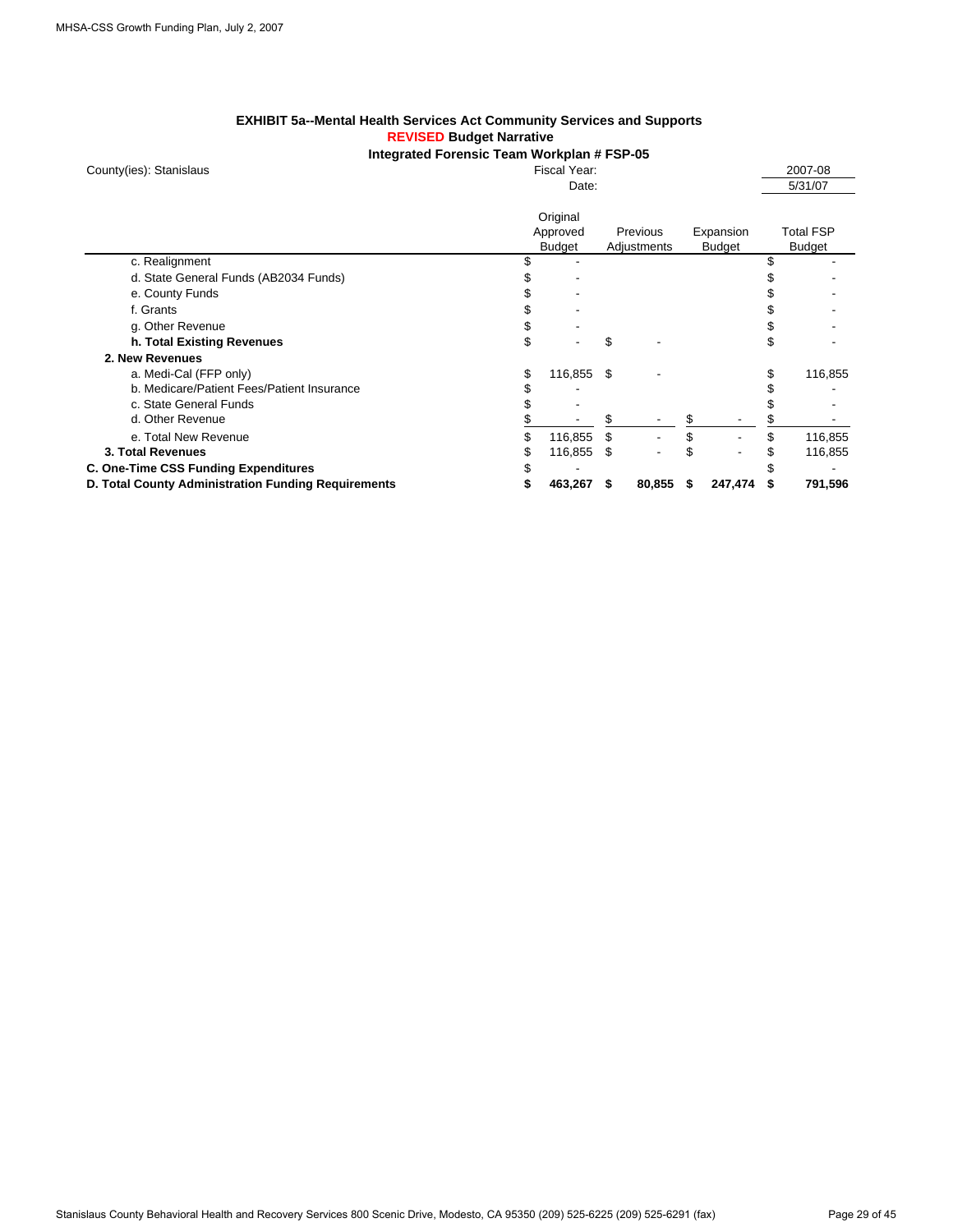**EXHIBIT 5a--Mental Health Services Act Community Services and Supports**
**REVISED Budget Narrative**
**Integrated Forensic Team Workplan # FSP-05**

County(ies): Stanislaus

Fiscal Year: 2007-08
Date: 5/31/07

| | Original Approved Budget | Previous Adjustments | Expansion Budget | Total FSP Budget |
|---|---|---|---|---|
| c. Realignment | $ - | | | $ - |
| d. State General Funds (AB2034 Funds) | $ - | | | $ - |
| e. County Funds | $ - | | | $ - |
| f. Grants | $ - | | | $ - |
| g. Other Revenue | $ - | | | $ - |
| **h. Total Existing Revenues** | $ - | $ - | | $ - |
| **2. New Revenues** | | | | |
| a. Medi-Cal (FFP only) | $ 116,855 | $ - | | $ 116,855 |
| b. Medicare/Patient Fees/Patient Insurance | $ - | | | $ - |
| c. State General Funds | $ - | | | $ - |
| d. Other Revenue | $ - | $ - | $ - | $ - |
| e. Total New Revenue | $ 116,855 | $ - | $ - | $ 116,855 |
| **3. Total Revenues** | $ 116,855 | $ - | $ - | $ 116,855 |
| **C. One-Time CSS Funding Expenditures** | $ - | | | $ - |
| **D. Total County Administration Funding Requirements** | **$ 463,267** | **$ 80,855** | **$ 247,474** | **$ 791,596** |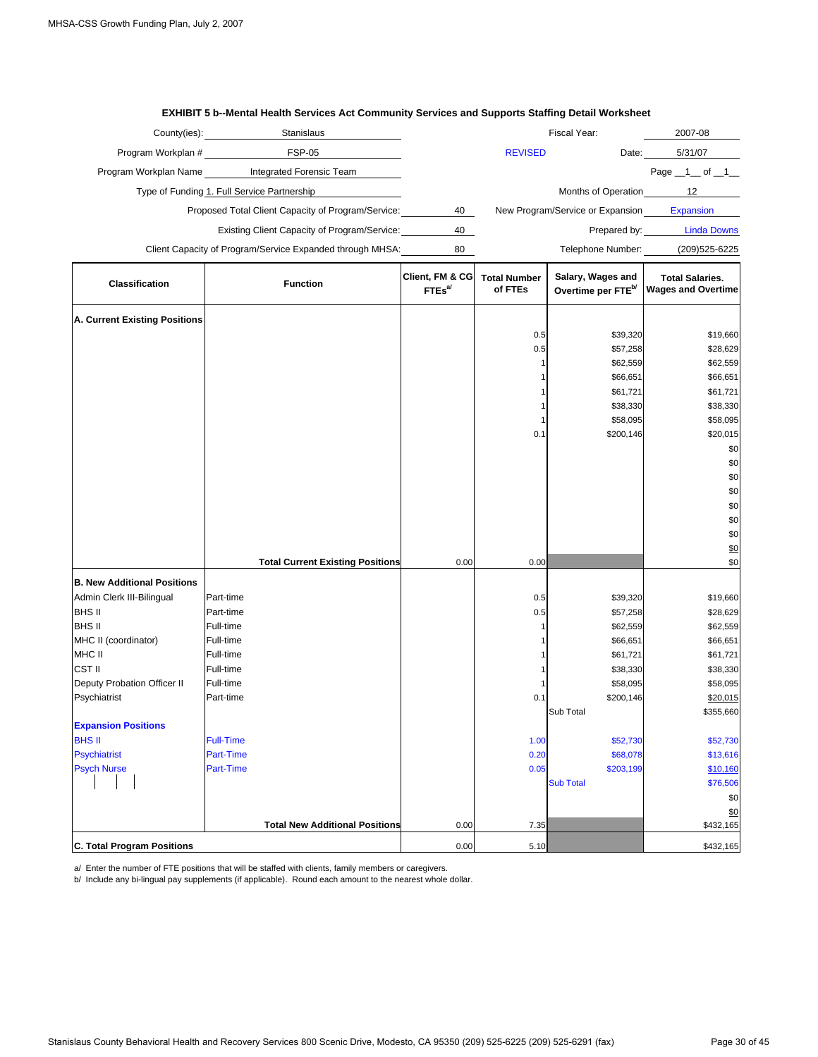## EXHIBIT 5 b--Mental Health Services Act Community Services and Supports Staffing Detail Worksheet

County(ies): Stanislaus | Fiscal Year: 2007-08

Program Workplan #: FSP-05 | REVISED | Date: 5/31/07

Program Workplan Name: Integrated Forensic Team | Page __1__ of __1__

Type of Funding: 1. Full Service Partnership | Months of Operation: 12

Proposed Total Client Capacity of Program/Service: 40 | New Program/Service or Expansion: Expansion

Existing Client Capacity of Program/Service: 40 | Prepared by: Linda Downs

Client Capacity of Program/Service Expanded through MHSA: 80 | Telephone Number: (209)525-6225

| Classification | Function | Client, FM & CG FTEs[a] | Total Number of FTEs | Salary, Wages and Overtime per FTE[b] | Total Salaries, Wages and Overtime |
|---|---|---|---|---|---|
| **A. Current Existing Positions** | | | | | |
| | | | 0.5 | $39,320 | $19,660 |
| | | | 0.5 | $57,258 | $28,629 |
| | | | 1 | $62,559 | $62,559 |
| | | | 1 | $66,651 | $66,651 |
| | | | 1 | $61,721 | $61,721 |
| | | | 1 | $38,330 | $38,330 |
| | | | 1 | $58,095 | $58,095 |
| | | | 0.1 | $200,146 | $20,015 |
| | | | | | $0 |
| | | | | | $0 |
| | | | | | $0 |
| | | | | | $0 |
| | | | | | $0 |
| | | | | | $0 |
| | | | | | $0 |
| | | | | | $0 |
| | **Total Current Existing Positions** | 0.00 | 0.00 | | $0 |
| **B. New Additional Positions** | | | | | |
| Admin Clerk III-Bilingual | Part-time | | 0.5 | $39,320 | $19,660 |
| BHS II | Part-time | | 0.5 | $57,258 | $28,629 |
| BHS II | Full-time | | 1 | $62,559 | $62,559 |
| MHC II (coordinator) | Full-time | | 1 | $66,651 | $66,651 |
| MHC II | Full-time | | 1 | $61,721 | $61,721 |
| CST II | Full-time | | 1 | $38,330 | $38,330 |
| Deputy Probation Officer II | Full-time | | 1 | $58,095 | $58,095 |
| Psychiatrist | Part-time | | 0.1 | $200,146 | $20,015 |
| | | | | Sub Total | $355,660 |
| **Expansion Positions** | | | | | |
| BHS II | Full-Time | | 1.00 | $52,730 | $52,730 |
| Psychiatrist | Part-Time | | 0.20 | $68,078 | $13,616 |
| Psych Nurse | Part-Time | | 0.05 | $203,199 | $10,160 |
| | | | | Sub Total | $76,506 |
| | | | | | $0 |
| | | | | | $0 |
| | **Total New Additional Positions** | 0.00 | 7.35 | | $432,165 |
| **C. Total Program Positions** | | 0.00 | 5.10 | | $432,165 |

a/ Enter the number of FTE positions that will be staffed with clients, family members or caregivers.

b/ Include any bi-lingual pay supplements (if applicable). Round each amount to the nearest whole dollar.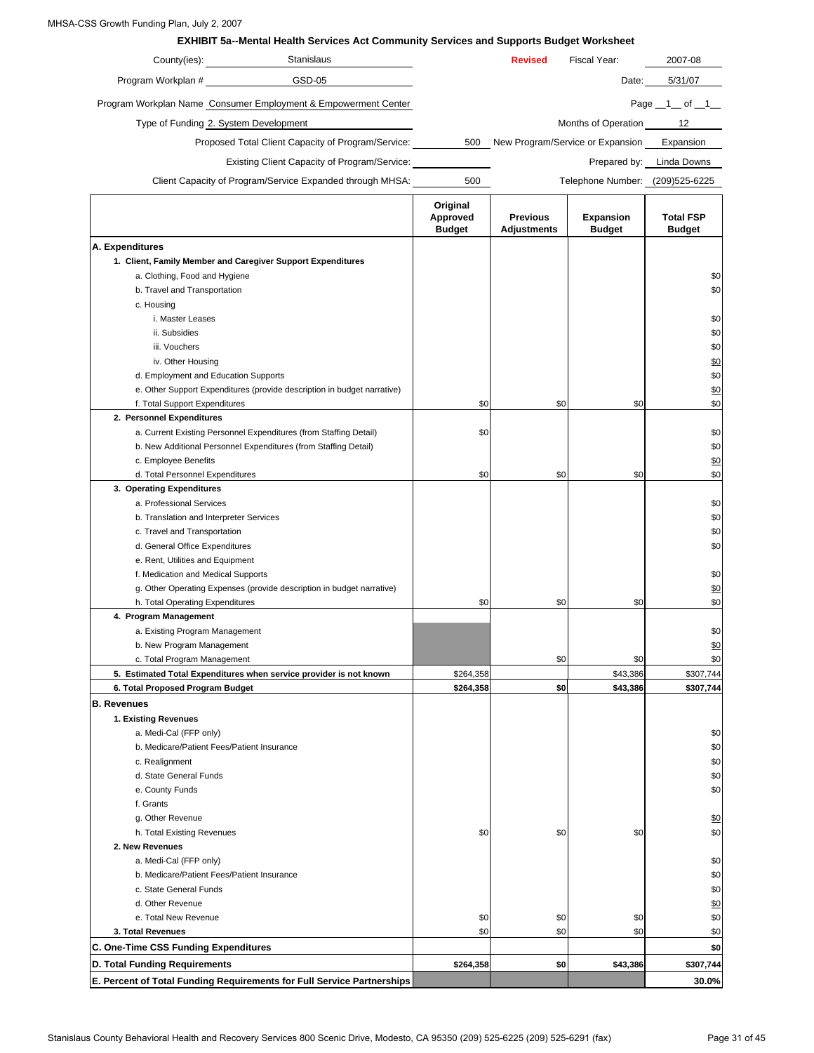MHSA-CSS Growth Funding Plan, July 2, 2007

## EXHIBIT 5a--Mental Health Services Act Community Services and Supports Budget Worksheet

County(ies): Stanislaus — **Revised** — Fiscal Year: 2007-08

Program Workplan # GSD-05 — Date: 5/31/07

Program Workplan Name Consumer Employment & Empowerment Center — Page 1 of 1

Type of Funding 2. System Development — Months of Operation 12

Proposed Total Client Capacity of Program/Service: 500 — New Program/Service or Expansion: Expansion

Existing Client Capacity of Program/Service: — Prepared by: Linda Downs

Client Capacity of Program/Service Expanded through MHSA: 500 — Telephone Number: (209)525-6225

| | Original Approved Budget | Previous Adjustments | Expansion Budget | Total FSP Budget |
|---|---|---|---|---|
| **A. Expenditures** | | | | |
| **1. Client, Family Member and Caregiver Support Expenditures** | | | | |
| a. Clothing, Food and Hygiene | | | | $0 |
| b. Travel and Transportation | | | | $0 |
| c. Housing | | | | |
| i. Master Leases | | | | $0 |
| ii. Subsidies | | | | $0 |
| iii. Vouchers | | | | $0 |
| iv. Other Housing | | | | $0 |
| d. Employment and Education Supports | | | | $0 |
| e. Other Support Expenditures (provide description in budget narrative) | | | | $0 |
| f. Total Support Expenditures | $0 | $0 | $0 | $0 |
| **2. Personnel Expenditures** | | | | |
| a. Current Existing Personnel Expenditures (from Staffing Detail) | $0 | | | $0 |
| b. New Additional Personnel Expenditures (from Staffing Detail) | | | | $0 |
| c. Employee Benefits | | | | $0 |
| d. Total Personnel Expenditures | $0 | $0 | $0 | $0 |
| **3. Operating Expenditures** | | | | |
| a. Professional Services | | | | $0 |
| b. Translation and Interpreter Services | | | | $0 |
| c. Travel and Transportation | | | | $0 |
| d. General Office Expenditures | | | | $0 |
| e. Rent, Utilities and Equipment | | | | |
| f. Medication and Medical Supports | | | | $0 |
| g. Other Operating Expenses (provide description in budget narrative) | | | | $0 |
| h. Total Operating Expenditures | $0 | $0 | $0 | $0 |
| **4. Program Management** | | | | |
| a. Existing Program Management | | | | $0 |
| b. New Program Management | | | | $0 |
| c. Total Program Management | | $0 | $0 | $0 |
| **5. Estimated Total Expenditures when service provider is not known** | $264,358 | | $43,386 | $307,744 |
| **6. Total Proposed Program Budget** | **$264,358** | **$0** | **$43,386** | **$307,744** |
| **B. Revenues** | | | | |
| **1. Existing Revenues** | | | | |
| a. Medi-Cal (FFP only) | | | | $0 |
| b. Medicare/Patient Fees/Patient Insurance | | | | $0 |
| c. Realignment | | | | $0 |
| d. State General Funds | | | | $0 |
| e. County Funds | | | | $0 |
| f. Grants | | | | |
| g. Other Revenue | | | | $0 |
| h. Total Existing Revenues | $0 | $0 | $0 | $0 |
| **2. New Revenues** | | | | |
| a. Medi-Cal (FFP only) | | | | $0 |
| b. Medicare/Patient Fees/Patient Insurance | | | | $0 |
| c. State General Funds | | | | $0 |
| d. Other Revenue | | | | $0 |
| e. Total New Revenue | $0 | $0 | $0 | $0 |
| **3. Total Revenues** | $0 | $0 | $0 | $0 |
| **C. One-Time CSS Funding Expenditures** | | | | **$0** |
| **D. Total Funding Requirements** | **$264,358** | **$0** | **$43,386** | **$307,744** |
| **E. Percent of Total Funding Requirements for Full Service Partnerships** | | | | **30.0%** |

Stanislaus County Behavioral Health and Recovery Services 800 Scenic Drive, Modesto, CA 95350 (209) 525-6225 (209) 525-6291 (fax)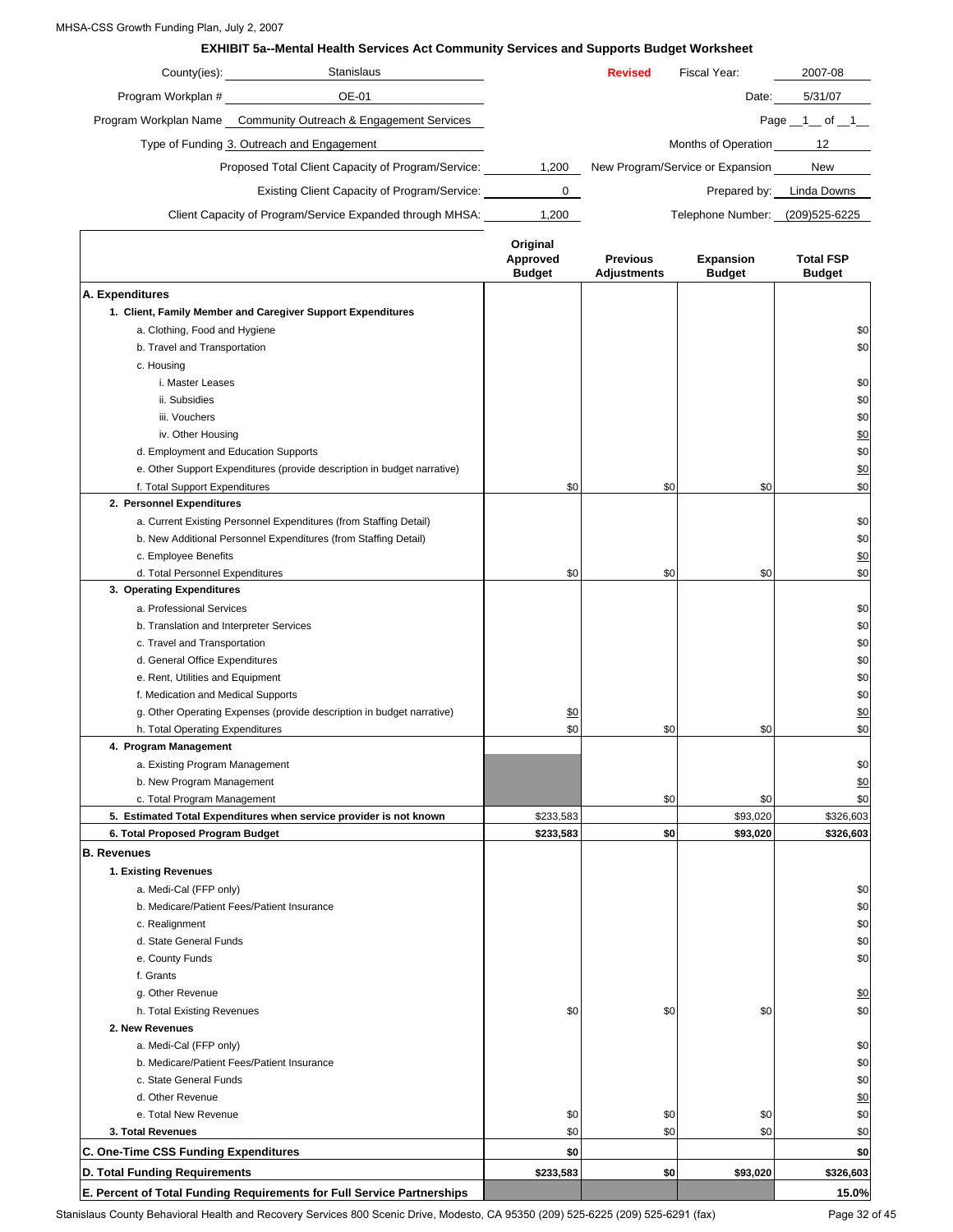## EXHIBIT 5a--Mental Health Services Act Community Services and Supports Budget Worksheet

County(ies): Stanislaus | **Revised** | Fiscal Year: 2007-08

Program Workplan #: OE-01 | Date: 5/31/07

Program Workplan Name: Community Outreach & Engagement Services | Page 1 of 1

Type of Funding: 3. Outreach and Engagement | Months of Operation: 12

Proposed Total Client Capacity of Program/Service: 1,200 | New Program/Service or Expansion: New

Existing Client Capacity of Program/Service: 0 | Prepared by: Linda Downs

Client Capacity of Program/Service Expanded through MHSA: 1,200 | Telephone Number: (209)525-6225

| | Original Approved Budget | Previous Adjustments | Expansion Budget | Total FSP Budget |
|---|---|---|---|---|
| **A. Expenditures** | | | | |
| **1. Client, Family Member and Caregiver Support Expenditures** | | | | |
| a. Clothing, Food and Hygiene | | | | $0 |
| b. Travel and Transportation | | | | $0 |
| c. Housing | | | | |
| i. Master Leases | | | | $0 |
| ii. Subsidies | | | | $0 |
| iii. Vouchers | | | | $0 |
| iv. Other Housing | | | | $0 |
| d. Employment and Education Supports | | | | $0 |
| e. Other Support Expenditures (provide description in budget narrative) | | | | $0 |
| f. Total Support Expenditures | $0 | $0 | $0 | $0 |
| **2. Personnel Expenditures** | | | | |
| a. Current Existing Personnel Expenditures (from Staffing Detail) | | | | $0 |
| b. New Additional Personnel Expenditures (from Staffing Detail) | | | | $0 |
| c. Employee Benefits | | | | $0 |
| d. Total Personnel Expenditures | $0 | $0 | $0 | $0 |
| **3. Operating Expenditures** | | | | |
| a. Professional Services | | | | $0 |
| b. Translation and Interpreter Services | | | | $0 |
| c. Travel and Transportation | | | | $0 |
| d. General Office Expenditures | | | | $0 |
| e. Rent, Utilities and Equipment | | | | $0 |
| f. Medication and Medical Supports | | | | $0 |
| g. Other Operating Expenses (provide description in budget narrative) | $0 | | | $0 |
| h. Total Operating Expenditures | $0 | $0 | $0 | $0 |
| **4. Program Management** | | | | |
| a. Existing Program Management | | | | $0 |
| b. New Program Management | | | | $0 |
| c. Total Program Management | | $0 | $0 | $0 |
| **5. Estimated Total Expenditures when service provider is not known** | $233,583 | | $93,020 | $326,603 |
| **6. Total Proposed Program Budget** | **$233,583** | **$0** | **$93,020** | **$326,603** |
| **B. Revenues** | | | | |
| **1. Existing Revenues** | | | | |
| a. Medi-Cal (FFP only) | | | | $0 |
| b. Medicare/Patient Fees/Patient Insurance | | | | $0 |
| c. Realignment | | | | $0 |
| d. State General Funds | | | | $0 |
| e. County Funds | | | | $0 |
| f. Grants | | | | |
| g. Other Revenue | | | | $0 |
| h. Total Existing Revenues | $0 | $0 | $0 | $0 |
| **2. New Revenues** | | | | |
| a. Medi-Cal (FFP only) | | | | $0 |
| b. Medicare/Patient Fees/Patient Insurance | | | | $0 |
| c. State General Funds | | | | $0 |
| d. Other Revenue | | | | $0 |
| e. Total New Revenue | $0 | $0 | $0 | $0 |
| **3. Total Revenues** | $0 | $0 | $0 | $0 |
| **C. One-Time CSS Funding Expenditures** | **$0** | | | **$0** |
| **D. Total Funding Requirements** | **$233,583** | **$0** | **$93,020** | **$326,603** |
| **E. Percent of Total Funding Requirements for Full Service Partnerships** | | | | **15.0%** |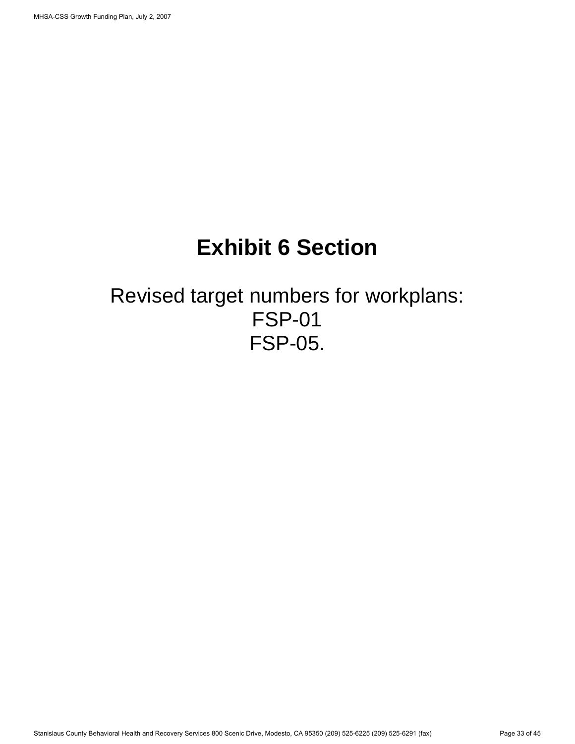# Exhibit 6 Section

Revised target numbers for workplans:
FSP-01
FSP-05.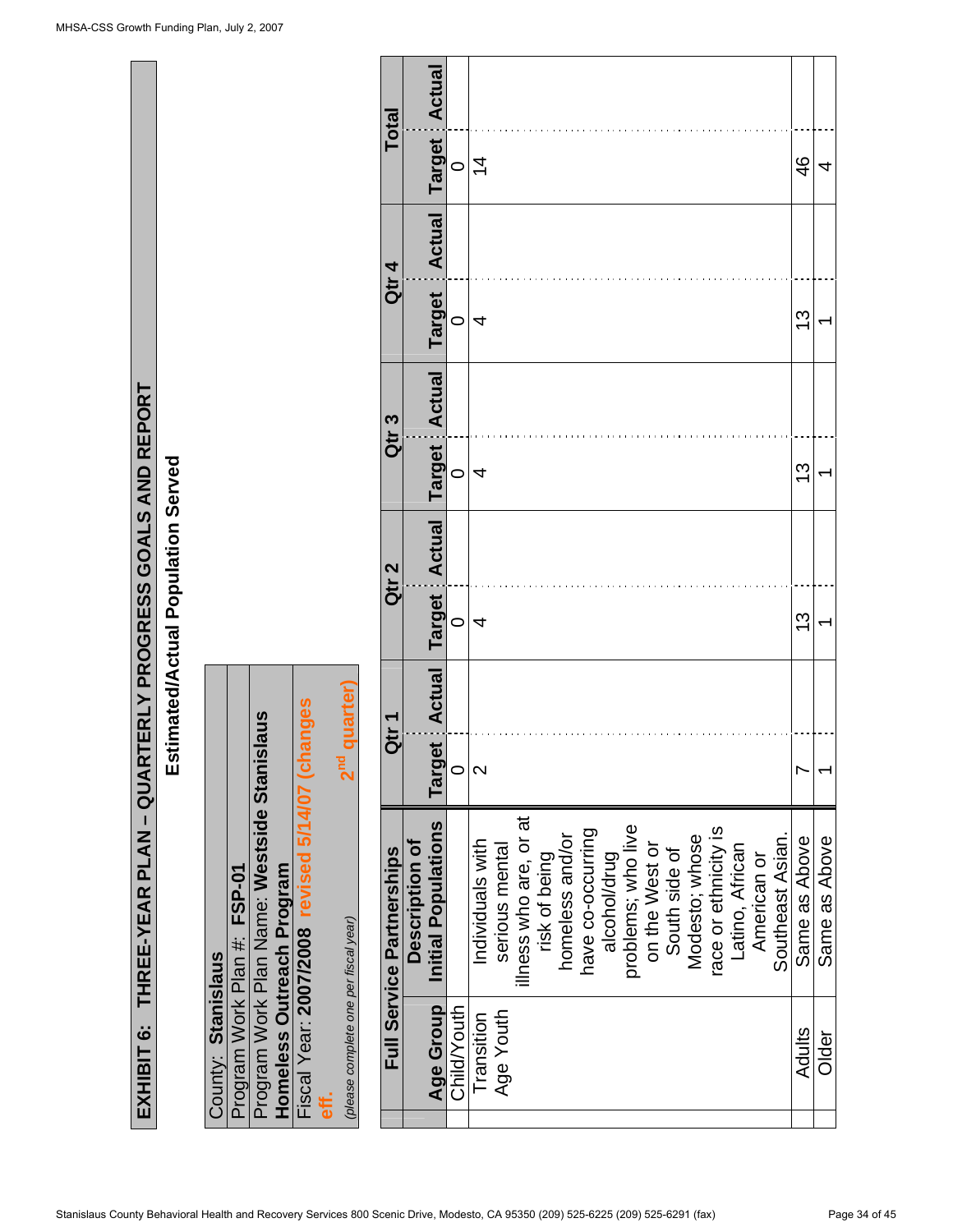# EXHIBIT 6: THREE-YEAR PLAN – QUARTERLY PROGRESS GOALS AND REPORT

## Estimated/Actual Population Served

County: **Stanislaus**

Program Work Plan #: **FSP-01**

Program Work Plan Name: **Westside Stanislaus Homeless Outreach Program**

Fiscal Year: **2007/2008** **revised 5/14/07 (changes eff. 2nd quarter)**

*(please complete one per fiscal year)*

| Full Service Partnerships | | Qtr 1 | | Qtr 2 | | Qtr 3 | | Qtr 4 | | Total | |
|---|---|---|---|---|---|---|---|---|---|---|---|
| **Age Group** | **Description of Initial Populations** | **Target** | **Actual** | **Target** | **Actual** | **Target** | **Actual** | **Target** | **Actual** | **Target** | **Actual** |
| Child/Youth | | 0 | | 0 | | 0 | | 0 | | 0 | |
| Transition Age Youth | Individuals with serious mental illness who are, or at risk of being homeless and/or have co-occurring alcohol/drug problems; who live on the West or South side of Modesto; whose race or ethnicity is Latino, African American or Southeast Asian. | 2 | | 4 | | 4 | | 4 | | 14 | |
| Adults | Same as Above | 7 | | 13 | | 13 | | 13 | | 46 | |
| Older | Same as Above | 1 | | 1 | | 1 | | 1 | | 4 | |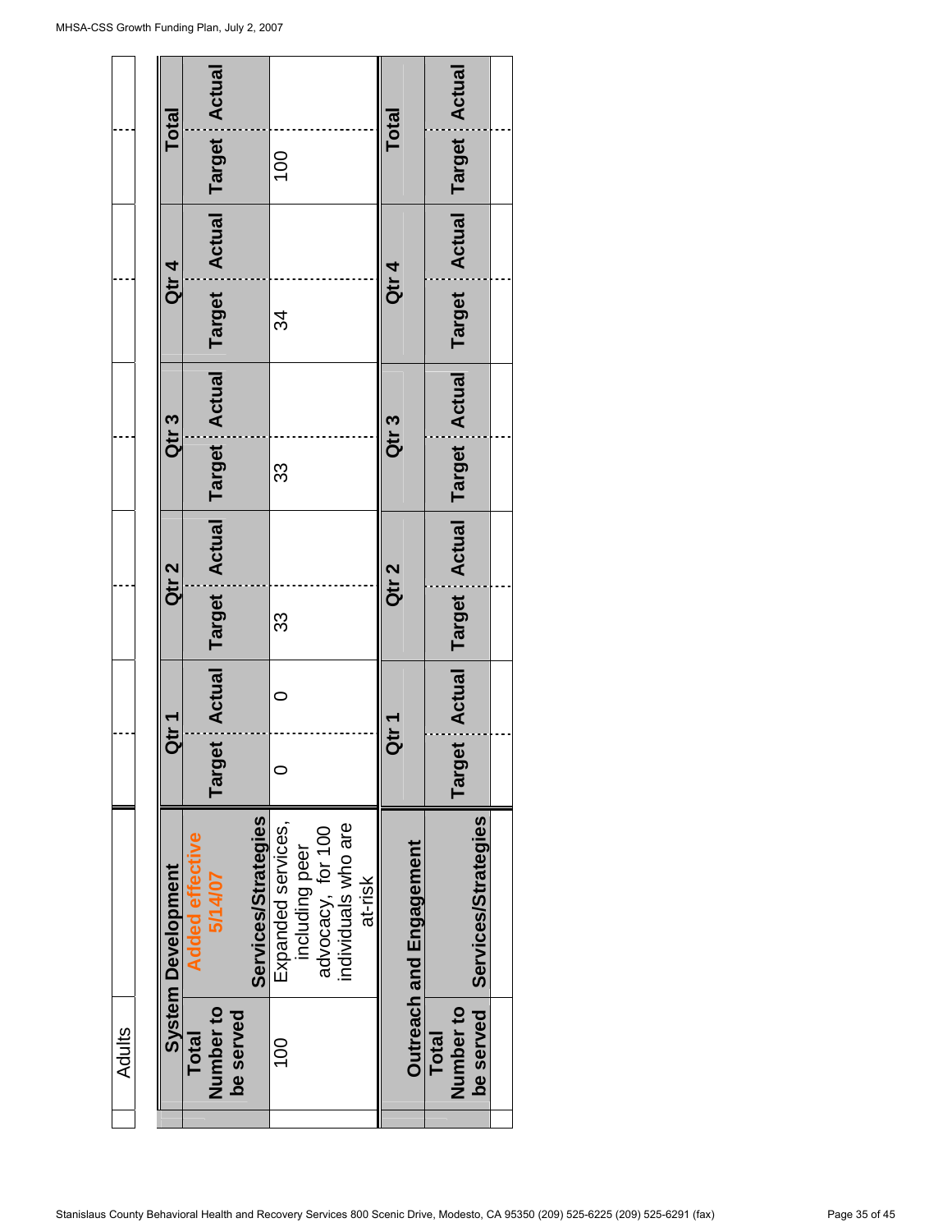Adults

| System Development | Added effective 5/14/07 | Qtr 1 | | Qtr 2 | | Qtr 3 | | Qtr 4 | | Total | |
|---|---|---|---|---|---|---|---|---|---|---|---|
| Total Number to be served | Services/Strategies | Target | Actual | Target | Actual | Target | Actual | Target | Actual | Target | Actual |
| 100 | Expanded services, including peer advocacy, for 100 individuals who are at-risk | 0 | 0 | 33 | | 33 | | 34 | | 100 | |

| Outreach and Engagement | | Qtr 1 | | Qtr 2 | | Qtr 3 | | Qtr 4 | | Total | |
|---|---|---|---|---|---|---|---|---|---|---|---|
| Total Number to be served | Services/Strategies | Target | Actual | Target | Actual | Target | Actual | Target | Actual | Target | Actual |
| | | | | | | | | | | | |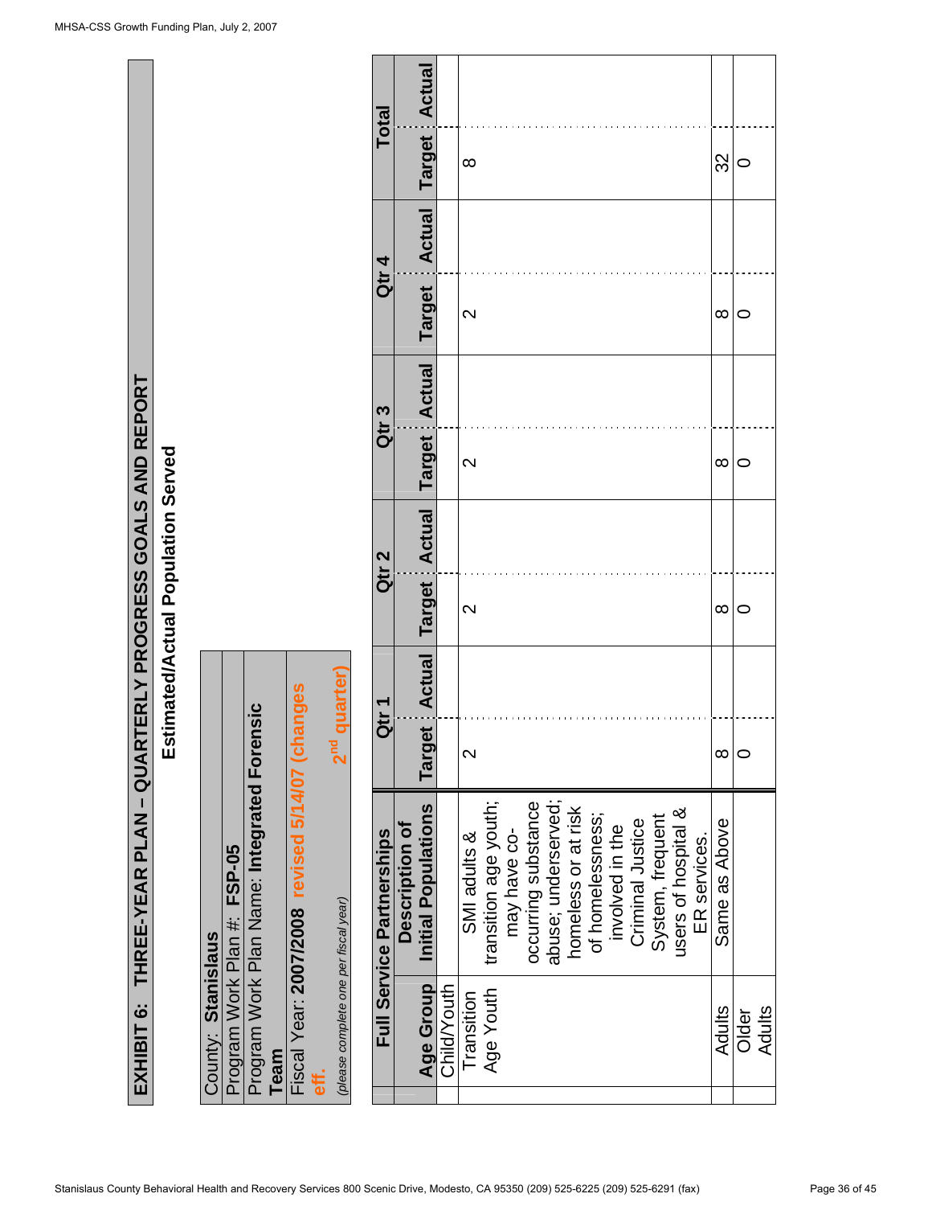# EXHIBIT 6: THREE-YEAR PLAN – QUARTERLY PROGRESS GOALS AND REPORT

## Estimated/Actual Population Served

County: **Stanislaus**
Program Work Plan #: **FSP-05**
Program Work Plan Name: **Integrated Forensic Team**
Fiscal Year: **2007/2008 revised 5/14/07 (changes eff. 2nd quarter)**
*(please complete one per fiscal year)*

| Full Service Partnerships | | Qtr 1 | | Qtr 2 | | Qtr 3 | | Qtr 4 | | Total | |
|---|---|---|---|---|---|---|---|---|---|---|---|
| **Age Group** | **Description of Initial Populations** | **Target** | **Actual** | **Target** | **Actual** | **Target** | **Actual** | **Target** | **Actual** | **Target** | **Actual** |
| Child/Youth | | | | | | | | | | | |
| Transition Age Youth | SMI adults & transition age youth; may have co-occurring substance abuse; underserved; homeless or at risk of homelessness; involved in the Criminal Justice System, frequent users of hospital & ER services. | 2 | | 2 | | 2 | | 2 | | 8 | |
| Adults | Same as Above | 8 | | 8 | | 8 | | 8 | | 32 | |
| Older Adults | | 0 | | 0 | | 0 | | 0 | | 0 | |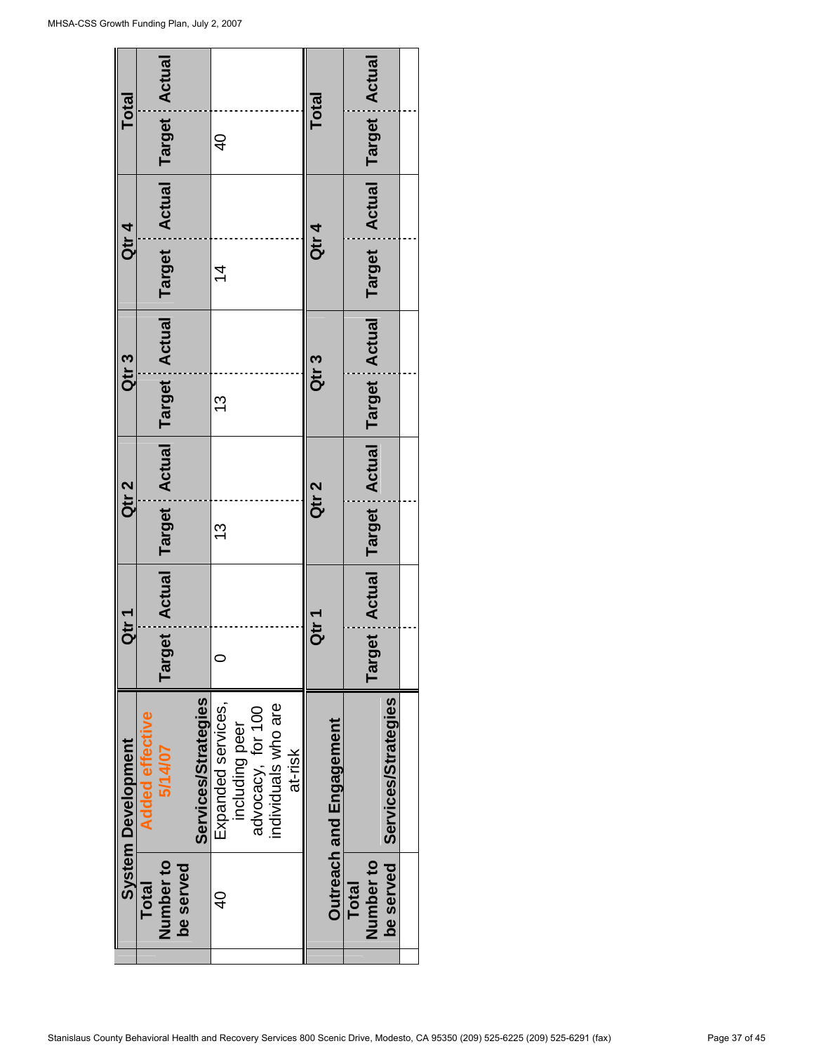## System Development

| Total Number to be served | Added effective 5/14/07 Services/Strategies | Qtr 1 Target | Qtr 1 Actual | Qtr 2 Target | Qtr 2 Actual | Qtr 3 Target | Qtr 3 Actual | Qtr 4 Target | Qtr 4 Actual | Total Target | Total Actual |
|---|---|---|---|---|---|---|---|---|---|---|---|
| 40 | Expanded services, including peer advocacy, for 100 individuals who are at-risk | 0 | | 13 | | 13 | | 14 | | 40 | |

## Outreach and Engagement

| Total Number to be served | Services/Strategies | Qtr 1 Target | Qtr 1 Actual | Qtr 2 Target | Qtr 2 Actual | Qtr 3 Target | Qtr 3 Actual | Qtr 4 Target | Qtr 4 Actual | Total Target | Total Actual |
|---|---|---|---|---|---|---|---|---|---|---|---|
| | | | | | | | | | | | |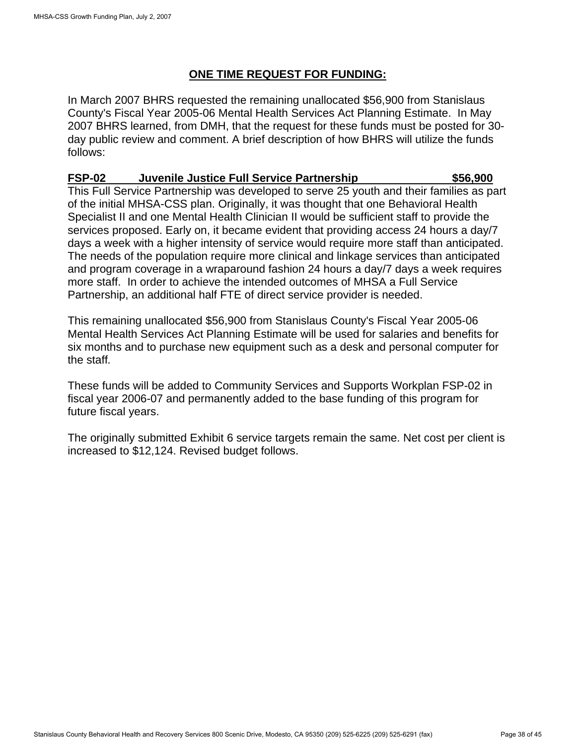## ONE TIME REQUEST FOR FUNDING:

In March 2007 BHRS requested the remaining unallocated $56,900 from Stanislaus County's Fiscal Year 2005-06 Mental Health Services Act Planning Estimate. In May 2007 BHRS learned, from DMH, that the request for these funds must be posted for 30-day public review and comment. A brief description of how BHRS will utilize the funds follows:

**FSP-02 Juvenile Justice Full Service Partnership $56,900**

This Full Service Partnership was developed to serve 25 youth and their families as part of the initial MHSA-CSS plan. Originally, it was thought that one Behavioral Health Specialist II and one Mental Health Clinician II would be sufficient staff to provide the services proposed. Early on, it became evident that providing access 24 hours a day/7 days a week with a higher intensity of service would require more staff than anticipated. The needs of the population require more clinical and linkage services than anticipated and program coverage in a wraparound fashion 24 hours a day/7 days a week requires more staff. In order to achieve the intended outcomes of MHSA a Full Service Partnership, an additional half FTE of direct service provider is needed.

This remaining unallocated $56,900 from Stanislaus County's Fiscal Year 2005-06 Mental Health Services Act Planning Estimate will be used for salaries and benefits for six months and to purchase new equipment such as a desk and personal computer for the staff.

These funds will be added to Community Services and Supports Workplan FSP-02 in fiscal year 2006-07 and permanently added to the base funding of this program for future fiscal years.

The originally submitted Exhibit 6 service targets remain the same. Net cost per client is increased to $12,124. Revised budget follows.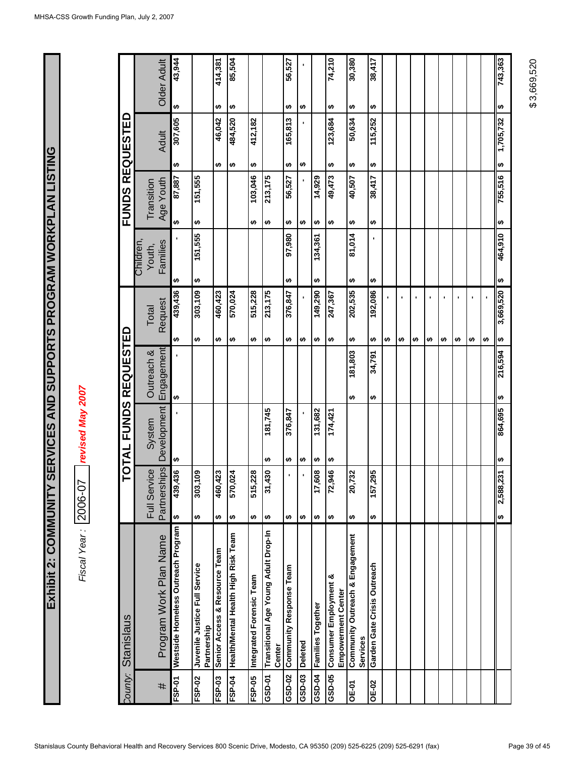# Exhibit 2: COMMUNITY SERVICES AND SUPPORTS PROGRAM WORKPLAN LISTING

*Fiscal Year:* 2006-07 ***revised May 2007***

County: Stanislaus

| # | Program Work Plan Name | TOTAL FUNDS REQUESTED | | | | FUNDS REQUESTED | | | |
|---|---|---|---|---|---|---|---|---|---|
| | | Full Service Partnerships | System Development | Outreach & Engagement | Total Request | Children, Youth, Families | Transition Age Youth | Adult | Older Adult |
| FSP-01 | Westside Homeless Outreach Program | $ 439,436 | $ - | $ - | $ 439,436 | $ - | $ 87,887 | $ 307,605 | $ 43,944 |
| FSP-02 | Juvenile Justice Full Service Partnership | $ 303,109 | | | $ 303,109 | $ 151,555 | $ 151,555 | | |
| FSP-03 | Senior Access & Resource Team | $ 460,423 | | | $ 460,423 | | | $ 46,042 | $ 414,381 |
| FSP-04 | Health/Mental Health High Risk Team | $ 570,024 | | | $ 570,024 | | | $ 484,520 | $ 85,504 |
| FSP-05 | Integrated Forensic Team | $ 515,228 | | | $ 515,228 | | $ 103,046 | $ 412,182 | |
| GSD-01 | Transitional Age Young Adult Drop-In Center | $ 31,430 | $ 181,745 | | $ 213,175 | | $ 213,175 | | |
| GSD-02 | Community Response Team | $ - | $ 376,847 | | $ 376,847 | $ 97,980 | $ 56,527 | $ 165,813 | $ 56,527 |
| GSD-03 | Deleted | $ - | $ - | | $ - | | $ - | $ - | $ - |
| GSD-04 | Families Together | $ 17,608 | $ 131,682 | | $ 149,290 | $ 134,361 | $ 14,929 | | |
| GSD-05 | Consumer Employment & Empowerment Center | $ 72,946 | $ 174,421 | | $ 247,367 | | $ 49,473 | $ 123,684 | $ 74,210 |
| OE-01 | Community Outreach & Engagement Services | $ 20,732 | | $ 181,803 | $ 202,535 | $ 81,014 | $ 40,507 | $ 50,634 | $ 30,380 |
| OE-02 | Garden Gate Crisis Outreach | $ 157,295 | | $ 34,791 | $ 192,086 | $ - | $ 38,417 | $ 115,252 | $ 38,417 |
| | | | | | $ - | | | | |
| | | | | | $ - | | | | |
| | | | | | $ - | | | | |
| | | | | | $ - | | | | |
| | | | | | $ - | | | | |
| | | | | | $ - | | | | |
| | | | | | $ - | | | | |
| | | | | | $ - | | | | |
| | | $ 2,588,231 | $ 864,695 | $ 216,594 | $ 3,669,520 | $ 464,910 | $ 755,516 | $ 1,705,732 | $ 743,363 |

$3,669,520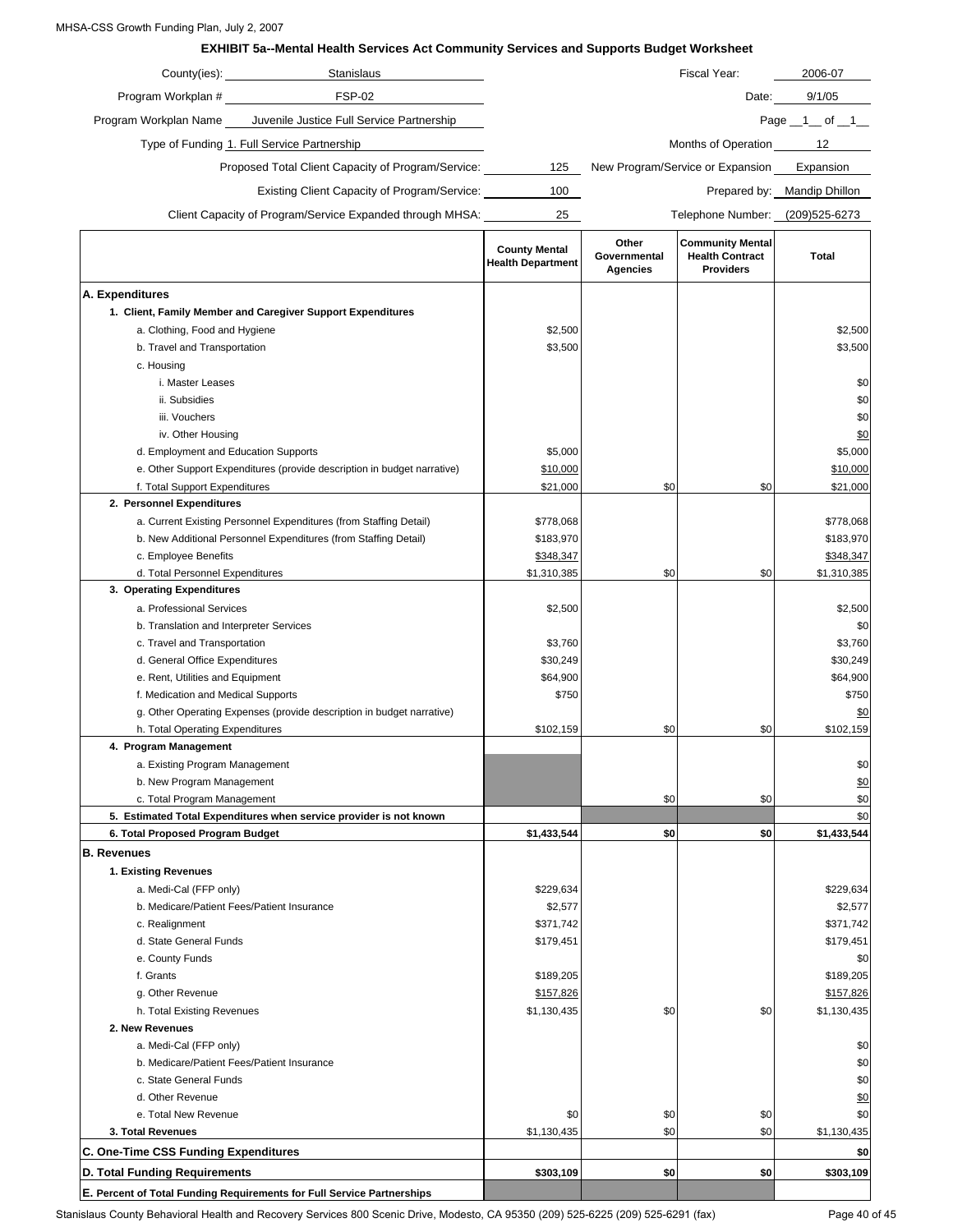**EXHIBIT 5a--Mental Health Services Act Community Services and Supports Budget Worksheet**

County(ies): Stanislaus | Fiscal Year: 2006-07

Program Workplan #: FSP-02 | Date: 9/1/05

Program Workplan Name: Juvenile Justice Full Service Partnership | Page 1 of 1

Type of Funding: 1. Full Service Partnership | Months of Operation: 12

Proposed Total Client Capacity of Program/Service: 125 | New Program/Service or Expansion: Expansion

Existing Client Capacity of Program/Service: 100 | Prepared by: Mandip Dhillon

Client Capacity of Program/Service Expanded through MHSA: 25 | Telephone Number: (209)525-6273

| | County Mental Health Department | Other Governmental Agencies | Community Mental Health Contract Providers | Total |
|---|---|---|---|---|
| **A. Expenditures** | | | | |
| **1. Client, Family Member and Caregiver Support Expenditures** | | | | |
| a. Clothing, Food and Hygiene | $2,500 | | | $2,500 |
| b. Travel and Transportation | $3,500 | | | $3,500 |
| c. Housing | | | | |
| i. Master Leases | | | | $0 |
| ii. Subsidies | | | | $0 |
| iii. Vouchers | | | | $0 |
| iv. Other Housing | | | | $0 |
| d. Employment and Education Supports | $5,000 | | | $5,000 |
| e. Other Support Expenditures (provide description in budget narrative) | $10,000 | | | $10,000 |
| f. Total Support Expenditures | $21,000 | $0 | $0 | $21,000 |
| **2. Personnel Expenditures** | | | | |
| a. Current Existing Personnel Expenditures (from Staffing Detail) | $778,068 | | | $778,068 |
| b. New Additional Personnel Expenditures (from Staffing Detail) | $183,970 | | | $183,970 |
| c. Employee Benefits | $348,347 | | | $348,347 |
| d. Total Personnel Expenditures | $1,310,385 | $0 | $0 | $1,310,385 |
| **3. Operating Expenditures** | | | | |
| a. Professional Services | $2,500 | | | $2,500 |
| b. Translation and Interpreter Services | | | | $0 |
| c. Travel and Transportation | $3,760 | | | $3,760 |
| d. General Office Expenditures | $30,249 | | | $30,249 |
| e. Rent, Utilities and Equipment | $64,900 | | | $64,900 |
| f. Medication and Medical Supports | $750 | | | $750 |
| g. Other Operating Expenses (provide description in budget narrative) | | | | $0 |
| h. Total Operating Expenditures | $102,159 | $0 | $0 | $102,159 |
| **4. Program Management** | | | | |
| a. Existing Program Management | | | | $0 |
| b. New Program Management | | | | $0 |
| c. Total Program Management | | $0 | $0 | $0 |
| **5. Estimated Total Expenditures when service provider is not known** | | | | $0 |
| **6. Total Proposed Program Budget** | **$1,433,544** | **$0** | **$0** | **$1,433,544** |
| **B. Revenues** | | | | |
| **1. Existing Revenues** | | | | |
| a. Medi-Cal (FFP only) | $229,634 | | | $229,634 |
| b. Medicare/Patient Fees/Patient Insurance | $2,577 | | | $2,577 |
| c. Realignment | $371,742 | | | $371,742 |
| d. State General Funds | $179,451 | | | $179,451 |
| e. County Funds | | | | $0 |
| f. Grants | $189,205 | | | $189,205 |
| g. Other Revenue | $157,826 | | | $157,826 |
| h. Total Existing Revenues | $1,130,435 | $0 | $0 | $1,130,435 |
| **2. New Revenues** | | | | |
| a. Medi-Cal (FFP only) | | | | $0 |
| b. Medicare/Patient Fees/Patient Insurance | | | | $0 |
| c. State General Funds | | | | $0 |
| d. Other Revenue | | | | $0 |
| e. Total New Revenue | $0 | $0 | $0 | $0 |
| **3. Total Revenues** | $1,130,435 | $0 | $0 | $1,130,435 |
| **C. One-Time CSS Funding Expenditures** | | | | **$0** |
| **D. Total Funding Requirements** | **$303,109** | **$0** | **$0** | **$303,109** |
| **E. Percent of Total Funding Requirements for Full Service Partnerships** | | | | |

Stanislaus County Behavioral Health and Recovery Services 800 Scenic Drive, Modesto, CA 95350 (209) 525-6225 (209) 525-6291 (fax)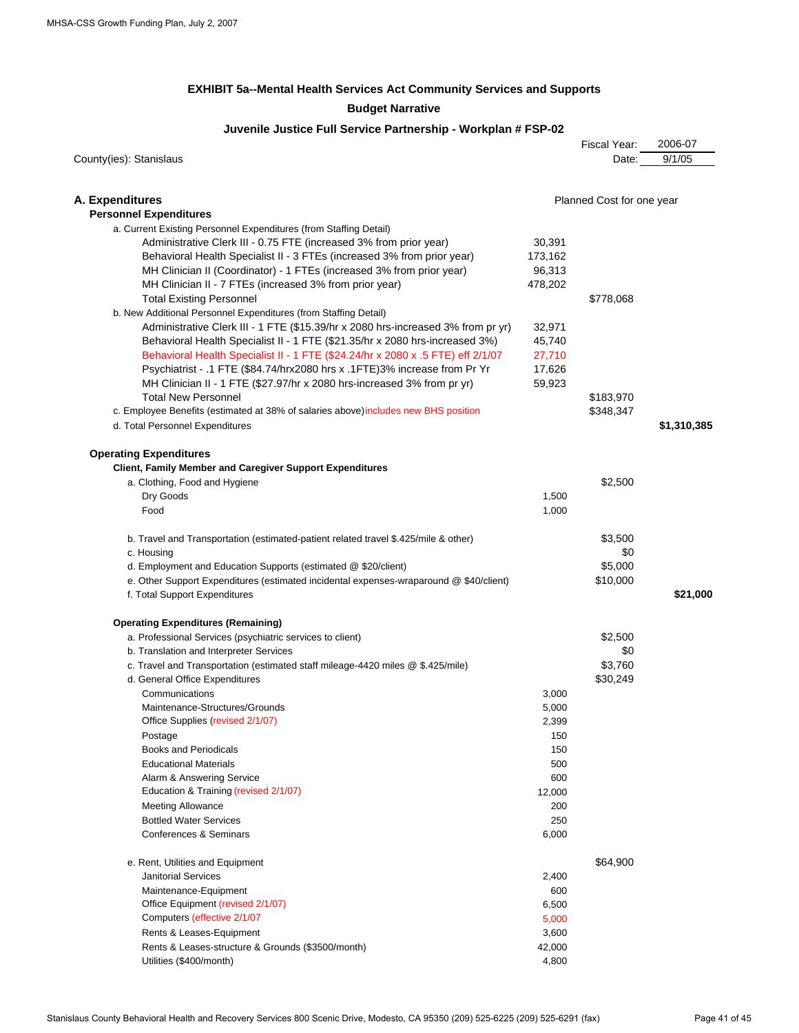## EXHIBIT 5a--Mental Health Services Act Community Services and Supports

### Budget Narrative

### Juvenile Justice Full Service Partnership - Workplan # FSP-02

County(ies): Stanislaus

Fiscal Year: 2006-07

Date: 9/1/05

| | | Planned Cost for one year | |
|---|---|---|---|
| **A. Expenditures** | | | |
| **Personnel Expenditures** | | | |
| a. Current Existing Personnel Expenditures (from Staffing Detail) | | | |
| Administrative Clerk III - 0.75 FTE (increased 3% from prior year) | 30,391 | | |
| Behavioral Health Specialist II - 3 FTEs (increased 3% from prior year) | 173,162 | | |
| MH Clinician II (Coordinator) - 1 FTEs (increased 3% from prior year) | 96,313 | | |
| MH Clinician II - 7 FTEs (increased 3% from prior year) | 478,202 | | |
| Total Existing Personnel | | $778,068 | |
| b. New Additional Personnel Expenditures (from Staffing Detail) | | | |
| Administrative Clerk III - 1 FTE ($15.39/hr x 2080 hrs-increased 3% from pr yr) | 32,971 | | |
| Behavioral Health Specialist II - 1 FTE ($21.35/hr x 2080 hrs-increased 3%) | 45,740 | | |
| Behavioral Health Specialist II - 1 FTE ($24.24/hr x 2080 x .5 FTE) eff 2/1/07 | 27,710 | | |
| Psychiatrist - .1 FTE ($84.74/hrx2080 hrs x .1FTE)3% increase from Pr Yr | 17,626 | | |
| MH Clinician II - 1 FTE ($27.97/hr x 2080 hrs-increased 3% from pr yr) | 59,923 | | |
| Total New Personnel | | $183,970 | |
| c. Employee Benefits (estimated at 38% of salaries above) includes new BHS position | | $348,347 | |
| d. Total Personnel Expenditures | | | **$1,310,385** |
| **Operating Expenditures** | | | |
| **Client, Family Member and Caregiver Support Expenditures** | | | |
| a. Clothing, Food and Hygiene | | $2,500 | |
| Dry Goods | 1,500 | | |
| Food | 1,000 | | |
| b. Travel and Transportation (estimated-patient related travel $.425/mile & other) | | $3,500 | |
| c. Housing | | $0 | |
| d. Employment and Education Supports (estimated @ $20/client) | | $5,000 | |
| e. Other Support Expenditures (estimated incidental expenses-wraparound @ $40/client) | | $10,000 | |
| f. Total Support Expenditures | | | **$21,000** |
| **Operating Expenditures (Remaining)** | | | |
| a. Professional Services (psychiatric services to client) | | $2,500 | |
| b. Translation and Interpreter Services | | $0 | |
| c. Travel and Transportation (estimated staff mileage-4420 miles @ $.425/mile) | | $3,760 | |
| d. General Office Expenditures | | $30,249 | |
| Communications | 3,000 | | |
| Maintenance-Structures/Grounds | 5,000 | | |
| Office Supplies (revised 2/1/07) | 2,399 | | |
| Postage | 150 | | |
| Books and Periodicals | 150 | | |
| Educational Materials | 500 | | |
| Alarm & Answering Service | 600 | | |
| Education & Training (revised 2/1/07) | 12,000 | | |
| Meeting Allowance | 200 | | |
| Bottled Water Services | 250 | | |
| Conferences & Seminars | 6,000 | | |
| e. Rent, Utilities and Equipment | | $64,900 | |
| Janitorial Services | 2,400 | | |
| Maintenance-Equipment | 600 | | |
| Office Equipment (revised 2/1/07) | 6,500 | | |
| Computers (effective 2/1/07 | 5,000 | | |
| Rents & Leases-Equipment | 3,600 | | |
| Rents & Leases-structure & Grounds ($3500/month) | 42,000 | | |
| Utilities ($400/month) | 4,800 | | |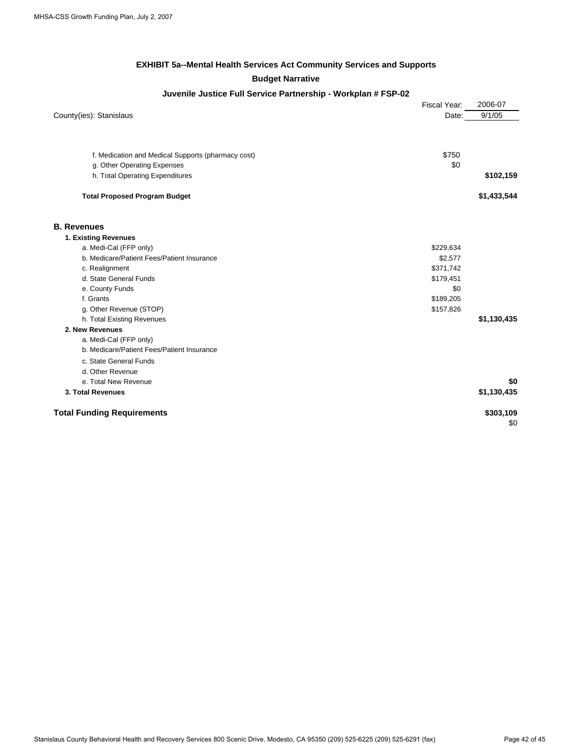**EXHIBIT 5a--Mental Health Services Act Community Services and Supports**

**Budget Narrative**

**Juvenile Justice Full Service Partnership - Workplan # FSP-02**

County(ies): Stanislaus

| | Fiscal Year: | 2006-07 |
|---|---|---|
| | Date: | 9/1/05 |

| | | |
|---|---|---|
| f. Medication and Medical Supports (pharmacy cost) | $750 | |
| g. Other Operating Expenses | $0 | |
| h. Total Operating Expenditures | | **$102,159** |
| **Total Proposed Program Budget** | | **$1,433,544** |

## B. Revenues

| | | |
|---|---|---|
| **1. Existing Revenues** | | |
| a. Medi-Cal (FFP only) | $229,634 | |
| b. Medicare/Patient Fees/Patient Insurance | $2,577 | |
| c. Realignment | $371,742 | |
| d. State General Funds | $179,451 | |
| e. County Funds | $0 | |
| f. Grants | $189,205 | |
| g. Other Revenue (STOP) | $157,826 | |
| h. Total Existing Revenues | | **$1,130,435** |
| **2. New Revenues** | | |
| a. Medi-Cal (FFP only) | | |
| b. Medicare/Patient Fees/Patient Insurance | | |
| c. State General Funds | | |
| d. Other Revenue | | |
| e. Total New Revenue | | **$0** |
| **3. Total Revenues** | | **$1,130,435** |
| **Total Funding Requirements** | | **$303,109** |
| | | $0 |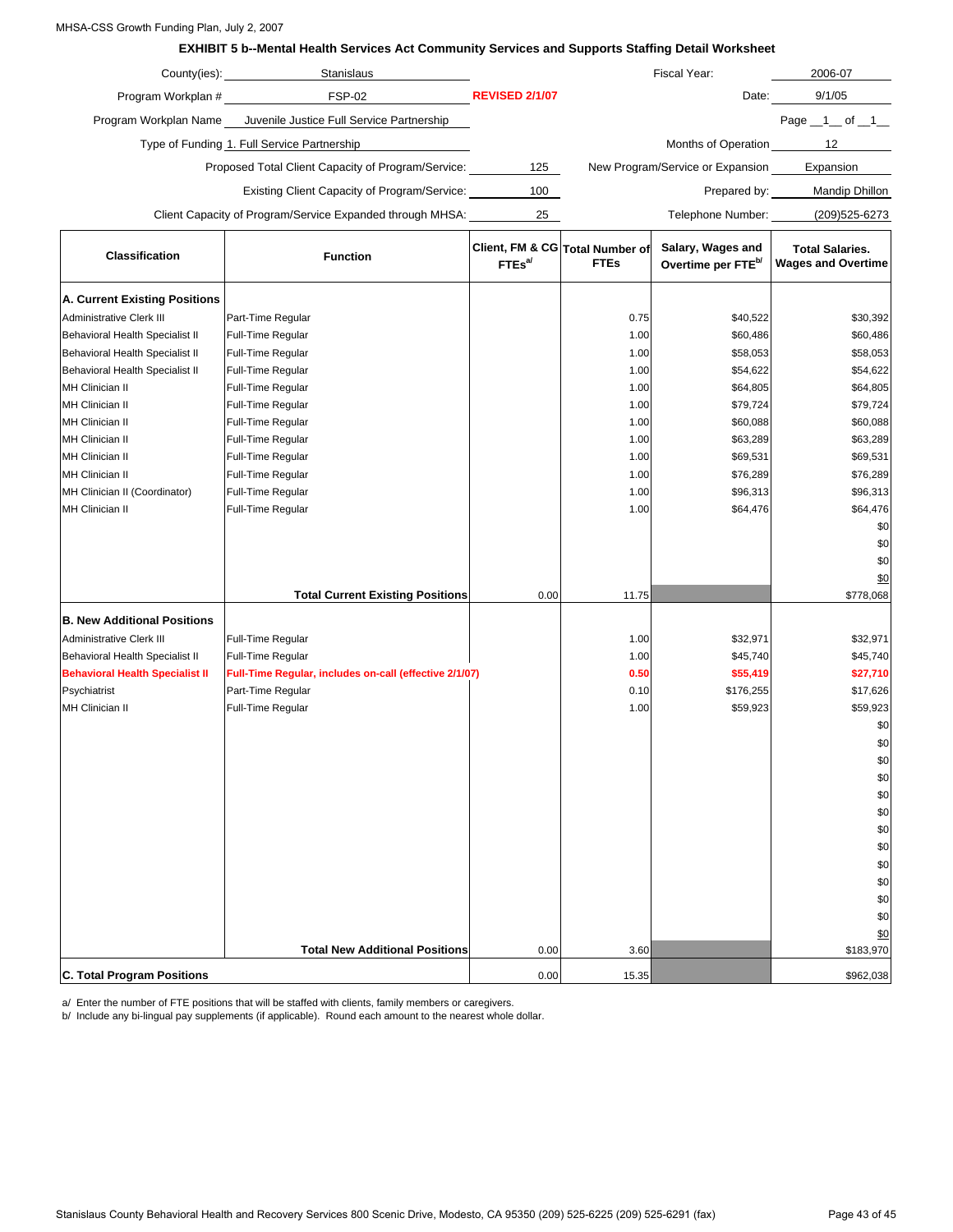MHSA-CSS Growth Funding Plan, July 2, 2007

## EXHIBIT 5 b--Mental Health Services Act Community Services and Supports Staffing Detail Worksheet

County(ies): Stanislaus — Fiscal Year: 2006-07

Program Workplan #: FSP-02 — **REVISED 2/1/07** — Date: 9/1/05

Program Workplan Name: Juvenile Justice Full Service Partnership — Page 1 of 1

Type of Funding: 1. Full Service Partnership — Months of Operation: 12

Proposed Total Client Capacity of Program/Service: 125 — New Program/Service or Expansion: Expansion

Existing Client Capacity of Program/Service: 100 — Prepared by: Mandip Dhillon

Client Capacity of Program/Service Expanded through MHSA: 25 — Telephone Number: (209)525-6273

| Classification | Function | Client, FM & CG FTEs[a/] | Total Number of FTEs | Salary, Wages and Overtime per FTE[b/] | Total Salaries. Wages and Overtime |
|---|---|---|---|---|---|
| **A. Current Existing Positions** | | | | | |
| Administrative Clerk III | Part-Time Regular | | 0.75 | $40,522 | $30,392 |
| Behavioral Health Specialist II | Full-Time Regular | | 1.00 | $60,486 | $60,486 |
| Behavioral Health Specialist II | Full-Time Regular | | 1.00 | $58,053 | $58,053 |
| Behavioral Health Specialist II | Full-Time Regular | | 1.00 | $54,622 | $54,622 |
| MH Clinician II | Full-Time Regular | | 1.00 | $64,805 | $64,805 |
| MH Clinician II | Full-Time Regular | | 1.00 | $79,724 | $79,724 |
| MH Clinician II | Full-Time Regular | | 1.00 | $60,088 | $60,088 |
| MH Clinician II | Full-Time Regular | | 1.00 | $63,289 | $63,289 |
| MH Clinician II | Full-Time Regular | | 1.00 | $69,531 | $69,531 |
| MH Clinician II | Full-Time Regular | | 1.00 | $76,289 | $76,289 |
| MH Clinician II (Coordinator) | Full-Time Regular | | 1.00 | $96,313 | $96,313 |
| MH Clinician II | Full-Time Regular | | 1.00 | $64,476 | $64,476 |
| | | | | | $0 |
| | | | | | $0 |
| | | | | | $0 |
| | | | | | $0 |
| | **Total Current Existing Positions** | 0.00 | 11.75 | | $778,068 |
| **B. New Additional Positions** | | | | | |
| Administrative Clerk III | Full-Time Regular | | 1.00 | $32,971 | $32,971 |
| Behavioral Health Specialist II | Full-Time Regular | | 1.00 | $45,740 | $45,740 |
| **Behavioral Health Specialist II** | **Full-Time Regular, includes on-call (effective 2/1/07)** | | **0.50** | **$55,419** | **$27,710** |
| Psychiatrist | Part-Time Regular | | 0.10 | $176,255 | $17,626 |
| MH Clinician II | Full-Time Regular | | 1.00 | $59,923 | $59,923 |
| | | | | | $0 |
| | | | | | $0 |
| | | | | | $0 |
| | | | | | $0 |
| | | | | | $0 |
| | | | | | $0 |
| | | | | | $0 |
| | | | | | $0 |
| | | | | | $0 |
| | | | | | $0 |
| | | | | | $0 |
| | | | | | $0 |
| | | | | | $0 |
| | **Total New Additional Positions** | 0.00 | 3.60 | | $183,970 |
| **C. Total Program Positions** | | 0.00 | 15.35 | | $962,038 |

a/ Enter the number of FTE positions that will be staffed with clients, family members or caregivers.

b/ Include any bi-lingual pay supplements (if applicable). Round each amount to the nearest whole dollar.

Stanislaus County Behavioral Health and Recovery Services 800 Scenic Drive, Modesto, CA 95350 (209) 525-6225 (209) 525-6291 (fax)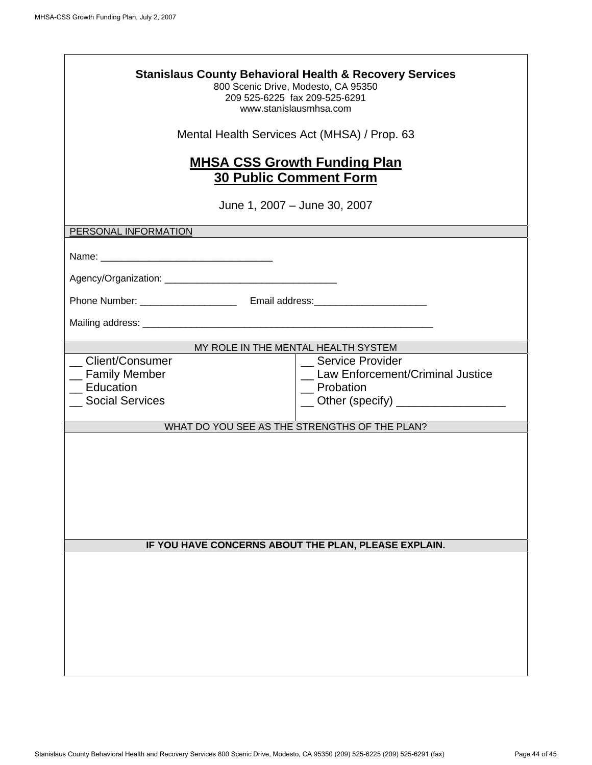**Stanislaus County Behavioral Health & Recovery Services**
800 Scenic Drive, Modesto, CA 95350
209 525-6225 fax 209-525-6291
www.stanislausmhsa.com

Mental Health Services Act (MHSA) / Prop. 63

## MHSA CSS Growth Funding Plan
## 30 Public Comment Form

June 1, 2007 – June 30, 2007

PERSONAL INFORMATION

Name: ________________________________

Agency/Organization: ________________________________

Phone Number: __________________ Email address:_____________________

Mailing address: ________________________________________________________

MY ROLE IN THE MENTAL HEALTH SYSTEM

| | |
|---|---|
| __ Client/Consumer | __ Service Provider |
| __ Family Member | __ Law Enforcement/Criminal Justice |
| __ Education | __ Probation |
| __ Social Services | __ Other (specify) _________________ |

WHAT DO YOU SEE AS THE STRENGTHS OF THE PLAN?

**IF YOU HAVE CONCERNS ABOUT THE PLAN, PLEASE EXPLAIN.**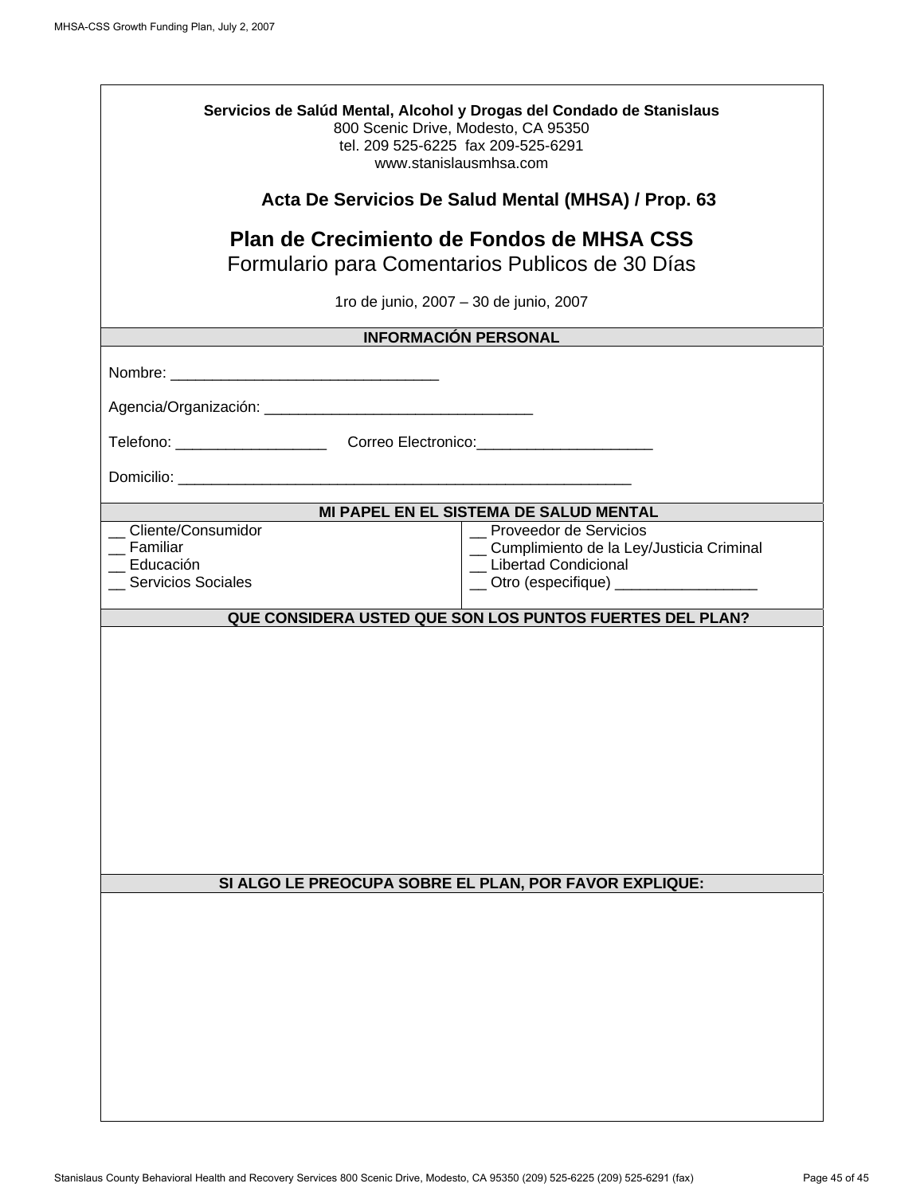**Servicios de Salúd Mental, Alcohol y Drogas del Condado de Stanislaus**
800 Scenic Drive, Modesto, CA 95350
tel. 209 525-6225 fax 209-525-6291
www.stanislausmhsa.com

### Acta De Servicios De Salud Mental (MHSA) / Prop. 63

## Plan de Crecimiento de Fondos de MHSA CSS

Formulario para Comentarios Publicos de 30 Días

1ro de junio, 2007 – 30 de junio, 2007

**INFORMACIÓN PERSONAL**

Nombre: ________________________________

Agencia/Organización: ________________________________

Telefono: __________________ Correo Electronico:_____________________

Domicilio: _______________________________________________________

**MI PAPEL EN EL SISTEMA DE SALUD MENTAL**

| | |
|---|---|
| __ Cliente/Consumidor | __ Proveedor de Servicios |
| __ Familiar | __ Cumplimiento de la Ley/Justicia Criminal |
| __ Educación | __ Libertad Condicional |
| __ Servicios Sociales | __ Otro (especifique) _________________ |

**QUE CONSIDERA USTED QUE SON LOS PUNTOS FUERTES DEL PLAN?**

**SI ALGO LE PREOCUPA SOBRE EL PLAN, POR FAVOR EXPLIQUE:**